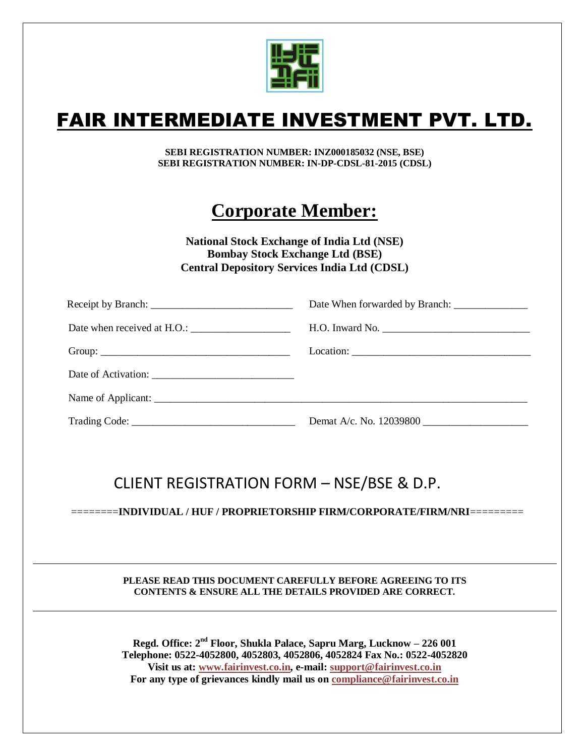# FAIR INTERMEDIATE INVESTMENT PVT. LTD.

**SEBI REGISTRATION NUMBER: INZ000185032 (NSE, BSE)**
**SEBI REGISTRATION NUMBER: IN-DP-CDSL-81-2015 (CDSL)**

## Corporate Member:

**National Stock Exchange of India Ltd (NSE)**
**Bombay Stock Exchange Ltd (BSE)**
**Central Depository Services India Ltd (CDSL)**

Receipt by Branch: ___________________________ Date When forwarded by Branch: ______________

Date when received at H.O.: ___________________ H.O. Inward No. ____________________________

Group: ____________________________________ Location: __________________________________

Date of Activation: ___________________________

Name of Applicant: ___________________________________________________________________________

Trading Code: _______________________________ Demat A/c. No. 12039800 ____________________

## CLIENT REGISTRATION FORM – NSE/BSE & D.P.

========**INDIVIDUAL / HUF / PROPRIETORSHIP FIRM/CORPORATE/FIRM/NRI**=========

**PLEASE READ THIS DOCUMENT CAREFULLY BEFORE AGREEING TO ITS CONTENTS & ENSURE ALL THE DETAILS PROVIDED ARE CORRECT.**

**Regd. Office: 2nd Floor, Shukla Palace, Sapru Marg, Lucknow – 226 001**
**Telephone: 0522-4052800, 4052803, 4052806, 4052824 Fax No.: 0522-4052820**
**Visit us at: www.fairinvest.co.in, e-mail: support@fairinvest.co.in**
**For any type of grievances kindly mail us on compliance@fairinvest.co.in**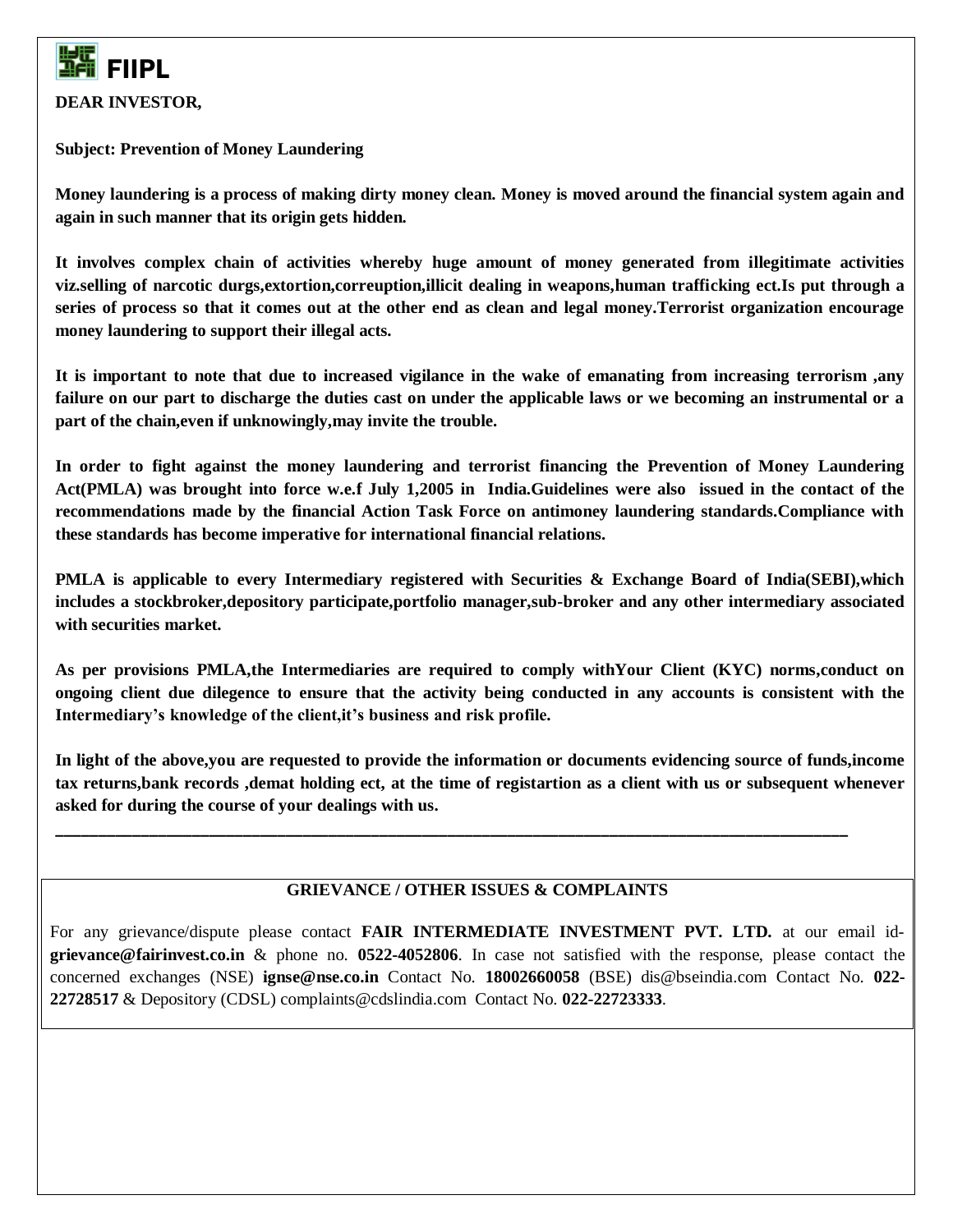**FIIPL**

**DEAR INVESTOR,**

**Subject: Prevention of Money Laundering**

**Money laundering is a process of making dirty money clean. Money is moved around the financial system again and again in such manner that its origin gets hidden.**

**It involves complex chain of activities whereby huge amount of money generated from illegitimate activities viz.selling of narcotic durgs,extortion,correuption,illicit dealing in weapons,human trafficking ect.Is put through a series of process so that it comes out at the other end as clean and legal money.Terrorist organization encourage money laundering to support their illegal acts.**

**It is important to note that due to increased vigilance in the wake of emanating from increasing terrorism ,any failure on our part to discharge the duties cast on under the applicable laws or we becoming an instrumental or a part of the chain,even if unknowingly,may invite the trouble.**

**In order to fight against the money laundering and terrorist financing the Prevention of Money Laundering Act(PMLA) was brought into force w.e.f July 1,2005 in India.Guidelines were also issued in the contact of the recommendations made by the financial Action Task Force on antimoney laundering standards.Compliance with these standards has become imperative for international financial relations.**

**PMLA is applicable to every Intermediary registered with Securities & Exchange Board of India(SEBI),which includes a stockbroker,depository participate,portfolio manager,sub-broker and any other intermediary associated with securities market.**

**As per provisions PMLA,the Intermediaries are required to comply withYour Client (KYC) norms,conduct on ongoing client due dilegence to ensure that the activity being conducted in any accounts is consistent with the Intermediary's knowledge of the client,it's business and risk profile.**

**In light of the above,you are requested to provide the information or documents evidencing source of funds,income tax returns,bank records ,demat holding ect, at the time of registartion as a client with us or subsequent whenever asked for during the course of your dealings with us.**

---

**GRIEVANCE / OTHER ISSUES & COMPLAINTS**

For any grievance/dispute please contact **FAIR INTERMEDIATE INVESTMENT PVT. LTD.** at our email id- **grievance@fairinvest.co.in** & phone no. **0522-4052806**. In case not satisfied with the response, please contact the concerned exchanges (NSE) **ignse@nse.co.in** Contact No. **18002660058** (BSE) dis@bseindia.com Contact No. **022-22728517** & Depository (CDSL) complaints@cdslindia.com Contact No. **022-22723333**.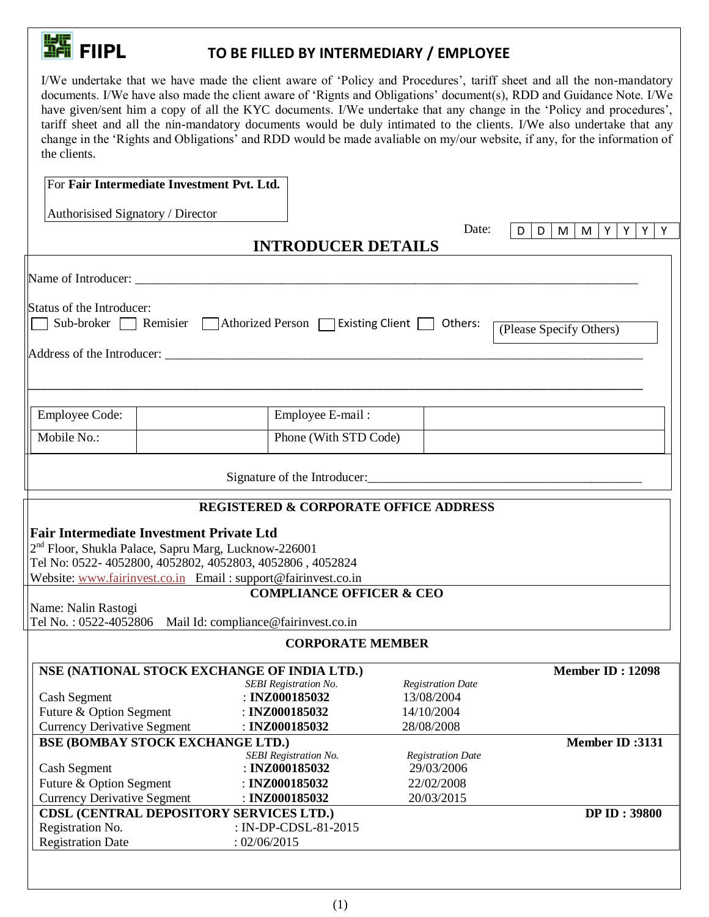**FIIPL** **TO BE FILLED BY INTERMEDIARY / EMPLOYEE**

I/We undertake that we have made the client aware of 'Policy and Procedures', tariff sheet and all the non-mandatory documents. I/We have also made the client aware of 'Rignts and Obligations' document(s), RDD and Guidance Note. I/We have given/sent him a copy of all the KYC documents. I/We undertake that any change in the 'Policy and procedures', tariff sheet and all the nin-mandatory documents would be duly intimated to the clients. I/We also undertake that any change in the 'Rights and Obligations' and RDD would be made avaliable on my/our website, if any, for the information of the clients.

For **Fair Intermediate Investment Pvt. Ltd.**

Authorisised Signatory / Director

Date: D D M M Y Y Y Y

## INTRODUCER DETAILS

Name of Introducer: ______________________________________________

Status of the Introducer:
☐ Sub-broker ☐ Remisier ☐ Athorized Person ☐ Existing Client ☐ Others: (Please Specify Others)

Address of the Introducer: ______________________________________________

______________________________________________

| Employee Code: | | Employee E-mail : | |
|---|---|---|---|
| Mobile No.: | | Phone (With STD Code) | |

Signature of the Introducer:______________________________

### REGISTERED & CORPORATE OFFICE ADDRESS

**Fair Intermediate Investment Private Ltd**
2nd Floor, Shukla Palace, Sapru Marg, Lucknow-226001
Tel No: 0522- 4052800, 4052802, 4052803, 4052806 , 4052824
Website: www.fairinvest.co.in Email : support@fairinvest.co.in

### COMPLIANCE OFFICER & CEO

Name: Nalin Rastogi
Tel No. : 0522-4052806 Mail Id: compliance@fairinvest.co.in

### CORPORATE MEMBER

| **NSE (NATIONAL STOCK EXCHANGE OF INDIA LTD.)** | | | **Member ID : 12098** |
|---|---|---|---|
| | *SEBI Registration No.* | *Registration Date* | |
| Cash Segment | : **INZ000185032** | 13/08/2004 | |
| Future & Option Segment | : **INZ000185032** | 14/10/2004 | |
| Currency Derivative Segment | : **INZ000185032** | 28/08/2008 | |
| **BSE (BOMBAY STOCK EXCHANGE LTD.)** | | | **Member ID :3131** |
| | *SEBI Registration No.* | *Registration Date* | |
| Cash Segment | : **INZ000185032** | 29/03/2006 | |
| Future & Option Segment | : **INZ000185032** | 22/02/2008 | |
| Currency Derivative Segment | : **INZ000185032** | 20/03/2015 | |
| **CDSL (CENTRAL DEPOSITORY SERVICES LTD.)** | | | **DP ID : 39800** |
| Registration No. | : IN-DP-CDSL-81-2015 | | |
| Registration Date | : 02/06/2015 | | |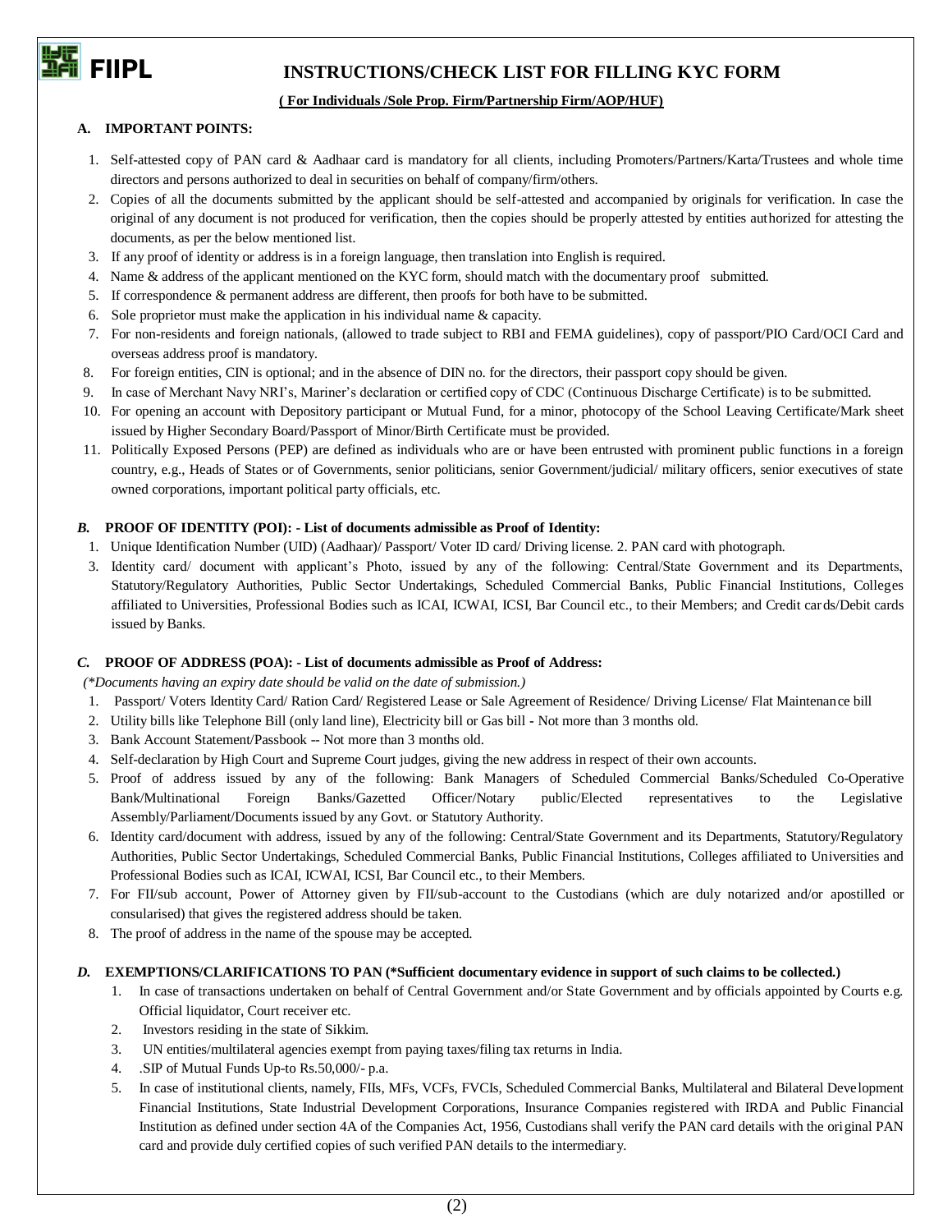# FIIPL INSTRUCTIONS/CHECK LIST FOR FILLING KYC FORM

**( For Individuals /Sole Prop. Firm/Partnership Firm/AOP/HUF)**

## A. IMPORTANT POINTS:

1. Self-attested copy of PAN card & Aadhaar card is mandatory for all clients, including Promoters/Partners/Karta/Trustees and whole time directors and persons authorized to deal in securities on behalf of company/firm/others.
2. Copies of all the documents submitted by the applicant should be self-attested and accompanied by originals for verification. In case the original of any document is not produced for verification, then the copies should be properly attested by entities authorized for attesting the documents, as per the below mentioned list.
3. If any proof of identity or address is in a foreign language, then translation into English is required.
4. Name & address of the applicant mentioned on the KYC form, should match with the documentary proof submitted.
5. If correspondence & permanent address are different, then proofs for both have to be submitted.
6. Sole proprietor must make the application in his individual name & capacity.
7. For non-residents and foreign nationals, (allowed to trade subject to RBI and FEMA guidelines), copy of passport/PIO Card/OCI Card and overseas address proof is mandatory.
8. For foreign entities, CIN is optional; and in the absence of DIN no. for the directors, their passport copy should be given.
9. In case of Merchant Navy NRI's, Mariner's declaration or certified copy of CDC (Continuous Discharge Certificate) is to be submitted.
10. For opening an account with Depository participant or Mutual Fund, for a minor, photocopy of the School Leaving Certificate/Mark sheet issued by Higher Secondary Board/Passport of Minor/Birth Certificate must be provided.
11. Politically Exposed Persons (PEP) are defined as individuals who are or have been entrusted with prominent public functions in a foreign country, e.g., Heads of States or of Governments, senior politicians, senior Government/judicial/ military officers, senior executives of state owned corporations, important political party officials, etc.

## *B.* PROOF OF IDENTITY (POI): - List of documents admissible as Proof of Identity:

1. Unique Identification Number (UID) (Aadhaar)/ Passport/ Voter ID card/ Driving license. 2. PAN card with photograph.
3. Identity card/ document with applicant's Photo, issued by any of the following: Central/State Government and its Departments, Statutory/Regulatory Authorities, Public Sector Undertakings, Scheduled Commercial Banks, Public Financial Institutions, Colleges affiliated to Universities, Professional Bodies such as ICAI, ICWAI, ICSI, Bar Council etc., to their Members; and Credit cards/Debit cards issued by Banks.

## *C.* PROOF OF ADDRESS (POA): - List of documents admissible as Proof of Address:

*(\*Documents having an expiry date should be valid on the date of submission.)*

1. Passport/ Voters Identity Card/ Ration Card/ Registered Lease or Sale Agreement of Residence/ Driving License/ Flat Maintenance bill
2. Utility bills like Telephone Bill (only land line), Electricity bill or Gas bill - Not more than 3 months old.
3. Bank Account Statement/Passbook -- Not more than 3 months old.
4. Self-declaration by High Court and Supreme Court judges, giving the new address in respect of their own accounts.
5. Proof of address issued by any of the following: Bank Managers of Scheduled Commercial Banks/Scheduled Co-Operative Bank/Multinational Foreign Banks/Gazetted Officer/Notary public/Elected representatives to the Legislative Assembly/Parliament/Documents issued by any Govt. or Statutory Authority.
6. Identity card/document with address, issued by any of the following: Central/State Government and its Departments, Statutory/Regulatory Authorities, Public Sector Undertakings, Scheduled Commercial Banks, Public Financial Institutions, Colleges affiliated to Universities and Professional Bodies such as ICAI, ICWAI, ICSI, Bar Council etc., to their Members.
7. For FII/sub account, Power of Attorney given by FII/sub-account to the Custodians (which are duly notarized and/or apostilled or consularised) that gives the registered address should be taken.
8. The proof of address in the name of the spouse may be accepted.

## *D.* EXEMPTIONS/CLARIFICATIONS TO PAN (*Sufficient documentary evidence in support of such claims to be collected.)

1. In case of transactions undertaken on behalf of Central Government and/or State Government and by officials appointed by Courts e.g. Official liquidator, Court receiver etc.
2. Investors residing in the state of Sikkim.
3. UN entities/multilateral agencies exempt from paying taxes/filing tax returns in India.
4. .SIP of Mutual Funds Up-to Rs.50,000/- p.a.
5. In case of institutional clients, namely, FIIs, MFs, VCFs, FVCIs, Scheduled Commercial Banks, Multilateral and Bilateral Development Financial Institutions, State Industrial Development Corporations, Insurance Companies registered with IRDA and Public Financial Institution as defined under section 4A of the Companies Act, 1956, Custodians shall verify the PAN card details with the original PAN card and provide duly certified copies of such verified PAN details to the intermediary.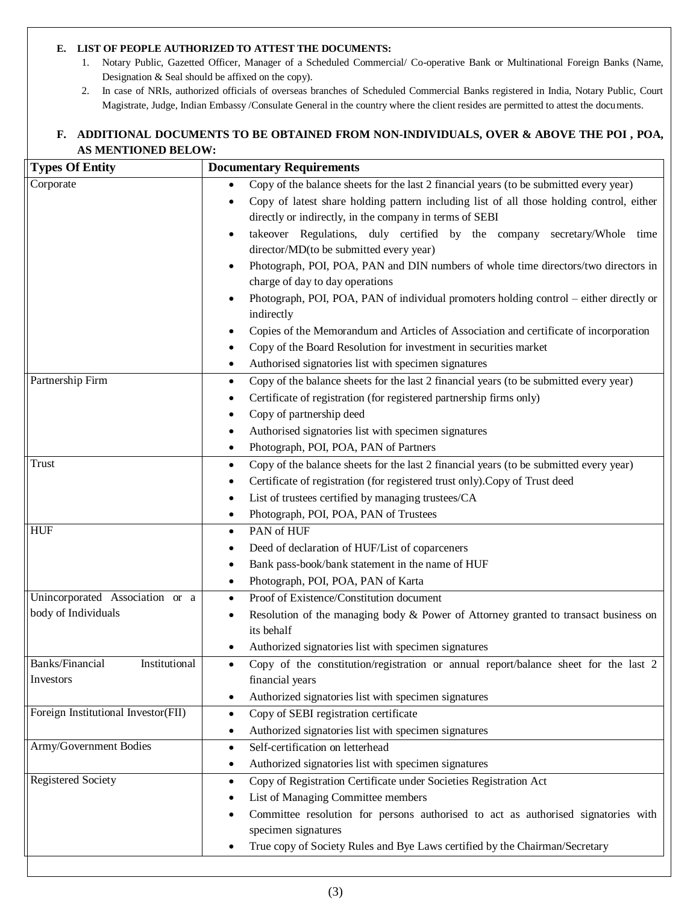**E. LIST OF PEOPLE AUTHORIZED TO ATTEST THE DOCUMENTS:**

1. Notary Public, Gazetted Officer, Manager of a Scheduled Commercial/ Co-operative Bank or Multinational Foreign Banks (Name, Designation & Seal should be affixed on the copy).
2. In case of NRIs, authorized officials of overseas branches of Scheduled Commercial Banks registered in India, Notary Public, Court Magistrate, Judge, Indian Embassy /Consulate General in the country where the client resides are permitted to attest the documents.

**F. ADDITIONAL DOCUMENTS TO BE OBTAINED FROM NON-INDIVIDUALS, OVER & ABOVE THE POI , POA, AS MENTIONED BELOW:**

| Types Of Entity | Documentary Requirements |
|---|---|
| Corporate | • Copy of the balance sheets for the last 2 financial years (to be submitted every year)<br>• Copy of latest share holding pattern including list of all those holding control, either directly or indirectly, in the company in terms of SEBI<br>• takeover Regulations, duly certified by the company secretary/Whole time director/MD(to be submitted every year)<br>• Photograph, POI, POA, PAN and DIN numbers of whole time directors/two directors in charge of day to day operations<br>• Photograph, POI, POA, PAN of individual promoters holding control – either directly or indirectly<br>• Copies of the Memorandum and Articles of Association and certificate of incorporation<br>• Copy of the Board Resolution for investment in securities market<br>• Authorised signatories list with specimen signatures |
| Partnership Firm | • Copy of the balance sheets for the last 2 financial years (to be submitted every year)<br>• Certificate of registration (for registered partnership firms only)<br>• Copy of partnership deed<br>• Authorised signatories list with specimen signatures<br>• Photograph, POI, POA, PAN of Partners |
| Trust | • Copy of the balance sheets for the last 2 financial years (to be submitted every year)<br>• Certificate of registration (for registered trust only).Copy of Trust deed<br>• List of trustees certified by managing trustees/CA<br>• Photograph, POI, POA, PAN of Trustees |
| HUF | • PAN of HUF<br>• Deed of declaration of HUF/List of coparceners<br>• Bank pass-book/bank statement in the name of HUF<br>• Photograph, POI, POA, PAN of Karta |
| Unincorporated Association or a body of Individuals | • Proof of Existence/Constitution document<br>• Resolution of the managing body & Power of Attorney granted to transact business on its behalf<br>• Authorized signatories list with specimen signatures |
| Banks/Financial Institutional Investors | • Copy of the constitution/registration or annual report/balance sheet for the last 2 financial years<br>• Authorized signatories list with specimen signatures |
| Foreign Institutional Investor(FII) | • Copy of SEBI registration certificate<br>• Authorized signatories list with specimen signatures |
| Army/Government Bodies | • Self-certification on letterhead<br>• Authorized signatories list with specimen signatures |
| Registered Society | • Copy of Registration Certificate under Societies Registration Act<br>• List of Managing Committee members<br>• Committee resolution for persons authorised to act as authorised signatories with specimen signatures<br>• True copy of Society Rules and Bye Laws certified by the Chairman/Secretary |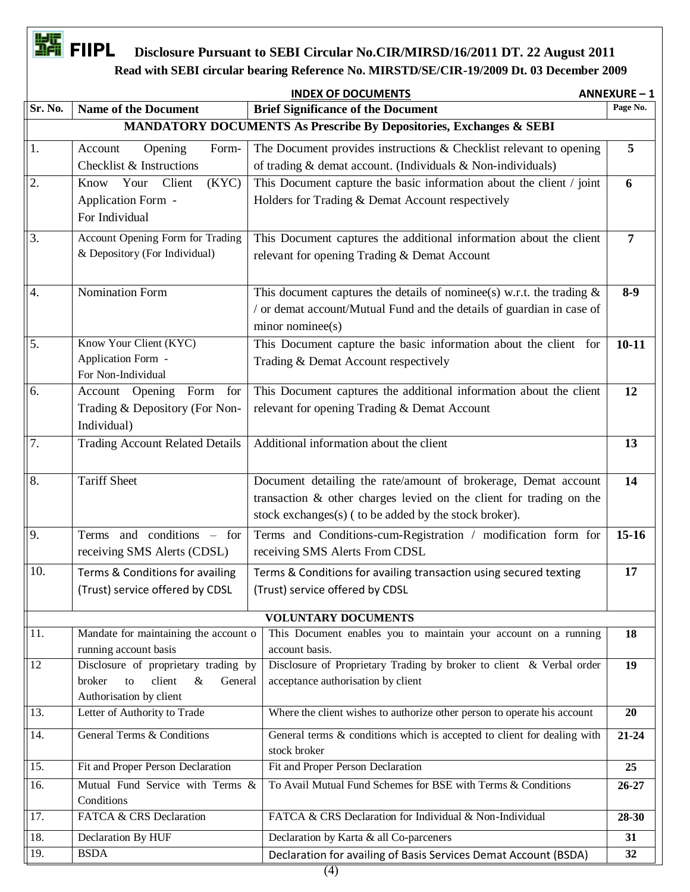# FIIPL Disclosure Pursuant to SEBI Circular No.CIR/MIRSD/16/2011 DT. 22 August 2011

**Read with SEBI circular bearing Reference No. MIRSTD/SE/CIR-19/2009 Dt. 03 December 2009**

**INDEX OF DOCUMENTS** **ANNEXURE – 1**

| Sr. No. | Name of the Document | Brief Significance of the Document | Page No. |
|---|---|---|---|
| **MANDATORY DOCUMENTS As Prescribe By Depositories, Exchanges & SEBI** | | | |
| 1. | Account Opening Form-Checklist & Instructions | The Document provides instructions & Checklist relevant to opening of trading & demat account. (Individuals & Non-individuals) | **5** |
| 2. | Know Your Client (KYC) Application Form - For Individual | This Document capture the basic information about the client / joint Holders for Trading & Demat Account respectively | **6** |
| 3. | Account Opening Form for Trading & Depository (For Individual) | This Document captures the additional information about the client relevant for opening Trading & Demat Account | **7** |
| 4. | Nomination Form | This document captures the details of nominee(s) w.r.t. the trading & / or demat account/Mutual Fund and the details of guardian in case of minor nominee(s) | **8-9** |
| 5. | Know Your Client (KYC) Application Form - For Non-Individual | This Document capture the basic information about the client for Trading & Demat Account respectively | **10-11** |
| 6. | Account Opening Form for Trading & Depository (For Non-Individual) | This Document captures the additional information about the client relevant for opening Trading & Demat Account | **12** |
| 7. | Trading Account Related Details | Additional information about the client | **13** |
| 8. | Tariff Sheet | Document detailing the rate/amount of brokerage, Demat account transaction & other charges levied on the client for trading on the stock exchanges(s) ( to be added by the stock broker). | **14** |
| 9. | Terms and conditions – for receiving SMS Alerts (CDSL) | Terms and Conditions-cum-Registration / modification form for receiving SMS Alerts From CDSL | **15-16** |
| 10. | Terms & Conditions for availing (Trust) service offered by CDSL | Terms & Conditions for availing transaction using secured texting (Trust) service offered by CDSL | **17** |
| **VOLUNTARY DOCUMENTS** | | | |
| 11. | Mandate for maintaining the account o running account basis | This Document enables you to maintain your account on a running account basis. | **18** |
| 12 | Disclosure of proprietary trading by broker to client & General Authorisation by client | Disclosure of Proprietary Trading by broker to client & Verbal order acceptance authorisation by client | **19** |
| 13. | Letter of Authority to Trade | Where the client wishes to authorize other person to operate his account | **20** |
| 14. | General Terms & Conditions | General terms & conditions which is accepted to client for dealing with stock broker | **21-24** |
| 15. | Fit and Proper Person Declaration | Fit and Proper Person Declaration | **25** |
| 16. | Mutual Fund Service with Terms & Conditions | To Avail Mutual Fund Schemes for BSE with Terms & Conditions | **26-27** |
| 17. | FATCA & CRS Declaration | FATCA & CRS Declaration for Individual & Non-Individual | **28-30** |
| 18. | Declaration By HUF | Declaration by Karta & all Co-parceners | **31** |
| 19. | BSDA | Declaration for availing of Basis Services Demat Account (BSDA) | **32** |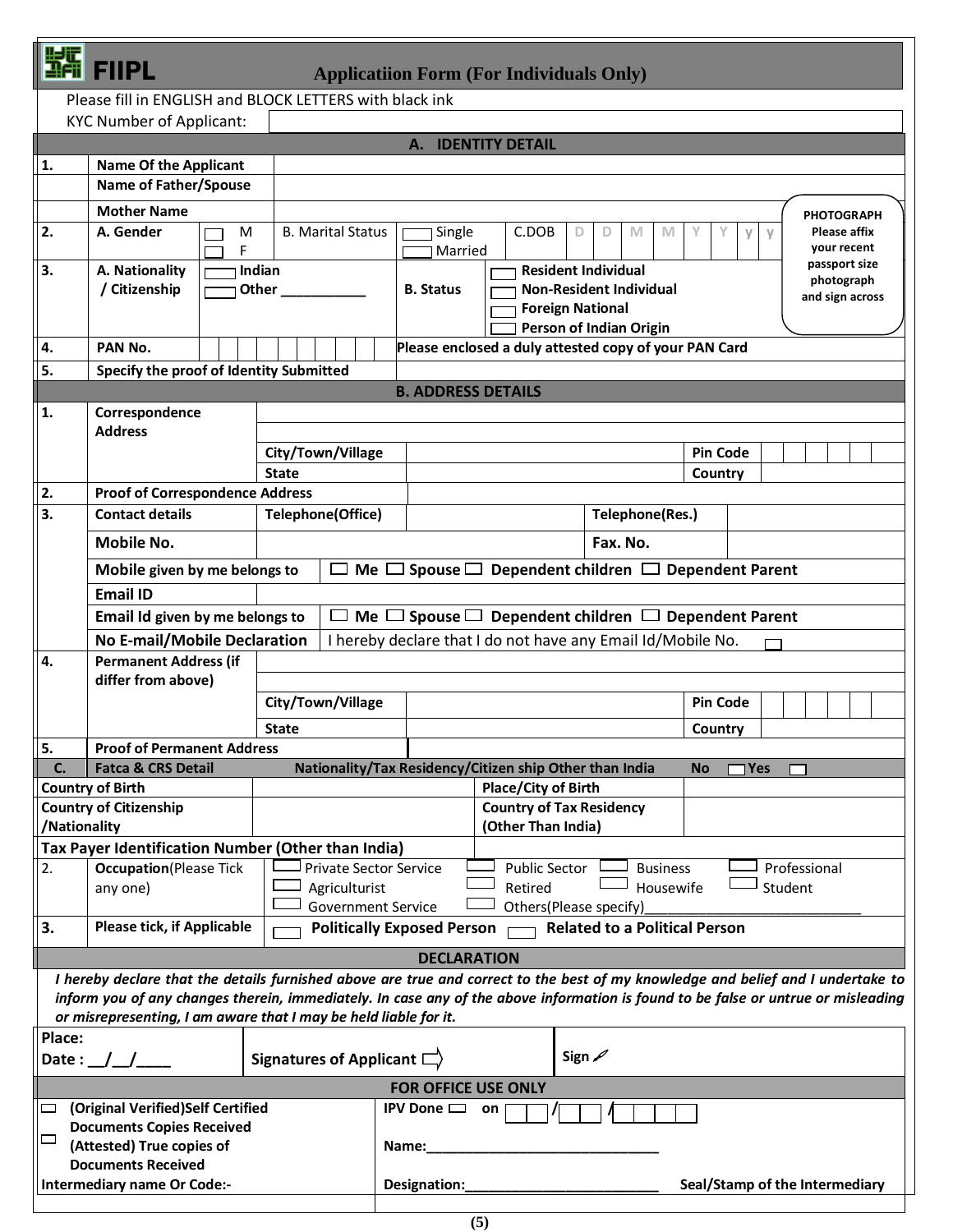# FIIPL

## Applicatiion Form (For Individuals Only)

Please fill in ENGLISH and BLOCK LETTERS with black ink

KYC Number of Applicant:

### A. IDENTITY DETAIL

| | | |
|---|---|---|
| 1. | Name Of the Applicant | |
| | Name of Father/Spouse | |
| | Mother Name | |
| 2. | A. Gender ☐ M ☐ F | B. Marital Status ☐ Single ☐ Married | C.DOB D D M M Y Y y y |
| 3. | A. Nationality / Citizenship ☐ Indian ☐ Other ___________ | B. Status ☐ Resident Individual ☐ Non-Resident Individual ☐ Foreign National ☐ Person of Indian Origin |
| 4. | PAN No. | Please enclosed a duly attested copy of your PAN Card |
| 5. | Specify the proof of Identity Submitted | |

PHOTOGRAPH
Please affix your recent passport size photograph and sign across

### B. ADDRESS DETAILS

| | | | | | |
|---|---|---|---|---|---|
| 1. | Correspondence Address | | | | |
| | | City/Town/Village | | Pin Code | |
| | | State | | Country | |
| 2. | Proof of Correspondence Address | | | | |
| 3. | Contact details | Telephone(Office) | | Telephone(Res.) | |
| | Mobile No. | | | Fax. No. | |
| | Mobile given by me belongs to | ☐ Me ☐ Spouse ☐ Dependent children ☐ Dependent Parent | | | |
| | Email ID | | | | |
| | Email Id given by me belongs to | ☐ Me ☐ Spouse ☐ Dependent children ☐ Dependent Parent | | | |
| | No E-mail/Mobile Declaration | I hereby declare that I do not have any Email Id/Mobile No. ☐ | | | |
| 4. | Permanent Address (if differ from above) | | | | |
| | | City/Town/Village | | Pin Code | |
| | | State | | Country | |
| 5. | Proof of Permanent Address | | | | |

### C. Fatca & CRS Detail — Nationality/Tax Residency/Citizen ship Other than India No ☐ Yes ☐

| | | | |
|---|---|---|---|
| Country of Birth | | Place/City of Birth | |
| Country of Citizenship /Nationality | | Country of Tax Residency (Other Than India) | |
| Tax Payer Identification Number (Other than India) | | | |

| | | |
|---|---|---|
| 2. | Occupation(Please Tick any one) | ☐ Private Sector Service ☐ Public Sector ☐ Business ☐ Professional ☐ Agriculturist ☐ Retired ☐ Housewife ☐ Student ☐ Government Service ☐ Others(Please specify)____________________________ |
| 3. | Please tick, if Applicable | ☐ Politically Exposed Person ☐ Related to a Political Person |

### DECLARATION

*I hereby declare that the details furnished above are true and correct to the best of my knowledge and belief and I undertake to inform you of any changes therein, immediately. In case any of the above information is found to be false or untrue or misleading or misrepresenting, I am aware that I may be held liable for it.*

| | | |
|---|---|---|
| Place: Date : __/__/____ | Signatures of Applicant ⇨ | Sign |

### FOR OFFICE USE ONLY

| | |
|---|---|
| ☐ (Original Verified)Self Certified Documents Copies Received ☐ (Attested) True copies of Documents Received | IPV Done ☐ on __/__/____ Name:______________________________ |
| Intermediary name Or Code:- | Designation:_________________________ Seal/Stamp of the Intermediary |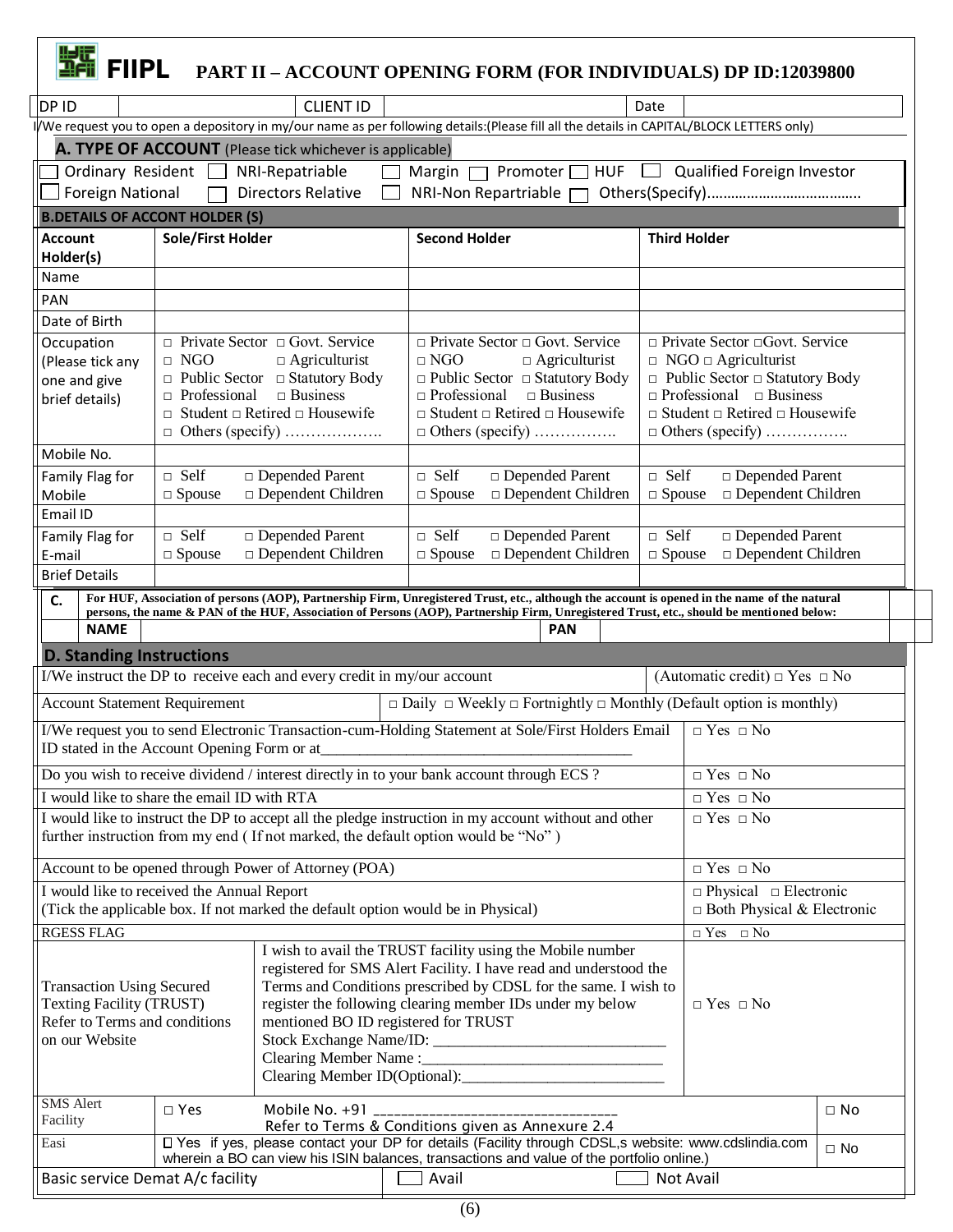# FIIPL PART II – ACCOUNT OPENING FORM (FOR INDIVIDUALS) DP ID:12039800

| DP ID | | CLIENT ID | | Date | |
|---|---|---|---|---|---|

I/We request you to open a depository in my/our name as per following details:(Please fill all the details in CAPITAL/BLOCK LETTERS only)

## A. TYPE OF ACCOUNT (Please tick whichever is applicable)

☐ Ordinary Resident ☐ NRI-Repatriable ☐ Margin ☐ Promoter ☐ HUF ☐ Qualified Foreign Investor
☐ Foreign National ☐ Directors Relative ☐ NRI-Non Repartriable ☐ Others(Specify)......................................

## B.DETAILS OF ACCONT HOLDER (S)

| Account Holder(s) | Sole/First Holder | Second Holder | Third Holder |
|---|---|---|---|
| Name | | | |
| PAN | | | |
| Date of Birth | | | |
| Occupation (Please tick any one and give brief details) | □ Private Sector □ Govt. Service □ NGO □ Agriculturist □ Public Sector □ Statutory Body □ Professional □ Business □ Student □ Retired □ Housewife □ Others (specify) ………………. | □ Private Sector □ Govt. Service □ NGO □ Agriculturist □ Public Sector □ Statutory Body □ Professional □ Business □ Student □ Retired □ Housewife □ Others (specify) ……………. | □ Private Sector □Govt. Service □ NGO □ Agriculturist □ Public Sector □ Statutory Body □ Professional □ Business □ Student □ Retired □ Housewife □ Others (specify) ……………. |
| Mobile No. | | | |
| Family Flag for Mobile | □ Self □ Depended Parent □ Spouse □ Dependent Children | □ Self □ Depended Parent □ Spouse □ Dependent Children | □ Self □ Depended Parent □ Spouse □ Dependent Children |
| Email ID | | | |
| Family Flag for E-mail | □ Self □ Depended Parent □ Spouse □ Dependent Children | □ Self □ Depended Parent □ Spouse □ Dependent Children | □ Self □ Depended Parent □ Spouse □ Dependent Children |
| Brief Details | | | |

**C.** **For HUF, Association of persons (AOP), Partnership Firm, Unregistered Trust, etc., although the account is opened in the name of the natural persons, the name & PAN of the HUF, Association of Persons (AOP), Partnership Firm, Unregistered Trust, etc., should be mentioned below:**

| NAME | | PAN | |
|---|---|---|---|

## D. Standing Instructions

| Instruction | Option |
|---|---|
| I/We instruct the DP to receive each and every credit in my/our account | (Automatic credit) □ Yes □ No |
| Account Statement Requirement | □ Daily □ Weekly □ Fortnightly □ Monthly (Default option is monthly) |
| I/We request you to send Electronic Transaction-cum-Holding Statement at Sole/First Holders Email ID stated in the Account Opening Form or at_______________________________________ | □ Yes □ No |
| Do you wish to receive dividend / interest directly in to your bank account through ECS ? | □ Yes □ No |
| I would like to share the email ID with RTA | □ Yes □ No |
| I would like to instruct the DP to accept all the pledge instruction in my account without and other further instruction from my end ( If not marked, the default option would be "No" ) | □ Yes □ No |
| Account to be opened through Power of Attorney (POA) | □ Yes □ No |
| I would like to received the Annual Report (Tick the applicable box. If not marked the default option would be in Physical) | □ Physical □ Electronic □ Both Physical & Electronic |
| RGESS FLAG | □ Yes □ No |
| Transaction Using Secured Texting Facility (TRUST) Refer to Terms and conditions on our Website — I wish to avail the TRUST facility using the Mobile number registered for SMS Alert Facility. I have read and understood the Terms and Conditions prescribed by CDSL for the same. I wish to register the following clearing member IDs under my below mentioned BO ID registered for TRUST<br>Stock Exchange Name/ID: ______________________________<br>Clearing Member Name :______________________________<br>Clearing Member ID(Optional):__________________________ | □ Yes □ No |
| SMS Alert Facility — □ Yes Mobile No. +91 ________________________________ Refer to Terms & Conditions given as Annexure 2.4 | □ No |
| Easi — ☐ Yes if yes, please contact your DP for details (Facility through CDSL,s website: www.cdslindia.com wherein a BO can view his ISIN balances, transactions and value of the portfolio online.) | □ No |
| Basic service Demat A/c facility — ☐ Avail | ☐ Not Avail |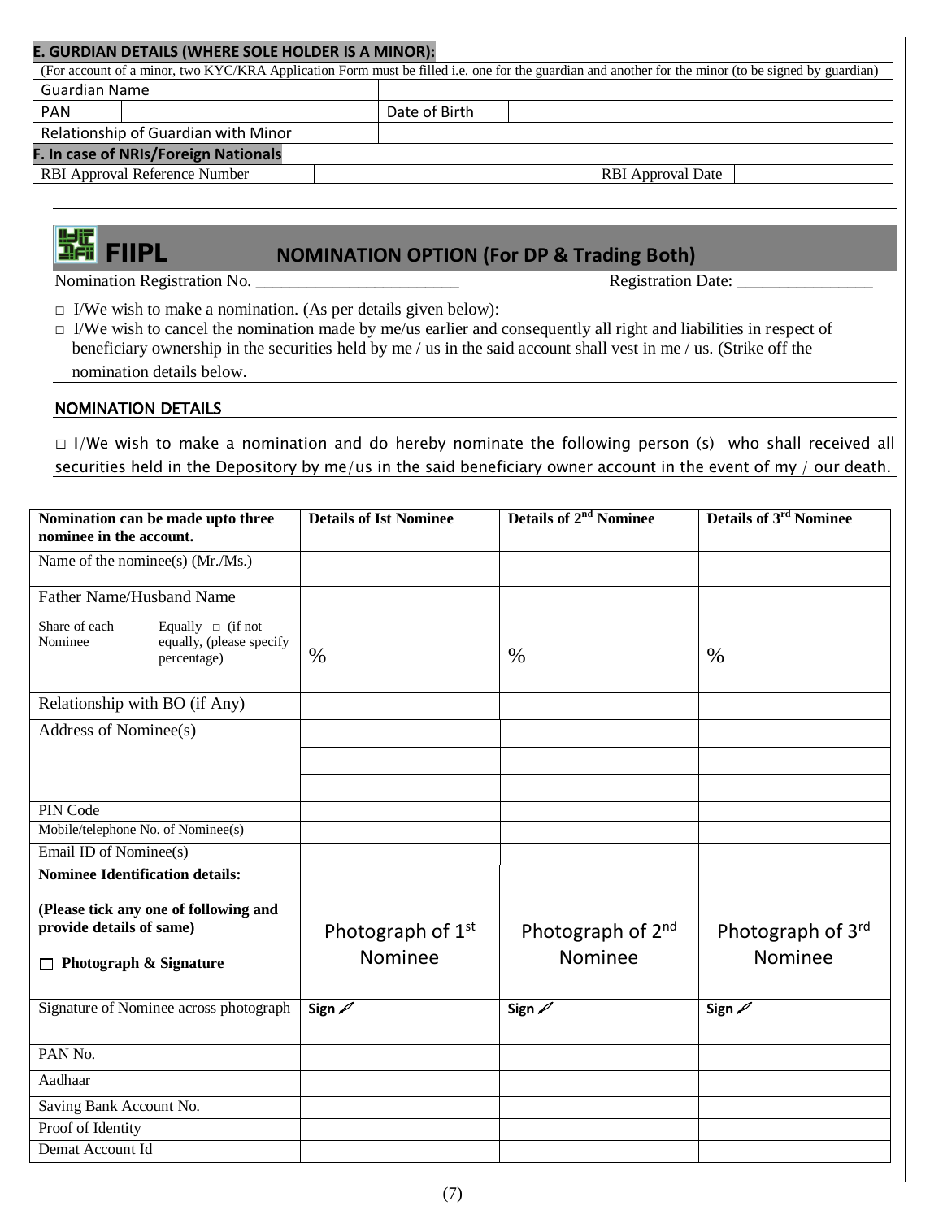## E. GURDIAN DETAILS (WHERE SOLE HOLDER IS A MINOR):

(For account of a minor, two KYC/KRA Application Form must be filled i.e. one for the guardian and another for the minor (to be signed by guardian)

| Guardian Name | | | |
|---|---|---|---|
| PAN | | Date of Birth | |
| Relationship of Guardian with Minor | | | |

## F. In case of NRIs/Foreign Nationals

| RBI Approval Reference Number | | RBI Approval Date | |
|---|---|---|---|

## FIIPL NOMINATION OPTION (For DP & Trading Both)

Nomination Registration No. _______________________ Registration Date: ________________

□ I/We wish to make a nomination. (As per details given below):

□ I/We wish to cancel the nomination made by me/us earlier and consequently all right and liabilities in respect of beneficiary ownership in the securities held by me / us in the said account shall vest in me / us. (Strike off the nomination details below.

### NOMINATION DETAILS

□ I/We wish to make a nomination and do hereby nominate the following person (s) who shall received all securities held in the Depository by me/us in the said beneficiary owner account in the event of my / our death.

| Nomination can be made upto three nominee in the account. | | Details of Ist Nominee | Details of 2nd Nominee | Details of 3rd Nominee |
|---|---|---|---|---|
| Name of the nominee(s) (Mr./Ms.) | | | | |
| Father Name/Husband Name | | | | |
| Share of each Nominee | Equally □ (if not equally, (please specify percentage) | % | % | % |
| Relationship with BO (if Any) | | | | |
| Address of Nominee(s) | | | | |
| | | | | |
| | | | | |
| PIN Code | | | | |
| Mobile/telephone No. of Nominee(s) | | | | |
| Email ID of Nominee(s) | | | | |
| **Nominee Identification details:**<br>**(Please tick any one of following and provide details of same)**<br>□ **Photograph & Signature** | | Photograph of 1st Nominee | Photograph of 2nd Nominee | Photograph of 3rd Nominee |
| Signature of Nominee across photograph | | Sign | Sign | Sign |
| PAN No. | | | | |
| Aadhaar | | | | |
| Saving Bank Account No. | | | | |
| Proof of Identity | | | | |
| Demat Account Id | | | | |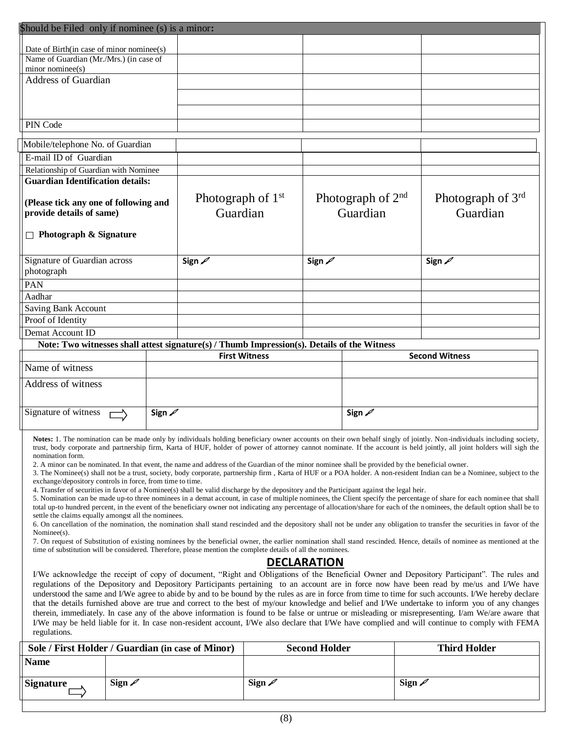| Should be Filed only if nominee (s) is a minor: | | | |
|---|---|---|---|
| Date of Birth(in case of minor nominee(s) | | | |
| Name of Guardian (Mr./Mrs.) (in case of minor nominee(s) | | | |
| Address of Guardian | | | |
| | | | |
| | | | |
| PIN Code | | | |
| Mobile/telephone No. of Guardian | | | |
| E-mail ID of Guardian | | | |
| Relationship of Guardian with Nominee | | | |
| **Guardian Identification details:** **(Please tick any one of following and provide details of same)** ☐ **Photograph & Signature** | Photograph of 1st Guardian | Photograph of 2nd Guardian | Photograph of 3rd Guardian |
| Signature of Guardian across photograph | Sign | Sign | Sign |
| PAN | | | |
| Aadhar | | | |
| Saving Bank Account | | | |
| Proof of Identity | | | |
| Demat Account ID | | | |

**Note: Two witnesses shall attest signature(s) / Thumb Impression(s). Details of the Witness**

| | First Witness | Second Witness |
|---|---|---|
| Name of witness | | |
| Address of witness | | |
| Signature of witness ⇨ | Sign | Sign |

**Notes:** 1. The nomination can be made only by individuals holding beneficiary owner accounts on their own behalf singly of jointly. Non-individuals including society, trust, body corporate and partnership firm, Karta of HUF, holder of power of attorney cannot nominate. If the account is held jointly, all joint holders will sigh the nomination form.

2. A minor can be nominated. In that event, the name and address of the Guardian of the minor nominee shall be provided by the beneficial owner.

3. The Nominee(s) shall not be a trust, society, body corporate, partnership firm , Karta of HUF or a POA holder. A non-resident Indian can be a Nominee, subject to the exchange/depository controls in force, from time to time.

4. Transfer of securities in favor of a Nominee(s) shall be valid discharge by the depository and the Participant against the legal heir.

5. Nomination can be made up-to three nominees in a demat account, in case of multiple nominees, the Client specify the percentage of share for each nominee that shall total up-to hundred percent, in the event of the beneficiary owner not indicating any percentage of allocation/share for each of the nominees, the default option shall be to settle the claims equally amongst all the nominees.

6. On cancellation of the nomination, the nomination shall stand rescinded and the depository shall not be under any obligation to transfer the securities in favor of the Nominee(s).

7. On request of Substitution of existing nominees by the beneficial owner, the earlier nomination shall stand rescinded. Hence, details of nominee as mentioned at the time of substitution will be considered. Therefore, please mention the complete details of all the nominees.

## DECLARATION

I/We acknowledge the receipt of copy of document, "Right and Obligations of the Beneficial Owner and Depository Participant". The rules and regulations of the Depository and Depository Participants pertaining to an account are in force now have been read by me/us and I/We have understood the same and I/We agree to abide by and to be bound by the rules as are in force from time to time for such accounts. I/We hereby declare that the details furnished above are true and correct to the best of my/our knowledge and belief and I/We undertake to inform you of any changes therein, immediately. In case any of the above information is found to be false or untrue or misleading or misrepresenting. I/am We/are aware that I/We may be held liable for it. In case non-resident account, I/We also declare that I/We have complied and will continue to comply with FEMA regulations.

| Sole / First Holder / Guardian (in case of Minor) | | Second Holder | Third Holder |
|---|---|---|---|
| **Name** | | | |
| **Signature** ⇨ | Sign | Sign | Sign |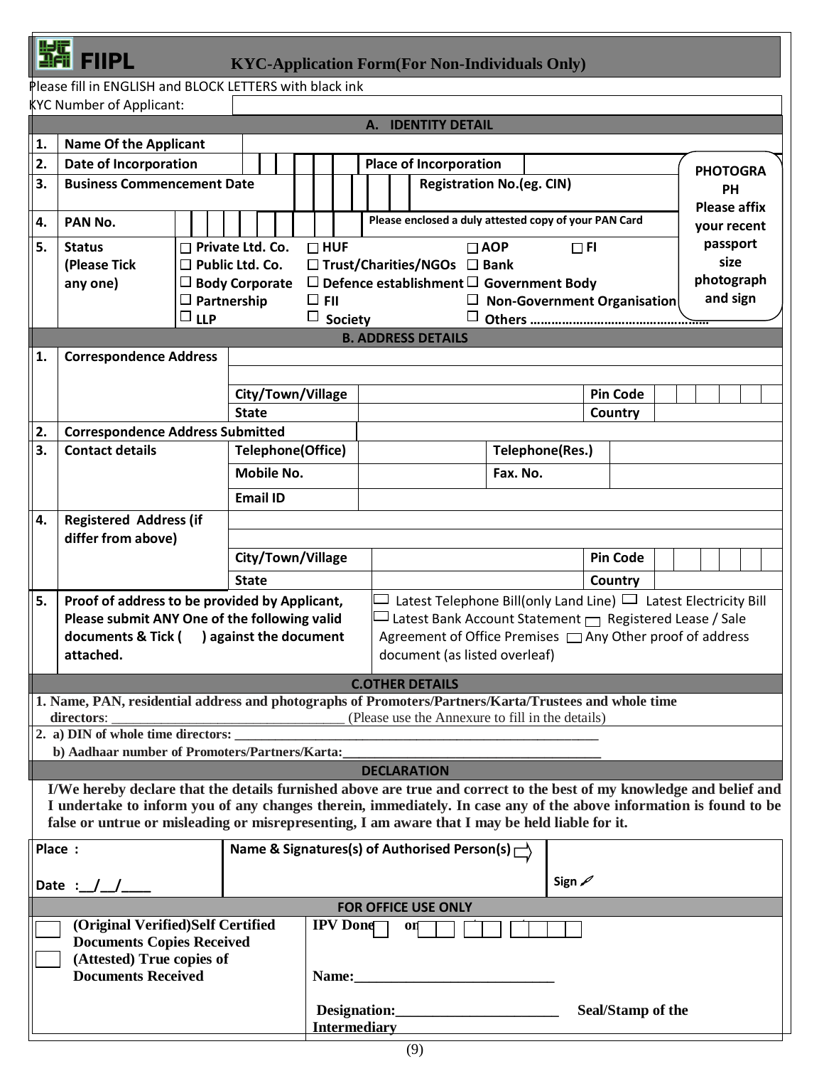# FIIPL KYC-Application Form(For Non-Individuals Only)

Please fill in ENGLISH and BLOCK LETTERS with black ink

KYC Number of Applicant:

## A. IDENTITY DETAIL

| | | | | |
|---|---|---|---|---|
| 1. | **Name Of the Applicant** | | | |
| 2. | **Date of Incorporation** | | **Place of Incorporation** | |
| 3. | **Business Commencement Date** | | **Registration No.(eg. CIN)** | |
| 4. | **PAN No.** | | Please enclosed a duly attested copy of your PAN Card | |
| 5. | **Status (Please Tick any one)** | ☐ Private Ltd. Co. ☐ Public Ltd. Co. ☐ Body Corporate ☐ Partnership ☐ LLP | ☐ HUF ☐ Trust/Charities/NGOs ☐ Defence establishment ☐ FII ☐ Society | ☐ AOP ☐ FI ☐ Bank ☐ Government Body ☐ Non-Government Organisation ☐ Others ……………………………………… |

**PHOTOGRAPH** Please affix your recent passport size photograph and sign

## B. ADDRESS DETAILS

| | | | | | |
|---|---|---|---|---|---|
| 1. | **Correspondence Address** | | | | |
| | | **City/Town/Village** | | **Pin Code** | |
| | | **State** | | **Country** | |
| 2. | **Correspondence Address Submitted** | | | | |
| 3. | **Contact details** | **Telephone(Office)** | | **Telephone(Res.)** | |
| | | **Mobile No.** | | **Fax. No.** | |
| | | **Email ID** | | | |
| 4. | **Registered Address (if differ from above)** | | | | |
| | | **City/Town/Village** | | **Pin Code** | |
| | | **State** | | **Country** | |
| 5. | **Proof of address to be provided by Applicant, Please submit ANY One of the following valid documents & Tick ( ) against the document attached.** | ☐ Latest Telephone Bill(only Land Line) ☐ Latest Electricity Bill ☐ Latest Bank Account Statement ☐ Registered Lease / Sale Agreement of Office Premises ☐ Any Other proof of address document (as listed overleaf) | | | |

## C.OTHER DETAILS

**1. Name, PAN, residential address and photographs of Promoters/Partners/Karta/Trustees and whole time directors**: ______________________________ (Please use the Annexure to fill in the details)

**2. a) DIN of whole time directors:** ______________________________

**b) Aadhaar number of Promoters/Partners/Karta:**______________________________

## DECLARATION

**I/We hereby declare that the details furnished above are true and correct to the best of my knowledge and belief and I undertake to inform you of any changes therein, immediately. In case any of the above information is found to be false or untrue or misleading or misrepresenting, I am aware that I may be held liable for it.**

| | | |
|---|---|---|
| **Place :** | **Name & Signatures(s) of Authorised Person(s)** | |
| **Date :__/__/____** | | **Sign** |

## FOR OFFICE USE ONLY

| | |
|---|---|
| ☐ **(Original Verified)Self Certified Documents Copies Received** ☐ **(Attested) True copies of Documents Received** | **IPV Done** ☐ **on** __ __ / __ __ / __ __ __ __ **Name:**__________________________ **Designation:**______________________ **Seal/Stamp of the Intermediary** |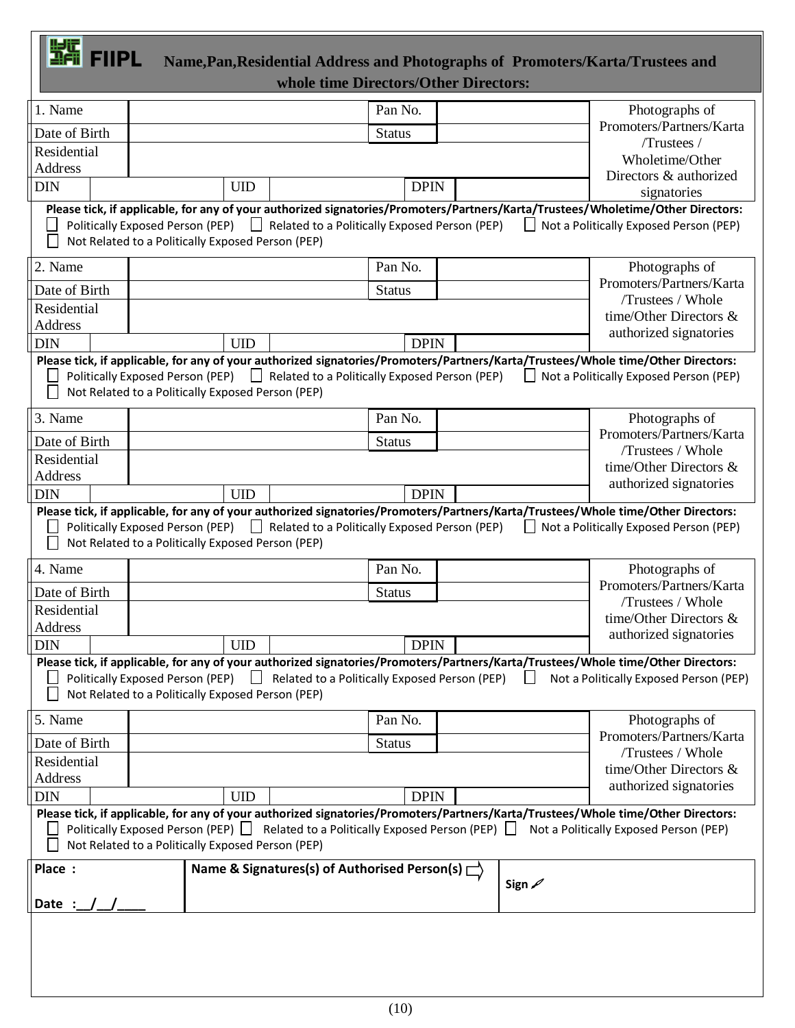# FIIPL Name,Pan,Residential Address and Photographs of Promoters/Karta/Trustees and whole time Directors/Other Directors:

| 1. Name | | | | Pan No. | | Photographs of Promoters/Partners/Karta /Trustees / Wholetime/Other Directors & authorized signatories |
|---|---|---|---|---|---|---|
| Date of Birth | | | | Status | | |
| Residential Address | | | | | | |
| DIN | | UID | | DPIN | | |

**Please tick, if applicable, for any of your authorized signatories/Promoters/Partners/Karta/Trustees/Wholetime/Other Directors:**

☐ Politically Exposed Person (PEP) ☐ Related to a Politically Exposed Person (PEP) ☐ Not a Politically Exposed Person (PEP)
☐ Not Related to a Politically Exposed Person (PEP)

| 2. Name | | | | Pan No. | | Photographs of Promoters/Partners/Karta /Trustees / Whole time/Other Directors & authorized signatories |
|---|---|---|---|---|---|---|
| Date of Birth | | | | Status | | |
| Residential Address | | | | | | |
| DIN | | UID | | DPIN | | |

**Please tick, if applicable, for any of your authorized signatories/Promoters/Partners/Karta/Trustees/Whole time/Other Directors:**

☐ Politically Exposed Person (PEP) ☐ Related to a Politically Exposed Person (PEP) ☐ Not a Politically Exposed Person (PEP)
☐ Not Related to a Politically Exposed Person (PEP)

| 3. Name | | | | Pan No. | | Photographs of Promoters/Partners/Karta /Trustees / Whole time/Other Directors & authorized signatories |
|---|---|---|---|---|---|---|
| Date of Birth | | | | Status | | |
| Residential Address | | | | | | |
| DIN | | UID | | DPIN | | |

**Please tick, if applicable, for any of your authorized signatories/Promoters/Partners/Karta/Trustees/Whole time/Other Directors:**

☐ Politically Exposed Person (PEP) ☐ Related to a Politically Exposed Person (PEP) ☐ Not a Politically Exposed Person (PEP)
☐ Not Related to a Politically Exposed Person (PEP)

| 4. Name | | | | Pan No. | | Photographs of Promoters/Partners/Karta /Trustees / Whole time/Other Directors & authorized signatories |
|---|---|---|---|---|---|---|
| Date of Birth | | | | Status | | |
| Residential Address | | | | | | |
| DIN | | UID | | DPIN | | |

**Please tick, if applicable, for any of your authorized signatories/Promoters/Partners/Karta/Trustees/Whole time/Other Directors:**

☐ Politically Exposed Person (PEP) ☐ Related to a Politically Exposed Person (PEP) ☐ Not a Politically Exposed Person (PEP)
☐ Not Related to a Politically Exposed Person (PEP)

| 5. Name | | | | Pan No. | | Photographs of Promoters/Partners/Karta /Trustees / Whole time/Other Directors & authorized signatories |
|---|---|---|---|---|---|---|
| Date of Birth | | | | Status | | |
| Residential Address | | | | | | |
| DIN | | UID | | DPIN | | |

**Please tick, if applicable, for any of your authorized signatories/Promoters/Partners/Karta/Trustees/Whole time/Other Directors:**

☐ Politically Exposed Person (PEP) ☐ Related to a Politically Exposed Person (PEP) ☐ Not a Politically Exposed Person (PEP)
☐ Not Related to a Politically Exposed Person (PEP)

| **Place :** <br><br> **Date :\_\_/\_\_/\_\_\_\_** | **Name & Signatures(s) of Authorised Person(s)** ⇨ | **Sign** |
|---|---|---|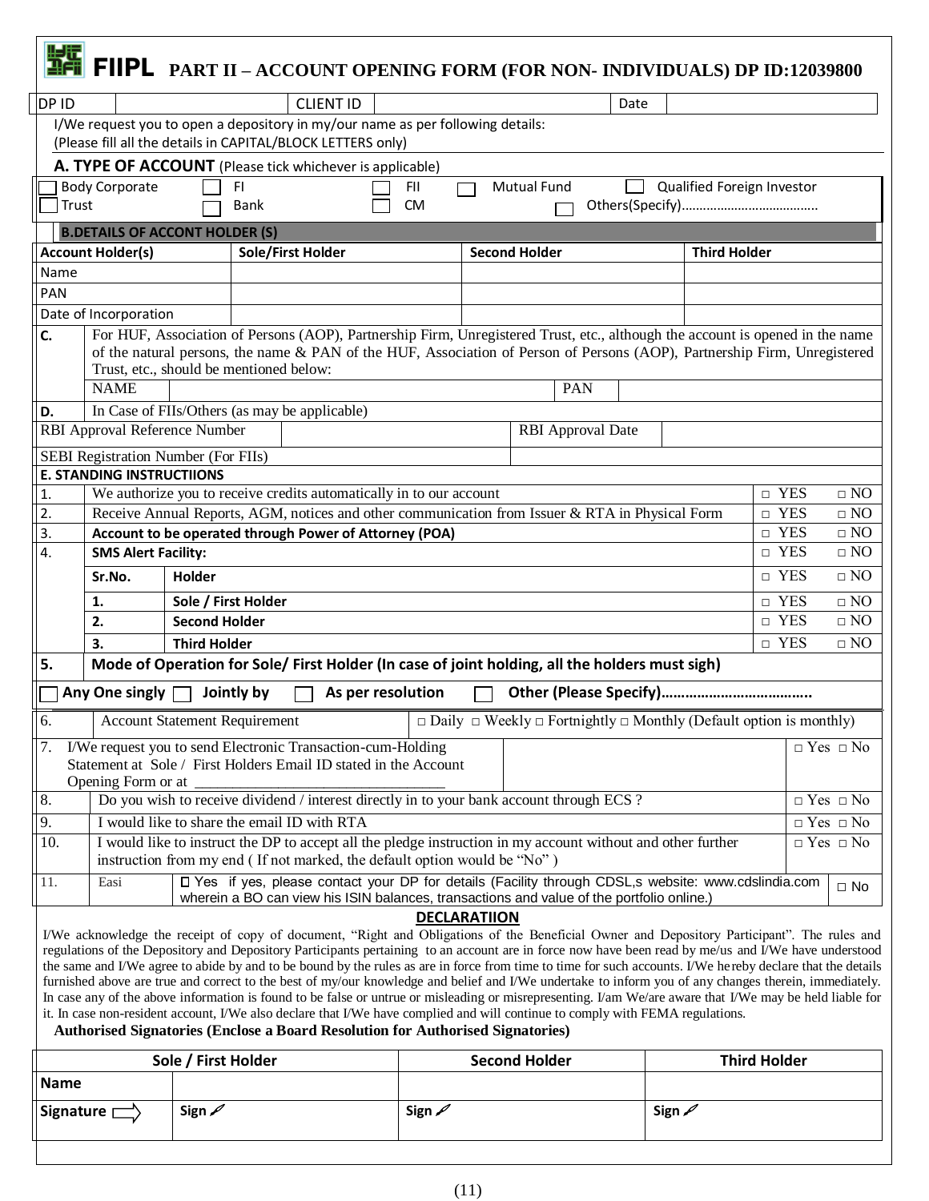# FIIPL PART II – ACCOUNT OPENING FORM (FOR NON- INDIVIDUALS) DP ID:12039800

| DP ID | | CLIENT ID | | Date | |
|---|---|---|---|---|---|

I/We request you to open a depository in my/our name as per following details:
(Please fill all the details in CAPITAL/BLOCK LETTERS only)

## A. TYPE OF ACCOUNT (Please tick whichever is applicable)

| | | | | |
|---|---|---|---|---|
| ☐ Body Corporate | ☐ FI | ☐ FII | ☐ Mutual Fund | ☐ Qualified Foreign Investor |
| ☐ Trust | ☐ Bank | ☐ CM | | ☐ Others(Specify)………………………………… |

## B. DETAILS OF ACCOUNT HOLDER (S)

| Account Holder(s) | Sole/First Holder | Second Holder | Third Holder |
|---|---|---|---|
| Name | | | |
| PAN | | | |
| Date of Incorporation | | | |

**C.** For HUF, Association of Persons (AOP), Partnership Firm, Unregistered Trust, etc., although the account is opened in the name of the natural persons, the name & PAN of the HUF, Association of Person of Persons (AOP), Partnership Firm, Unregistered Trust, etc., should be mentioned below:

| NAME | | PAN | |
|---|---|---|---|

**D.** In Case of FIIs/Others (as may be applicable)

| RBI Approval Reference Number | | RBI Approval Date | |
|---|---|---|---|
| SEBI Registration Number (For FIIs) | | | |

## E. STANDING INSTRUCTIIONS

| | | | |
|---|---|---|---|
| 1. | We authorize you to receive credits automatically in to our account | □ YES | □ NO |
| 2. | Receive Annual Reports, AGM, notices and other communication from Issuer & RTA in Physical Form | □ YES | □ NO |
| 3. | **Account to be operated through Power of Attorney (POA)** | □ YES | □ NO |
| 4. | **SMS Alert Facility:** | □ YES | □ NO |
| | **Sr.No.** **Holder** | □ YES | □ NO |
| | **1.** **Sole / First Holder** | □ YES | □ NO |
| | **2.** **Second Holder** | □ YES | □ NO |
| | **3.** **Third Holder** | □ YES | □ NO |

**5. Mode of Operation for Sole/ First Holder (In case of joint holding, all the holders must sigh)**

☐ **Any One singly** ☐ **Jointly by** ☐ **As per resolution** ☐ **Other (Please Specify)………………………………..**

| | | | |
|---|---|---|---|
| 6. | Account Statement Requirement | □ Daily □ Weekly □ Fortnightly □ Monthly (Default option is monthly) | |
| 7. | I/We request you to send Electronic Transaction-cum-Holding Statement at Sole / First Holders Email ID stated in the Account Opening Form or at ______________________________ | | □ Yes □ No |
| 8. | Do you wish to receive dividend / interest directly in to your bank account through ECS ? | | □ Yes □ No |
| 9. | I would like to share the email ID with RTA | | □ Yes □ No |
| 10. | I would like to instruct the DP to accept all the pledge instruction in my account without and other further instruction from my end ( If not marked, the default option would be "No" ) | | □ Yes □ No |
| 11. | Easi | ☐ Yes if yes, please contact your DP for details (Facility through CDSL,s website: www.cdslindia.com wherein a BO can view his ISIN balances, transactions and value of the portfolio online.) | □ No |

## DECLARATIION

I/We acknowledge the receipt of copy of document, "Right and Obligations of the Beneficial Owner and Depository Participant". The rules and regulations of the Depository and Depository Participants pertaining to an account are in force now have been read by me/us and I/We have understood the same and I/We agree to abide by and to be bound by the rules as are in force from time to time for such accounts. I/We hereby declare that the details furnished above are true and correct to the best of my/our knowledge and belief and I/We undertake to inform you of any changes therein, immediately. In case any of the above information is found to be false or untrue or misleading or misrepresenting. I/am We/are aware that I/We may be held liable for it. In case non-resident account, I/We also declare that I/We have complied and will continue to comply with FEMA regulations.

**Authorised Signatories (Enclose a Board Resolution for Authorised Signatories)**

| | Sole / First Holder | Second Holder | Third Holder |
|---|---|---|---|
| **Name** | | | |
| **Signature** ⇨ | Sign | Sign | Sign |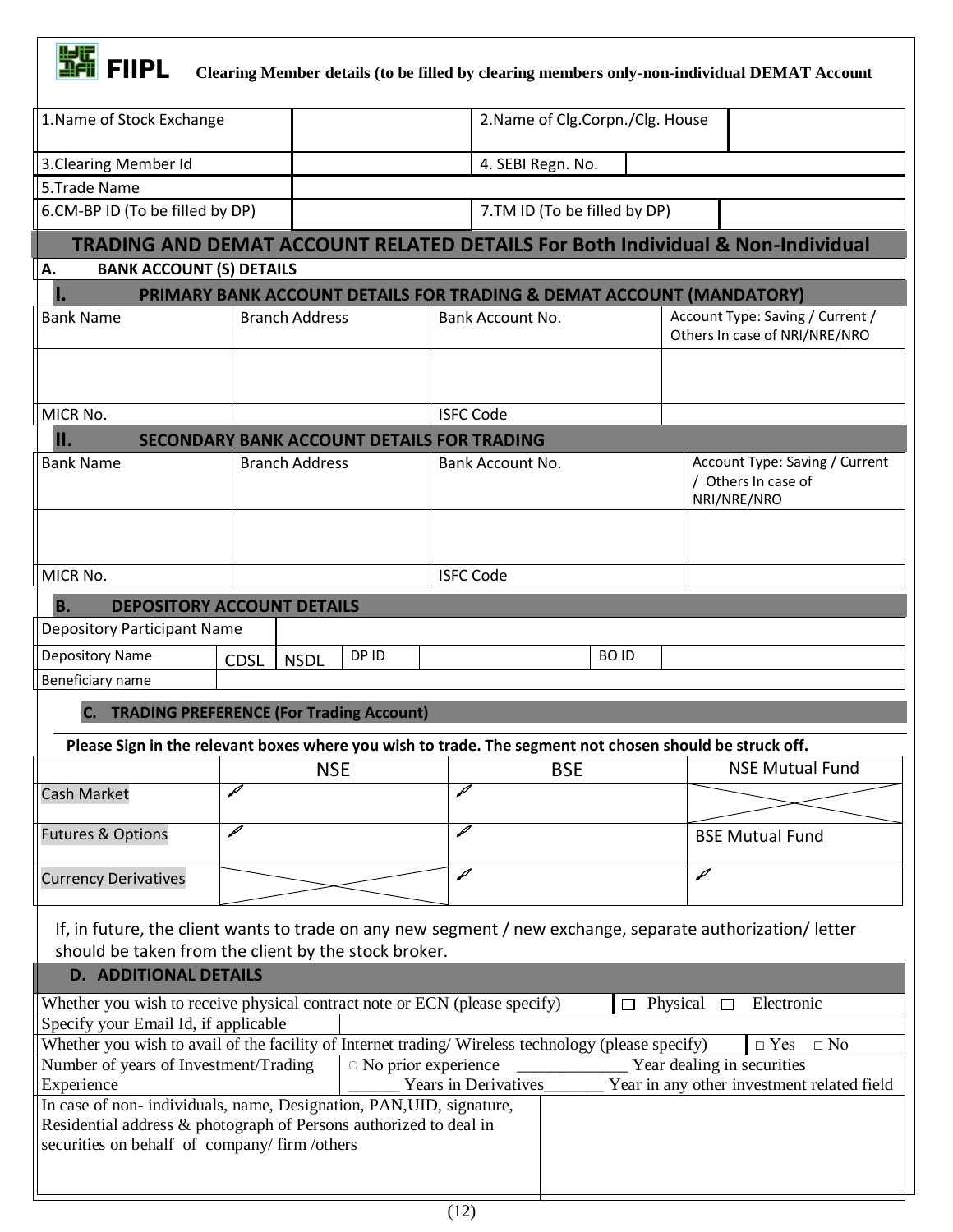# FIIPL

**Clearing Member details (to be filled by clearing members only-non-individual DEMAT Account**

| 1.Name of Stock Exchange | | 2.Name of Clg.Corpn./Clg. House | |
|---|---|---|---|
| 3.Clearing Member Id | | 4. SEBI Regn. No. | |
| 5.Trade Name | | | |
| 6.CM-BP ID (To be filled by DP) | | 7.TM ID (To be filled by DP) | |

## TRADING AND DEMAT ACCOUNT RELATED DETAILS For Both Individual & Non-Individual

### A. BANK ACCOUNT (S) DETAILS

#### I. PRIMARY BANK ACCOUNT DETAILS FOR TRADING & DEMAT ACCOUNT (MANDATORY)

| Bank Name | Branch Address | Bank Account No. | Account Type: Saving / Current / Others In case of NRI/NRE/NRO |
|---|---|---|---|
| | | | |
| MICR No. | | ISFC Code | |

#### II. SECONDARY BANK ACCOUNT DETAILS FOR TRADING

| Bank Name | Branch Address | Bank Account No. | Account Type: Saving / Current / Others In case of NRI/NRE/NRO |
|---|---|---|---|
| | | | |
| MICR No. | | ISFC Code | |

### B. DEPOSITORY ACCOUNT DETAILS

| Depository Participant Name | | | | | | |
|---|---|---|---|---|---|---|
| Depository Name | CDSL | NSDL | DP ID | | BO ID | |
| Beneficiary name | | | | | | |

### C. TRADING PREFERENCE (For Trading Account)

**Please Sign in the relevant boxes where you wish to trade. The segment not chosen should be struck off.**

| | NSE | BSE | NSE Mutual Fund |
|---|---|---|---|
| Cash Market | ✎ | ✎ | (struck off) |
| Futures & Options | ✎ | ✎ | BSE Mutual Fund |
| Currency Derivatives | (struck off) | ✎ | ✎ |

If, in future, the client wants to trade on any new segment / new exchange, separate authorization/ letter should be taken from the client by the stock broker.

### D. ADDITIONAL DETAILS

| | |
|---|---|
| Whether you wish to receive physical contract note or ECN (please specify) | □ Physical □ Electronic |
| Specify your Email Id, if applicable | |
| Whether you wish to avail of the facility of Internet trading/ Wireless technology (please specify) | □ Yes □ No |
| Number of years of Investment/Trading Experience | ○ No prior experience _____________ Year dealing in securities ______ Years in Derivatives_______ Year in any other investment related field |
| In case of non- individuals, name, Designation, PAN,UID, signature, Residential address & photograph of Persons authorized to deal in securities on behalf of company/ firm /others | |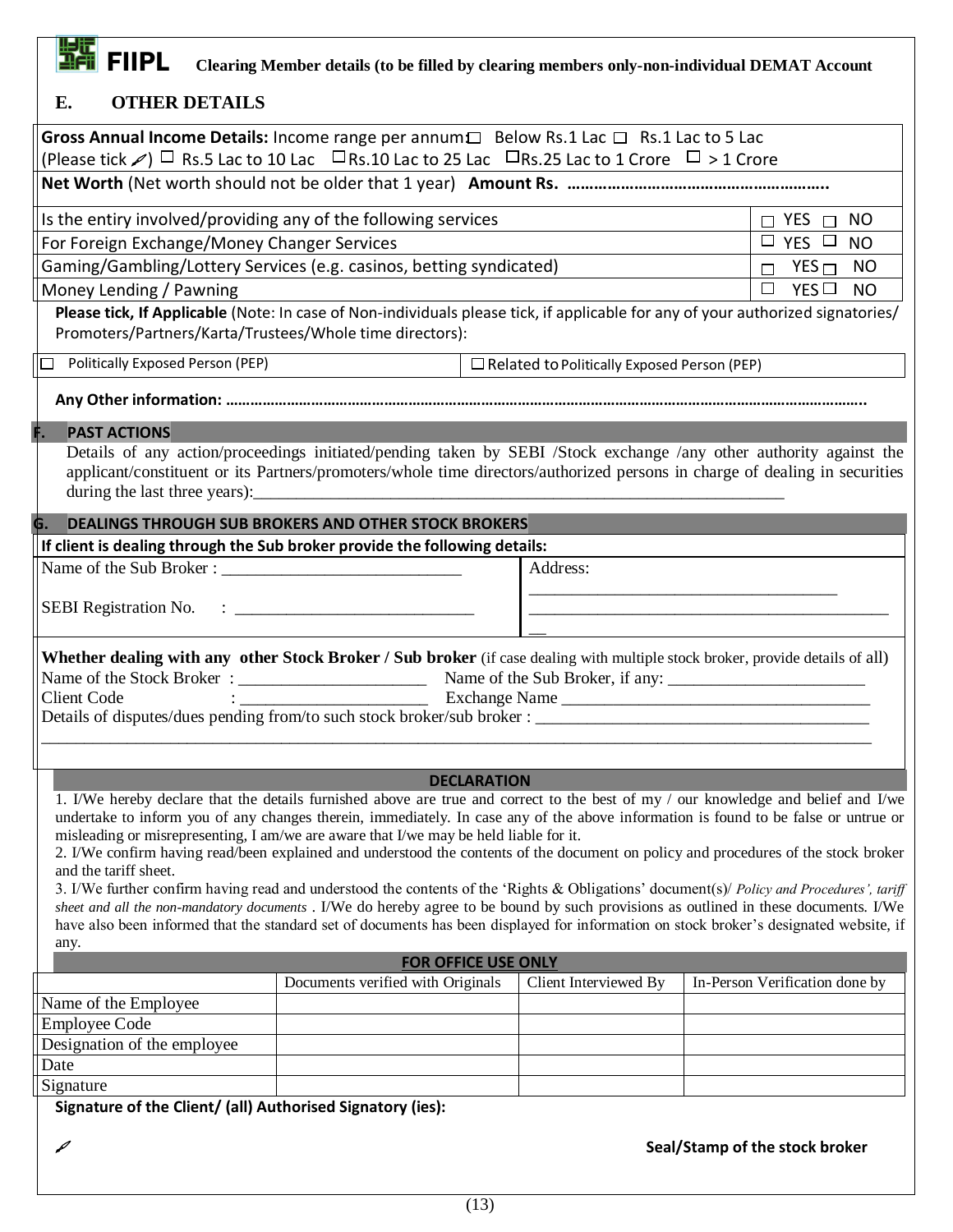**FIIPL** **Clearing Member details (to be filled by clearing members only-non-individual DEMAT Account**

## E. OTHER DETAILS

**Gross Annual Income Details:** Income range per annum: ☐ Below Rs.1 Lac ☐ Rs.1 Lac to 5 Lac
(Please tick) ☐ Rs.5 Lac to 10 Lac ☐ Rs.10 Lac to 25 Lac ☐ Rs.25 Lac to 1 Crore ☐ > 1 Crore

**Net Worth** (Net worth should not be older that 1 year) **Amount Rs. ………………………………………………..**

| Is the entiry involved/providing any of the following services | ☐ YES ☐ NO |
|---|---|
| For Foreign Exchange/Money Changer Services | ☐ YES ☐ NO |
| Gaming/Gambling/Lottery Services (e.g. casinos, betting syndicated) | ☐ YES ☐ NO |
| Money Lending / Pawning | ☐ YES ☐ NO |

**Please tick, If Applicable** (Note: In case of Non-individuals please tick, if applicable for any of your authorized signatories/ Promoters/Partners/Karta/Trustees/Whole time directors):

| ☐ Politically Exposed Person (PEP) | ☐ Related to Politically Exposed Person (PEP) |
|---|---|

**Any Other information: ……………………………………………………………………………………………………………………………..**

## F. PAST ACTIONS

Details of any action/proceedings initiated/pending taken by SEBI /Stock exchange /any other authority against the applicant/constituent or its Partners/promoters/whole time directors/authorized persons in charge of dealing in securities during the last three years):_______________________________________________________________

## G. DEALINGS THROUGH SUB BROKERS AND OTHER STOCK BROKERS

**If client is dealing through the Sub broker provide the following details:**

Name of the Sub Broker : ____________________________

SEBI Registration No. : ____________________________

Address: ____________________________________________________________

**Whether dealing with any other Stock Broker / Sub broker** (if case dealing with multiple stock broker, provide details of all)

Name of the Stock Broker : ______________________ Name of the Sub Broker, if any: _______________________

Client Code : ______________________ Exchange Name ___________________________________

Details of disputes/dues pending from/to such stock broker/sub broker : ______________________________________

_____________________________________________________________________________________________

## DECLARATION

1. I/We hereby declare that the details furnished above are true and correct to the best of my / our knowledge and belief and I/we undertake to inform you of any changes therein, immediately. In case any of the above information is found to be false or untrue or misleading or misrepresenting, I am/we are aware that I/we may be held liable for it.
2. I/We confirm having read/been explained and understood the contents of the document on policy and procedures of the stock broker and the tariff sheet.
3. I/We further confirm having read and understood the contents of the 'Rights & Obligations' document(s)/ *Policy and Procedures', tariff sheet and all the non-mandatory documents* . I/We do hereby agree to be bound by such provisions as outlined in these documents. I/We have also been informed that the standard set of documents has been displayed for information on stock broker's designated website, if any.

**FOR OFFICE USE ONLY**

| | Documents verified with Originals | Client Interviewed By | In-Person Verification done by |
|---|---|---|---|
| Name of the Employee | | | |
| Employee Code | | | |
| Designation of the employee | | | |
| Date | | | |
| Signature | | | |

**Signature of the Client/ (all) Authorised Signatory (ies):**

**Seal/Stamp of the stock broker**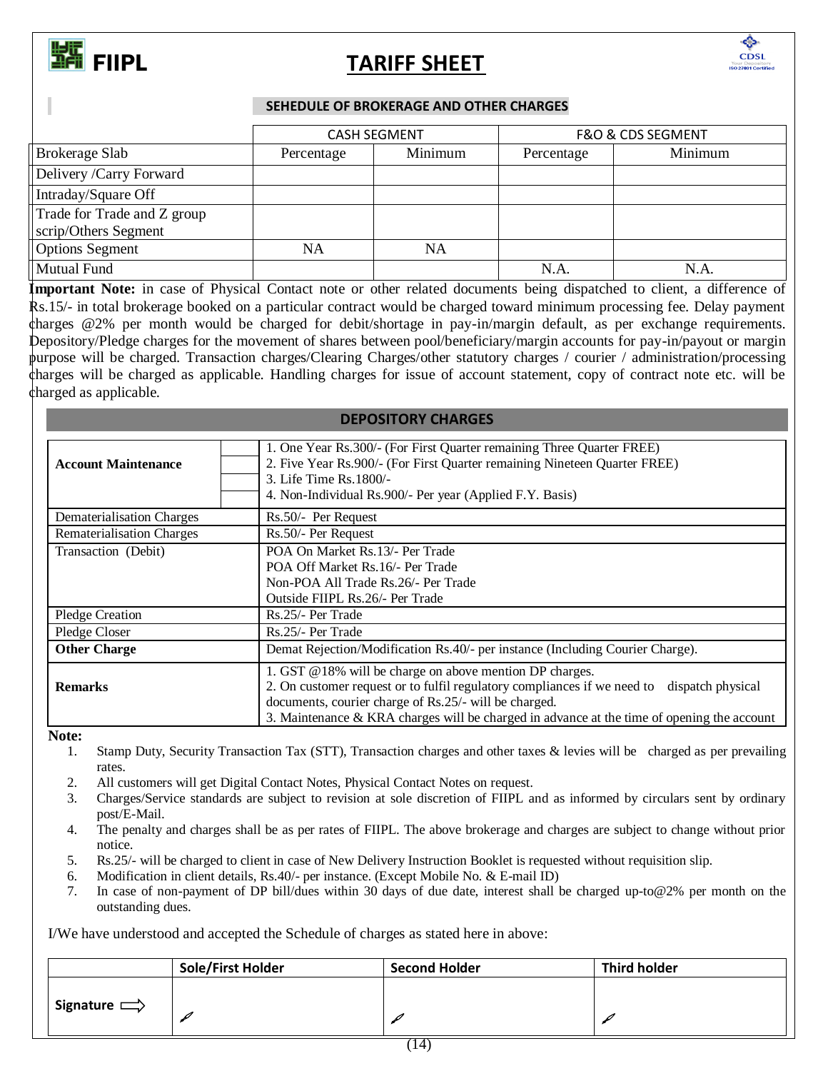FIIPL

# TARIFF SHEET

## SEHEDULE OF BROKERAGE AND OTHER CHARGES

| | CASH SEGMENT | | F&O & CDS SEGMENT | |
|---|---|---|---|---|
| Brokerage Slab | Percentage | Minimum | Percentage | Minimum |
| Delivery /Carry Forward | | | | |
| Intraday/Square Off | | | | |
| Trade for Trade and Z group scrip/Others Segment | | | | |
| Options Segment | NA | NA | | |
| Mutual Fund | | | N.A. | N.A. |

**Important Note:** in case of Physical Contact note or other related documents being dispatched to client, a difference of Rs.15/- in total brokerage booked on a particular contract would be charged toward minimum processing fee. Delay payment charges @2% per month would be charged for debit/shortage in pay-in/margin default, as per exchange requirements. Depository/Pledge charges for the movement of shares between pool/beneficiary/margin accounts for pay-in/payout or margin purpose will be charged. Transaction charges/Clearing Charges/other statutory charges / courier / administration/processing charges will be charged as applicable. Handling charges for issue of account statement, copy of contract note etc. will be charged as applicable.

## DEPOSITORY CHARGES

| | |
|---|---|
| **Account Maintenance** | 1. One Year Rs.300/- (For First Quarter remaining Three Quarter FREE)<br>2. Five Year Rs.900/- (For First Quarter remaining Nineteen Quarter FREE)<br>3. Life Time Rs.1800/-<br>4. Non-Individual Rs.900/- Per year (Applied F.Y. Basis) |
| Dematerialisation Charges | Rs.50/- Per Request |
| Rematerialisation Charges | Rs.50/- Per Request |
| Transaction (Debit) | POA On Market Rs.13/- Per Trade<br>POA Off Market Rs.16/- Per Trade<br>Non-POA All Trade Rs.26/- Per Trade<br>Outside FIIPL Rs.26/- Per Trade |
| Pledge Creation | Rs.25/- Per Trade |
| Pledge Closer | Rs.25/- Per Trade |
| **Other Charge** | Demat Rejection/Modification Rs.40/- per instance (Including Courier Charge). |
| **Remarks** | 1. GST @18% will be charge on above mention DP charges.<br>2. On customer request or to fulfil regulatory compliances if we need to dispatch physical documents, courier charge of Rs.25/- will be charged.<br>3. Maintenance & KRA charges will be charged in advance at the time of opening the account |

**Note:**

1. Stamp Duty, Security Transaction Tax (STT), Transaction charges and other taxes & levies will be charged as per prevailing rates.
2. All customers will get Digital Contact Notes, Physical Contact Notes on request.
3. Charges/Service standards are subject to revision at sole discretion of FIIPL and as informed by circulars sent by ordinary post/E-Mail.
4. The penalty and charges shall be as per rates of FIIPL. The above brokerage and charges are subject to change without prior notice.
5. Rs.25/- will be charged to client in case of New Delivery Instruction Booklet is requested without requisition slip.
6. Modification in client details, Rs.40/- per instance. (Except Mobile No. & E-mail ID)
7. In case of non-payment of DP bill/dues within 30 days of due date, interest shall be charged up-to@2% per month on the outstanding dues.

I/We have understood and accepted the Schedule of charges as stated here in above:

| | **Sole/First Holder** | **Second Holder** | **Third holder** |
|---|---|---|---|
| **Signature** ⇒ | | | |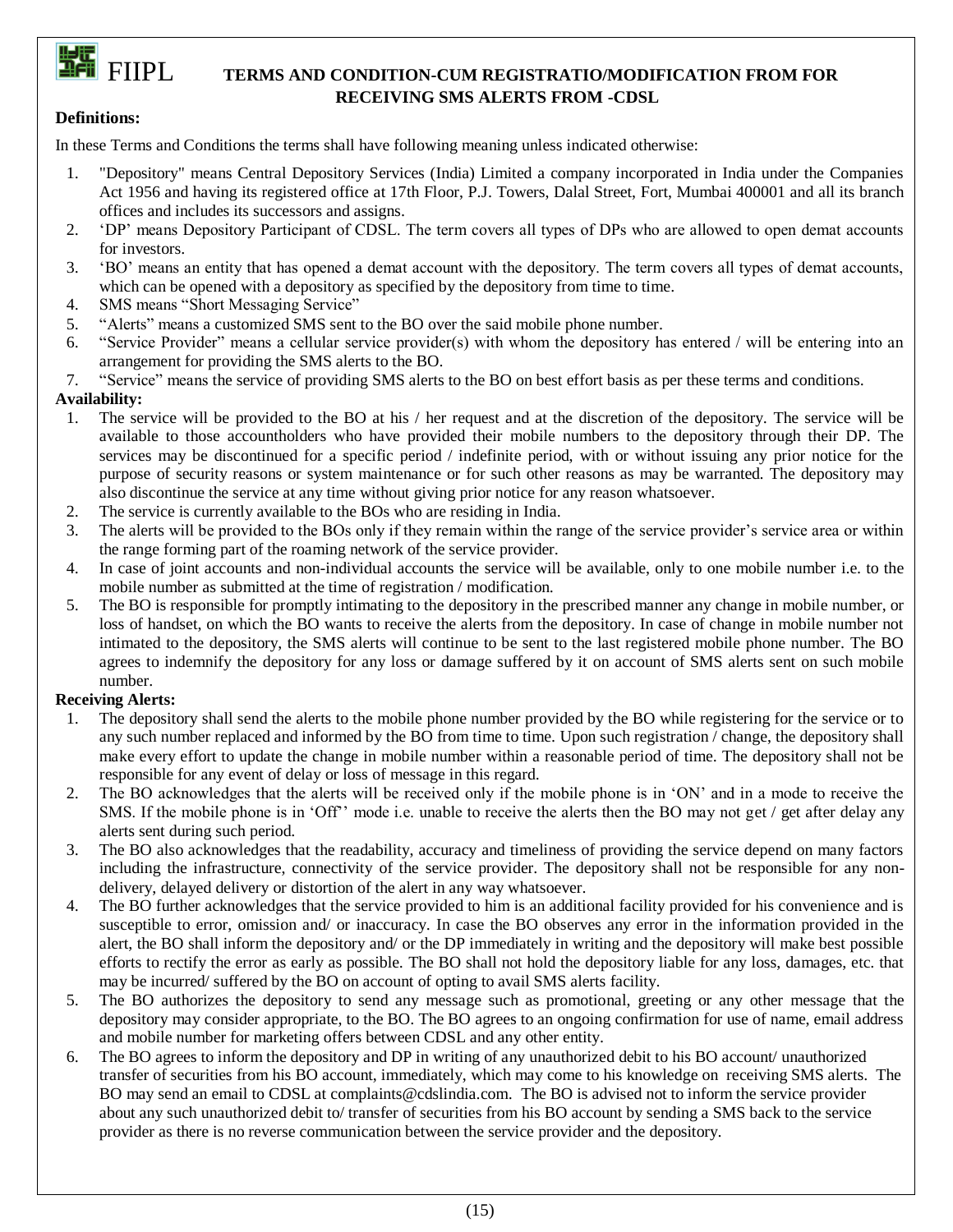FIIPL **TERMS AND CONDITION-CUM REGISTRATIO/MODIFICATION FROM FOR RECEIVING SMS ALERTS FROM -CDSL**

**Definitions:**

In these Terms and Conditions the terms shall have following meaning unless indicated otherwise:

1. "Depository" means Central Depository Services (India) Limited a company incorporated in India under the Companies Act 1956 and having its registered office at 17th Floor, P.J. Towers, Dalal Street, Fort, Mumbai 400001 and all its branch offices and includes its successors and assigns.
2. 'DP' means Depository Participant of CDSL. The term covers all types of DPs who are allowed to open demat accounts for investors.
3. 'BO' means an entity that has opened a demat account with the depository. The term covers all types of demat accounts, which can be opened with a depository as specified by the depository from time to time.
4. SMS means "Short Messaging Service"
5. "Alerts" means a customized SMS sent to the BO over the said mobile phone number.
6. "Service Provider" means a cellular service provider(s) with whom the depository has entered / will be entering into an arrangement for providing the SMS alerts to the BO.
7. "Service" means the service of providing SMS alerts to the BO on best effort basis as per these terms and conditions.

**Availability:**

1. The service will be provided to the BO at his / her request and at the discretion of the depository. The service will be available to those accountholders who have provided their mobile numbers to the depository through their DP. The services may be discontinued for a specific period / indefinite period, with or without issuing any prior notice for the purpose of security reasons or system maintenance or for such other reasons as may be warranted. The depository may also discontinue the service at any time without giving prior notice for any reason whatsoever.
2. The service is currently available to the BOs who are residing in India.
3. The alerts will be provided to the BOs only if they remain within the range of the service provider's service area or within the range forming part of the roaming network of the service provider.
4. In case of joint accounts and non-individual accounts the service will be available, only to one mobile number i.e. to the mobile number as submitted at the time of registration / modification.
5. The BO is responsible for promptly intimating to the depository in the prescribed manner any change in mobile number, or loss of handset, on which the BO wants to receive the alerts from the depository. In case of change in mobile number not intimated to the depository, the SMS alerts will continue to be sent to the last registered mobile phone number. The BO agrees to indemnify the depository for any loss or damage suffered by it on account of SMS alerts sent on such mobile number.

**Receiving Alerts:**

1. The depository shall send the alerts to the mobile phone number provided by the BO while registering for the service or to any such number replaced and informed by the BO from time to time. Upon such registration / change, the depository shall make every effort to update the change in mobile number within a reasonable period of time. The depository shall not be responsible for any event of delay or loss of message in this regard.
2. The BO acknowledges that the alerts will be received only if the mobile phone is in 'ON' and in a mode to receive the SMS. If the mobile phone is in 'Off'' mode i.e. unable to receive the alerts then the BO may not get / get after delay any alerts sent during such period.
3. The BO also acknowledges that the readability, accuracy and timeliness of providing the service depend on many factors including the infrastructure, connectivity of the service provider. The depository shall not be responsible for any non-delivery, delayed delivery or distortion of the alert in any way whatsoever.
4. The BO further acknowledges that the service provided to him is an additional facility provided for his convenience and is susceptible to error, omission and/ or inaccuracy. In case the BO observes any error in the information provided in the alert, the BO shall inform the depository and/ or the DP immediately in writing and the depository will make best possible efforts to rectify the error as early as possible. The BO shall not hold the depository liable for any loss, damages, etc. that may be incurred/ suffered by the BO on account of opting to avail SMS alerts facility.
5. The BO authorizes the depository to send any message such as promotional, greeting or any other message that the depository may consider appropriate, to the BO. The BO agrees to an ongoing confirmation for use of name, email address and mobile number for marketing offers between CDSL and any other entity.
6. The BO agrees to inform the depository and DP in writing of any unauthorized debit to his BO account/ unauthorized transfer of securities from his BO account, immediately, which may come to his knowledge on receiving SMS alerts. The BO may send an email to CDSL at complaints@cdslindia.com. The BO is advised not to inform the service provider about any such unauthorized debit to/ transfer of securities from his BO account by sending a SMS back to the service provider as there is no reverse communication between the service provider and the depository.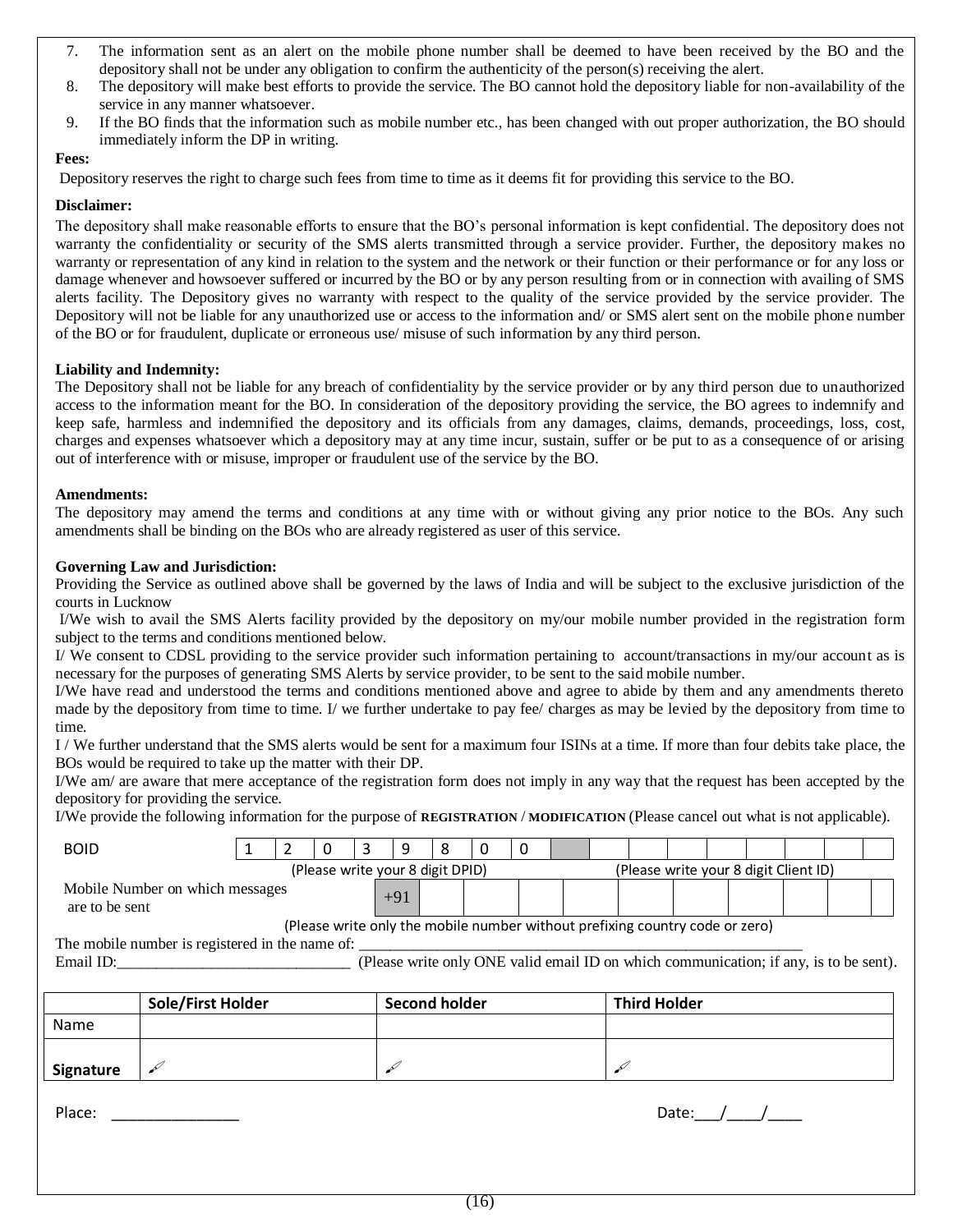7. The information sent as an alert on the mobile phone number shall be deemed to have been received by the BO and the depository shall not be under any obligation to confirm the authenticity of the person(s) receiving the alert.
8. The depository will make best efforts to provide the service. The BO cannot hold the depository liable for non-availability of the service in any manner whatsoever.
9. If the BO finds that the information such as mobile number etc., has been changed with out proper authorization, the BO should immediately inform the DP in writing.

**Fees:**

Depository reserves the right to charge such fees from time to time as it deems fit for providing this service to the BO.

**Disclaimer:**

The depository shall make reasonable efforts to ensure that the BO's personal information is kept confidential. The depository does not warranty the confidentiality or security of the SMS alerts transmitted through a service provider. Further, the depository makes no warranty or representation of any kind in relation to the system and the network or their function or their performance or for any loss or damage whenever and howsoever suffered or incurred by the BO or by any person resulting from or in connection with availing of SMS alerts facility. The Depository gives no warranty with respect to the quality of the service provided by the service provider. The Depository will not be liable for any unauthorized use or access to the information and/ or SMS alert sent on the mobile phone number of the BO or for fraudulent, duplicate or erroneous use/ misuse of such information by any third person.

**Liability and Indemnity:**

The Depository shall not be liable for any breach of confidentiality by the service provider or by any third person due to unauthorized access to the information meant for the BO. In consideration of the depository providing the service, the BO agrees to indemnify and keep safe, harmless and indemnified the depository and its officials from any damages, claims, demands, proceedings, loss, cost, charges and expenses whatsoever which a depository may at any time incur, sustain, suffer or be put to as a consequence of or arising out of interference with or misuse, improper or fraudulent use of the service by the BO.

**Amendments:**

The depository may amend the terms and conditions at any time with or without giving any prior notice to the BOs. Any such amendments shall be binding on the BOs who are already registered as user of this service.

**Governing Law and Jurisdiction:**

Providing the Service as outlined above shall be governed by the laws of India and will be subject to the exclusive jurisdiction of the courts in Lucknow

I/We wish to avail the SMS Alerts facility provided by the depository on my/our mobile number provided in the registration form subject to the terms and conditions mentioned below.

I/ We consent to CDSL providing to the service provider such information pertaining to account/transactions in my/our account as is necessary for the purposes of generating SMS Alerts by service provider, to be sent to the said mobile number.

I/We have read and understood the terms and conditions mentioned above and agree to abide by them and any amendments thereto made by the depository from time to time. I/ we further undertake to pay fee/ charges as may be levied by the depository from time to time.

I / We further understand that the SMS alerts would be sent for a maximum four ISINs at a time. If more than four debits take place, the BOs would be required to take up the matter with their DP.

I/We am/ are aware that mere acceptance of the registration form does not imply in any way that the request has been accepted by the depository for providing the service.

I/We provide the following information for the purpose of **REGISTRATION** / **MODIFICATION** (Please cancel out what is not applicable).

| BOID | 1 | 2 | 0 | 3 | 9 | 8 | 0 | 0 | | | | | | | | | |
|---|---|---|---|---|---|---|---|---|---|---|---|---|---|---|---|---|---|
| | (Please write your 8 digit DPID) | | | | | | | | | (Please write your 8 digit Client ID) | | | | | | | |

| Mobile Number on which messages are to be sent | +91 | | | | | | | | | | |
|---|---|---|---|---|---|---|---|---|---|---|---|

(Please write only the mobile number without prefixing country code or zero)

The mobile number is registered in the name of: ___________________________________________________________

Email ID:_______________________________ (Please write only ONE valid email ID on which communication; if any, is to be sent).

| | Sole/First Holder | Second holder | Third Holder |
|---|---|---|---|
| Name | | | |
| Signature | | | |

Place: _______________ Date:___/____/____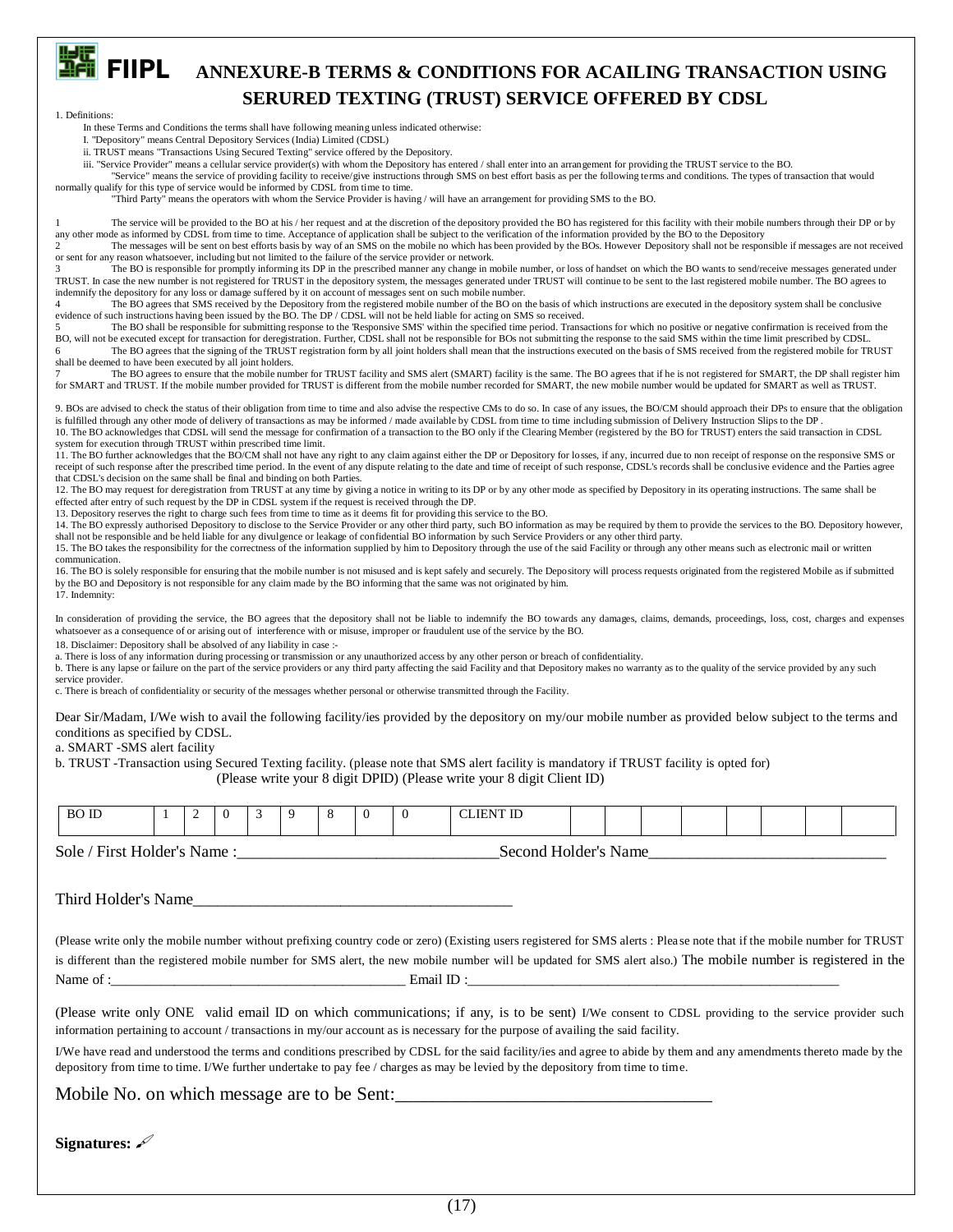# FIIPL ANNEXURE-B TERMS & CONDITIONS FOR ACAILING TRANSACTION USING SERURED TEXTING (TRUST) SERVICE OFFERED BY CDSL

1. Definitions:

In these Terms and Conditions the terms shall have following meaning unless indicated otherwise:

I. "Depository" means Central Depository Services (India) Limited (CDSL)

ii. TRUST means "Transactions Using Secured Texting" service offered by the Depository.

iii. "Service Provider" means a cellular service provider(s) with whom the Depository has entered / shall enter into an arrangement for providing the TRUST service to the BO.

"Service" means the service of providing facility to receive/give instructions through SMS on best effort basis as per the following terms and conditions. The types of transaction that would normally qualify for this type of service would be informed by CDSL from time to time.

"Third Party" means the operators with whom the Service Provider is having / will have an arrangement for providing SMS to the BO.

1 The service will be provided to the BO at his / her request and at the discretion of the depository provided the BO has registered for this facility with their mobile numbers through their DP or by any other mode as informed by CDSL from time to time. Acceptance of application shall be subject to the verification of the information provided by the BO to the Depository

2 The messages will be sent on best efforts basis by way of an SMS on the mobile no which has been provided by the BOs. However Depository shall not be responsible if messages are not received or sent for any reason whatsoever, including but not limited to the failure of the service provider or network.

3 The BO is responsible for promptly informing its DP in the prescribed manner any change in mobile number, or loss of handset on which the BO wants to send/receive messages generated under TRUST. In case the new number is not registered for TRUST in the depository system, the messages generated under TRUST will continue to be sent to the last registered mobile number. The BO agrees to indemnify the depository for any loss or damage suffered by it on account of messages sent on such mobile number.

4 The BO agrees that SMS received by the Depository from the registered mobile number of the BO on the basis of which instructions are executed in the depository system shall be conclusive evidence of such instructions having been issued by the BO. The DP / CDSL will not be held liable for acting on SMS so received.

5 The BO shall be responsible for submitting response to the 'Responsive SMS' within the specified time period. Transactions for which no positive or negative confirmation is received from the BO, will not be executed except for transaction for deregistration. Further, CDSL shall not be responsible for BOs not submitting the response to the said SMS within the time limit prescribed by CDSL.

6 The BO agrees that the signing of the TRUST registration form by all joint holders shall mean that the instructions executed on the basis of SMS received from the registered mobile for TRUST shall be deemed to have been executed by all joint holders.

7 The BO agrees to ensure that the mobile number for TRUST facility and SMS alert (SMART) facility is the same. The BO agrees that if he is not registered for SMART, the DP shall register him for SMART and TRUST. If the mobile number provided for TRUST is different from the mobile number recorded for SMART, the new mobile number would be updated for SMART as well as TRUST.

9. BOs are advised to check the status of their obligation from time to time and also advise the respective CMs to do so. In case of any issues, the BO/CM should approach their DPs to ensure that the obligation is fulfilled through any other mode of delivery of transactions as may be informed / made available by CDSL from time to time including submission of Delivery Instruction Slips to the DP .

10. The BO acknowledges that CDSL will send the message for confirmation of a transaction to the BO only if the Clearing Member (registered by the BO for TRUST) enters the said transaction in CDSL system for execution through TRUST within prescribed time limit.

11. The BO further acknowledges that the BO/CM shall not have any right to any claim against either the DP or Depository for losses, if any, incurred due to non receipt of response on the responsive SMS or receipt of such response after the prescribed time period. In the event of any dispute relating to the date and time of receipt of such response, CDSL's records shall be conclusive evidence and the Parties agree that CDSL's decision on the same shall be final and binding on both Parties.

12. The BO may request for deregistration from TRUST at any time by giving a notice in writing to its DP or by any other mode as specified by Depository in its operating instructions. The same shall be effected after entry of such request by the DP in CDSL system if the request is received through the DP.

13. Depository reserves the right to charge such fees from time to time as it deems fit for providing this service to the BO.

14. The BO expressly authorised Depository to disclose to the Service Provider or any other third party, such BO information as may be required by them to provide the services to the BO. Depository however, shall not be responsible and be held liable for any divulgence or leakage of confidential BO information by such Service Providers or any other third party.

15. The BO takes the responsibility for the correctness of the information supplied by him to Depository through the use of the said Facility or through any other means such as electronic mail or written communication.

16. The BO is solely responsible for ensuring that the mobile number is not misused and is kept safely and securely. The Depository will process requests originated from the registered Mobile as if submitted by the BO and Depository is not responsible for any claim made by the BO informing that the same was not originated by him.

17. Indemnity:

In consideration of providing the service, the BO agrees that the depository shall not be liable to indemnify the BO towards any damages, claims, demands, proceedings, loss, cost, charges and expenses whatsoever as a consequence of or arising out of interference with or misuse, improper or fraudulent use of the service by the BO.

18. Disclaimer: Depository shall be absolved of any liability in case :-

a. There is loss of any information during processing or transmission or any unauthorized access by any other person or breach of confidentiality.

b. There is any lapse or failure on the part of the service providers or any third party affecting the said Facility and that Depository makes no warranty as to the quality of the service provided by any such service provider.

c. There is breach of confidentiality or security of the messages whether personal or otherwise transmitted through the Facility.

Dear Sir/Madam, I/We wish to avail the following facility/ies provided by the depository on my/our mobile number as provided below subject to the terms and conditions as specified by CDSL.

a. SMART -SMS alert facility

b. TRUST -Transaction using Secured Texting facility. (please note that SMS alert facility is mandatory if TRUST facility is opted for)

(Please write your 8 digit DPID) (Please write your 8 digit Client ID)

| BO ID | 1 | 2 | 0 | 3 | 9 | 8 | 0 | 0 | CLIENT ID | | | | | | | | |
|---|---|---|---|---|---|---|---|---|---|---|---|---|---|---|---|---|---|

Sole / First Holder's Name :_______________________________ Second Holder's Name_____________________________

Third Holder's Name_______________________________________

(Please write only the mobile number without prefixing country code or zero) (Existing users registered for SMS alerts : Please note that if the mobile number for TRUST is different than the registered mobile number for SMS alert, the new mobile number will be updated for SMS alert also.) The mobile number is registered in the Name of :__________________________________________ Email ID :_____________________________________________________

(Please write only ONE valid email ID on which communications; if any, is to be sent) I/We consent to CDSL providing to the service provider such information pertaining to account / transactions in my/our account as is necessary for the purpose of availing the said facility.

I/We have read and understood the terms and conditions prescribed by CDSL for the said facility/ies and agree to abide by them and any amendments thereto made by the depository from time to time. I/We further undertake to pay fee / charges as may be levied by the depository from time to time.

Mobile No. on which message are to be Sent:__________________________________

**Signatures:** 🖊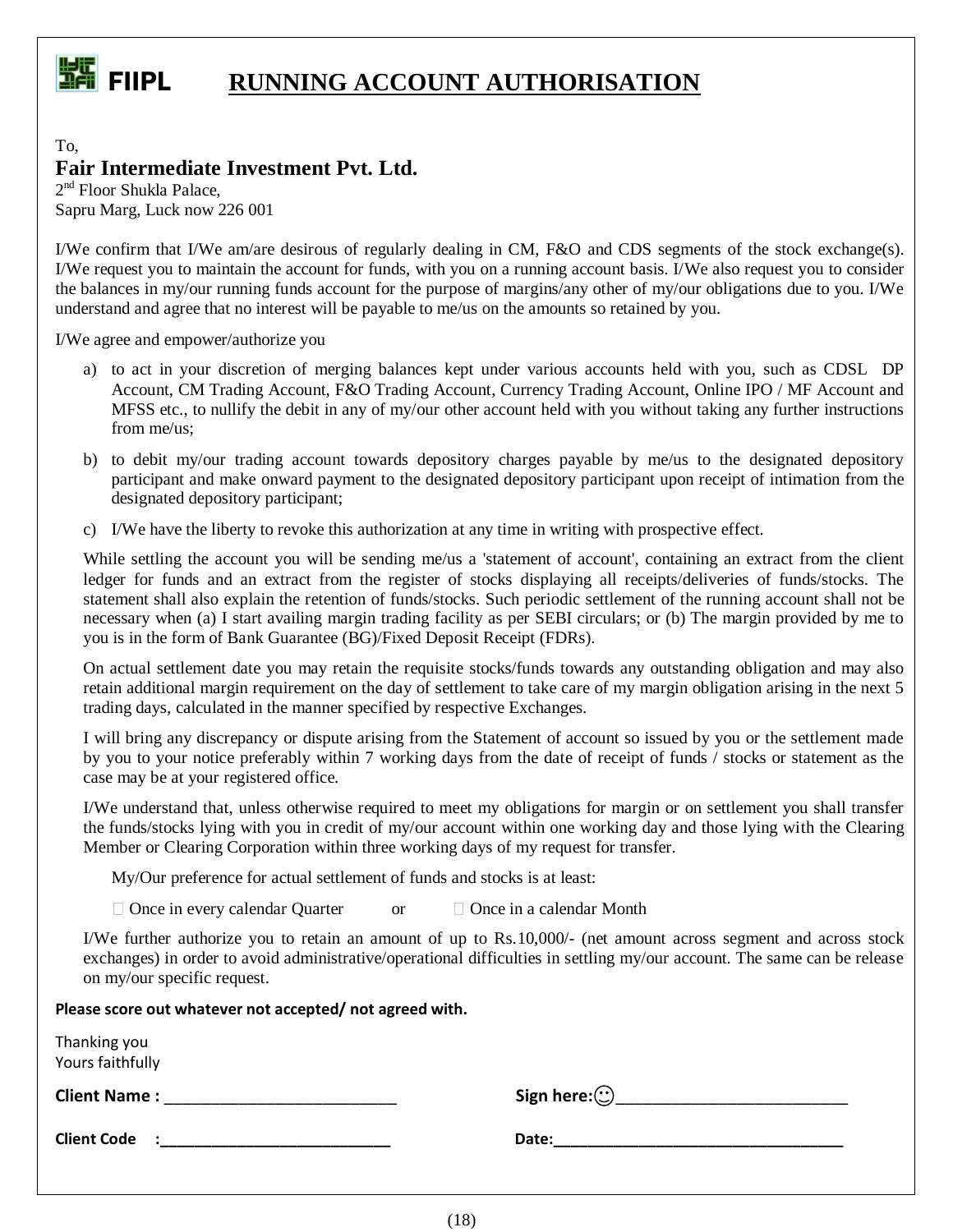# FIIPL RUNNING ACCOUNT AUTHORISATION

To,

**Fair Intermediate Investment Pvt. Ltd.**
2nd Floor Shukla Palace,
Sapru Marg, Luck now 226 001

I/We confirm that I/We am/are desirous of regularly dealing in CM, F&O and CDS segments of the stock exchange(s). I/We request you to maintain the account for funds, with you on a running account basis. I/We also request you to consider the balances in my/our running funds account for the purpose of margins/any other of my/our obligations due to you. I/We understand and agree that no interest will be payable to me/us on the amounts so retained by you.

I/We agree and empower/authorize you

a) to act in your discretion of merging balances kept under various accounts held with you, such as CDSL DP Account, CM Trading Account, F&O Trading Account, Currency Trading Account, Online IPO / MF Account and MFSS etc., to nullify the debit in any of my/our other account held with you without taking any further instructions from me/us;

b) to debit my/our trading account towards depository charges payable by me/us to the designated depository participant and make onward payment to the designated depository participant upon receipt of intimation from the designated depository participant;

c) I/We have the liberty to revoke this authorization at any time in writing with prospective effect.

While settling the account you will be sending me/us a 'statement of account', containing an extract from the client ledger for funds and an extract from the register of stocks displaying all receipts/deliveries of funds/stocks. The statement shall also explain the retention of funds/stocks. Such periodic settlement of the running account shall not be necessary when (a) I start availing margin trading facility as per SEBI circulars; or (b) The margin provided by me to you is in the form of Bank Guarantee (BG)/Fixed Deposit Receipt (FDRs).

On actual settlement date you may retain the requisite stocks/funds towards any outstanding obligation and may also retain additional margin requirement on the day of settlement to take care of my margin obligation arising in the next 5 trading days, calculated in the manner specified by respective Exchanges.

I will bring any discrepancy or dispute arising from the Statement of account so issued by you or the settlement made by you to your notice preferably within 7 working days from the date of receipt of funds / stocks or statement as the case may be at your registered office.

I/We understand that, unless otherwise required to meet my obligations for margin or on settlement you shall transfer the funds/stocks lying with you in credit of my/our account within one working day and those lying with the Clearing Member or Clearing Corporation within three working days of my request for transfer.

My/Our preference for actual settlement of funds and stocks is at least:

☐ Once in every calendar Quarter or ☐ Once in a calendar Month

I/We further authorize you to retain an amount of up to Rs.10,000/- (net amount across segment and across stock exchanges) in order to avoid administrative/operational difficulties in settling my/our account. The same can be release on my/our specific request.

**Please score out whatever not accepted/ not agreed with.**

Thanking you
Yours faithfully

**Client Name :** ___________________________ **Sign here:☺**___________________________

**Client Code :**___________________________ **Date:**___________________________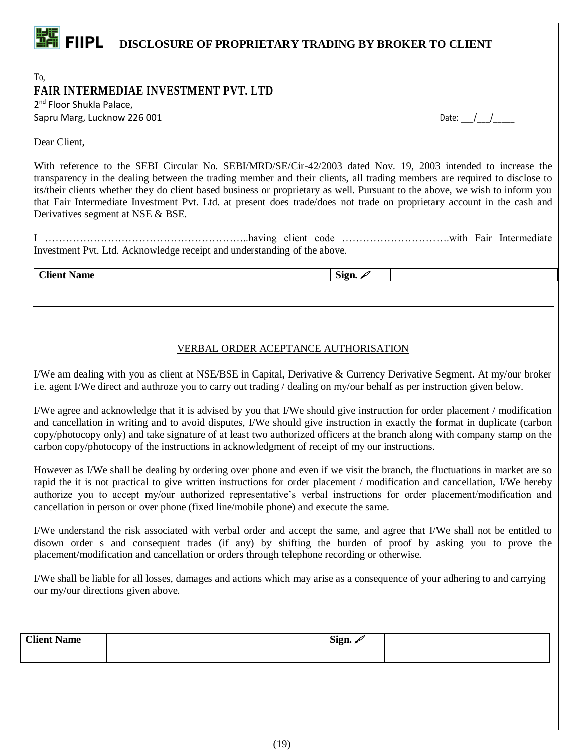# FIIPL DISCLOSURE OF PROPRIETARY TRADING BY BROKER TO CLIENT

To,

**FAIR INTERMEDIAE INVESTMENT PVT. LTD**

2nd Floor Shukla Palace,

Sapru Marg, Lucknow 226 001

Date: ___/___/_____

Dear Client,

With reference to the SEBI Circular No. SEBI/MRD/SE/Cir-42/2003 dated Nov. 19, 2003 intended to increase the transparency in the dealing between the trading member and their clients, all trading members are required to disclose to its/their clients whether they do client based business or proprietary as well. Pursuant to the above, we wish to inform you that Fair Intermediate Investment Pvt. Ltd. at present does trade/does not trade on proprietary account in the cash and Derivatives segment at NSE & BSE.

I …………………………………………………..having client code ………………………….with Fair Intermediate Investment Pvt. Ltd. Acknowledge receipt and understanding of the above.

| Client Name | | Sign. | |
|---|---|---|---|

## VERBAL ORDER ACEPTANCE AUTHORISATION

I/We am dealing with you as client at NSE/BSE in Capital, Derivative & Currency Derivative Segment. At my/our broker i.e. agent I/We direct and authroze you to carry out trading / dealing on my/our behalf as per instruction given below.

I/We agree and acknowledge that it is advised by you that I/We should give instruction for order placement / modification and cancellation in writing and to avoid disputes, I/We should give instruction in exactly the format in duplicate (carbon copy/photocopy only) and take signature of at least two authorized officers at the branch along with company stamp on the carbon copy/photocopy of the instructions in acknowledgment of receipt of my our instructions.

However as I/We shall be dealing by ordering over phone and even if we visit the branch, the fluctuations in market are so rapid the it is not practical to give written instructions for order placement / modification and cancellation, I/We hereby authorize you to accept my/our authorized representative's verbal instructions for order placement/modification and cancellation in person or over phone (fixed line/mobile phone) and execute the same.

I/We understand the risk associated with verbal order and accept the same, and agree that I/We shall not be entitled to disown order s and consequent trades (if any) by shifting the burden of proof by asking you to prove the placement/modification and cancellation or orders through telephone recording or otherwise.

I/We shall be liable for all losses, damages and actions which may arise as a consequence of your adhering to and carrying our my/our directions given above.

| Client Name | | Sign. | |
|---|---|---|---|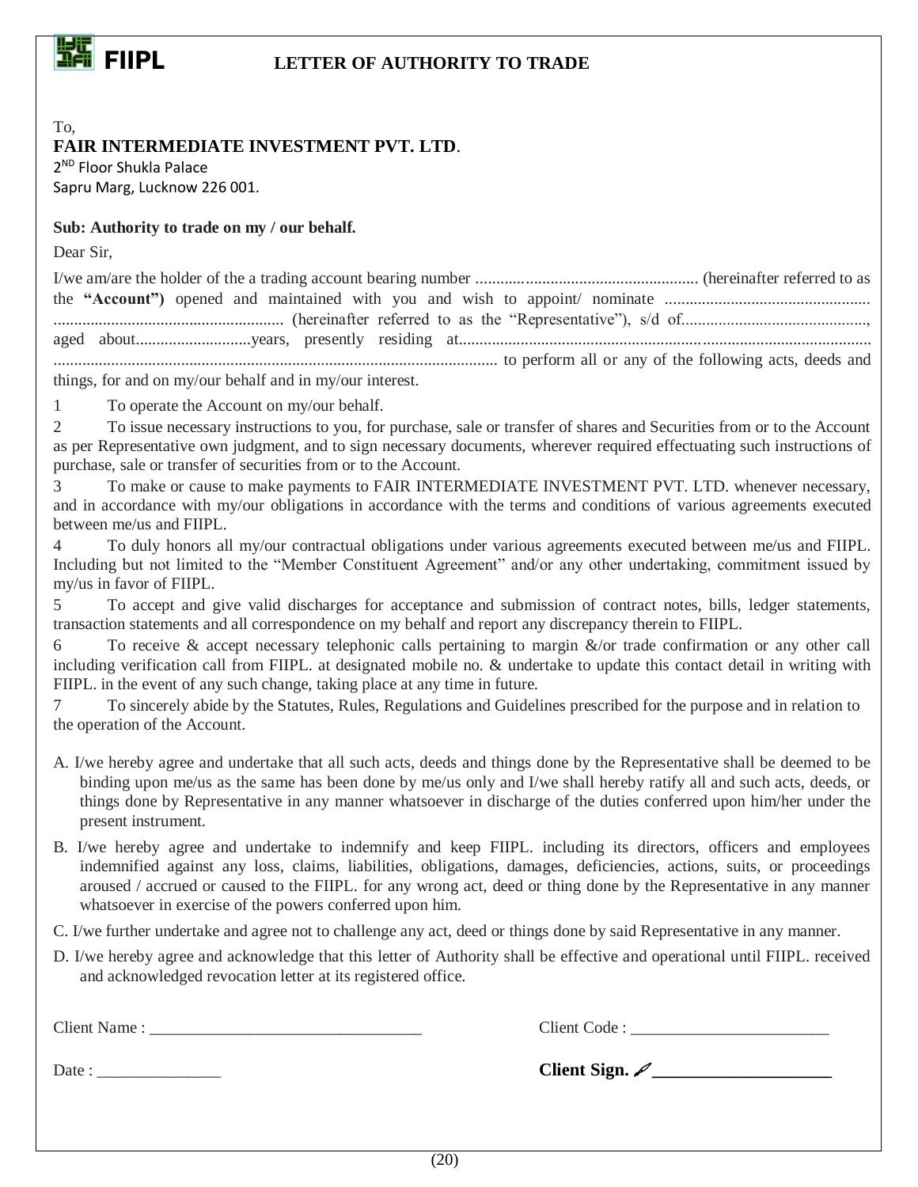**FIIPL**

# LETTER OF AUTHORITY TO TRADE

To,

**FAIR INTERMEDIATE INVESTMENT PVT. LTD**.
2[ND] Floor Shukla Palace
Sapru Marg, Lucknow 226 001.

**Sub: Authority to trade on my / our behalf.**

Dear Sir,

I/we am/are the holder of the a trading account bearing number ...................................................... (hereinafter referred to as the **"Account")** opened and maintained with you and wish to appoint/ nominate ................................................. ....................................................... (hereinafter referred to as the "Representative"), s/d of............................................, aged about...........................years, presently residing at.................................................................................................. .......................................................................................................... to perform all or any of the following acts, deeds and things, for and on my/our behalf and in my/our interest.

1 To operate the Account on my/our behalf.

2 To issue necessary instructions to you, for purchase, sale or transfer of shares and Securities from or to the Account as per Representative own judgment, and to sign necessary documents, wherever required effectuating such instructions of purchase, sale or transfer of securities from or to the Account.

3 To make or cause to make payments to FAIR INTERMEDIATE INVESTMENT PVT. LTD. whenever necessary, and in accordance with my/our obligations in accordance with the terms and conditions of various agreements executed between me/us and FIIPL.

4 To duly honors all my/our contractual obligations under various agreements executed between me/us and FIIPL. Including but not limited to the "Member Constituent Agreement" and/or any other undertaking, commitment issued by my/us in favor of FIIPL.

5 To accept and give valid discharges for acceptance and submission of contract notes, bills, ledger statements, transaction statements and all correspondence on my behalf and report any discrepancy therein to FIIPL.

6 To receive & accept necessary telephonic calls pertaining to margin &/or trade confirmation or any other call including verification call from FIIPL. at designated mobile no. & undertake to update this contact detail in writing with FIIPL. in the event of any such change, taking place at any time in future.

7 To sincerely abide by the Statutes, Rules, Regulations and Guidelines prescribed for the purpose and in relation to the operation of the Account.

A. I/we hereby agree and undertake that all such acts, deeds and things done by the Representative shall be deemed to be binding upon me/us as the same has been done by me/us only and I/we shall hereby ratify all and such acts, deeds, or things done by Representative in any manner whatsoever in discharge of the duties conferred upon him/her under the present instrument.

B. I/we hereby agree and undertake to indemnify and keep FIIPL. including its directors, officers and employees indemnified against any loss, claims, liabilities, obligations, damages, deficiencies, actions, suits, or proceedings aroused / accrued or caused to the FIIPL. for any wrong act, deed or thing done by the Representative in any manner whatsoever in exercise of the powers conferred upon him.

C. I/we further undertake and agree not to challenge any act, deed or things done by said Representative in any manner.

D. I/we hereby agree and acknowledge that this letter of Authority shall be effective and operational until FIIPL. received and acknowledged revocation letter at its registered office.

Client Name : ________________________________ Client Code : ________________________

Date : _______________ **Client Sign. ✐ ____________________**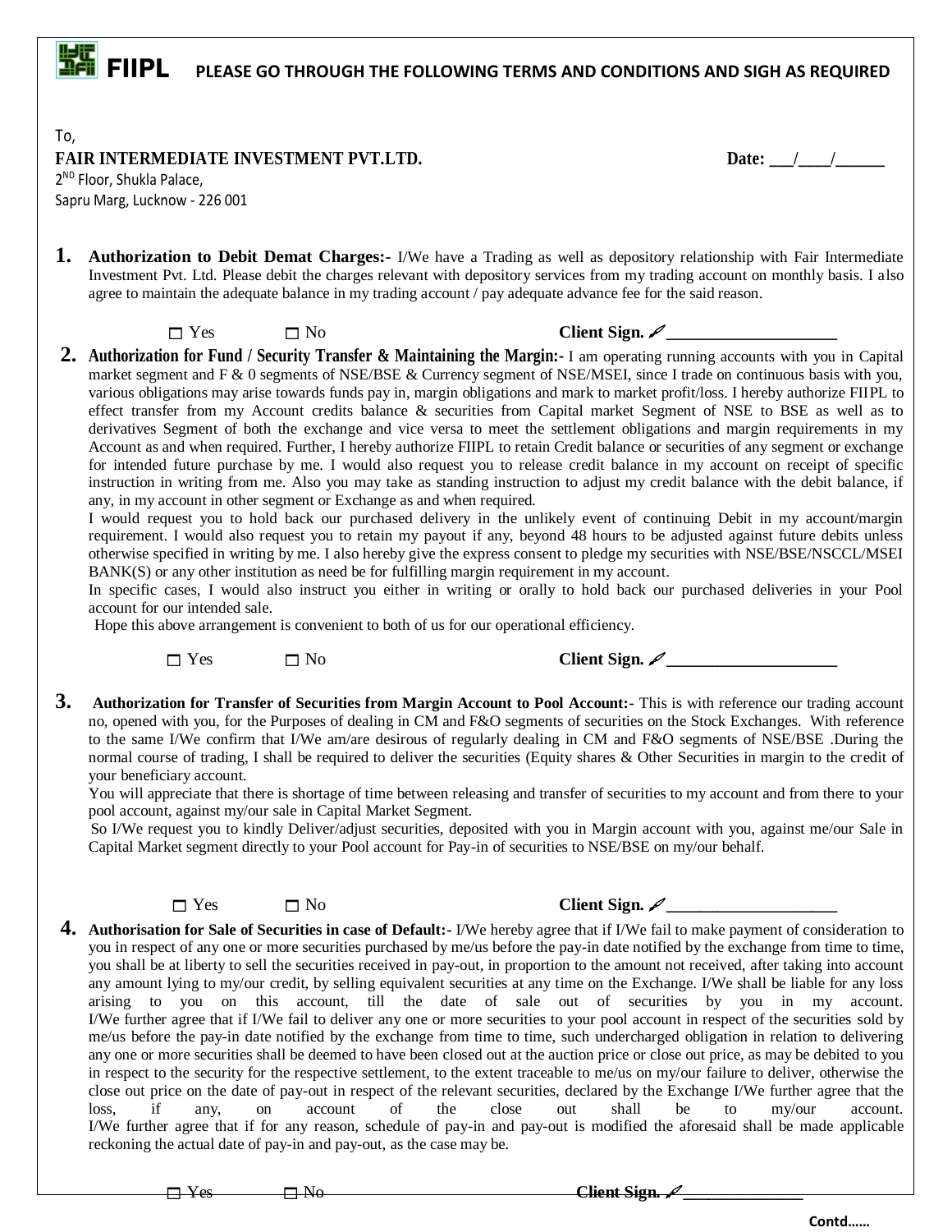**FIIPL** **PLEASE GO THROUGH THE FOLLOWING TERMS AND CONDITIONS AND SIGH AS REQUIRED**

To,

**FAIR INTERMEDIATE INVESTMENT PVT.LTD.** **Date: ___/____/______**

2ND Floor, Shukla Palace,

Sapru Marg, Lucknow - 226 001

**1. Authorization to Debit Demat Charges:-** I/We have a Trading as well as depository relationship with Fair Intermediate Investment Pvt. Ltd. Please debit the charges relevant with depository services from my trading account on monthly basis. I also agree to maintain the adequate balance in my trading account / pay adequate advance fee for the said reason.

☐ Yes ☐ No **Client Sign.** ____________________

**2. Authorization for Fund / Security Transfer & Maintaining the Margin:-** I am operating running accounts with you in Capital market segment and F & 0 segments of NSE/BSE & Currency segment of NSE/MSEI, since I trade on continuous basis with you, various obligations may arise towards funds pay in, margin obligations and mark to market profit/loss. I hereby authorize FIIPL to effect transfer from my Account credits balance & securities from Capital market Segment of NSE to BSE as well as to derivatives Segment of both the exchange and vice versa to meet the settlement obligations and margin requirements in my Account as and when required. Further, I hereby authorize FIIPL to retain Credit balance or securities of any segment or exchange for intended future purchase by me. I would also request you to release credit balance in my account on receipt of specific instruction in writing from me. Also you may take as standing instruction to adjust my credit balance with the debit balance, if any, in my account in other segment or Exchange as and when required.

I would request you to hold back our purchased delivery in the unlikely event of continuing Debit in my account/margin requirement. I would also request you to retain my payout if any, beyond 48 hours to be adjusted against future debits unless otherwise specified in writing by me. I also hereby give the express consent to pledge my securities with NSE/BSE/NSCCL/MSEI BANK(S) or any other institution as need be for fulfilling margin requirement in my account.

In specific cases, I would also instruct you either in writing or orally to hold back our purchased deliveries in your Pool account for our intended sale.

Hope this above arrangement is convenient to both of us for our operational efficiency.

☐ Yes ☐ No **Client Sign.** ____________________

**3. Authorization for Transfer of Securities from Margin Account to Pool Account:-** This is with reference our trading account no, opened with you, for the Purposes of dealing in CM and F&O segments of securities on the Stock Exchanges. With reference to the same I/We confirm that I/We am/are desirous of regularly dealing in CM and F&O segments of NSE/BSE .During the normal course of trading, I shall be required to deliver the securities (Equity shares & Other Securities in margin to the credit of your beneficiary account.

You will appreciate that there is shortage of time between releasing and transfer of securities to my account and from there to your pool account, against my/our sale in Capital Market Segment.

So I/We request you to kindly Deliver/adjust securities, deposited with you in Margin account with you, against me/our Sale in Capital Market segment directly to your Pool account for Pay-in of securities to NSE/BSE on my/our behalf.

☐ Yes ☐ No **Client Sign.** ____________________

**4. Authorisation for Sale of Securities in case of Default:-** I/We hereby agree that if I/We fail to make payment of consideration to you in respect of any one or more securities purchased by me/us before the pay-in date notified by the exchange from time to time, you shall be at liberty to sell the securities received in pay-out, in proportion to the amount not received, after taking into account any amount lying to my/our credit, by selling equivalent securities at any time on the Exchange. I/We shall be liable for any loss arising to you on this account, till the date of sale out of securities by you in my account.

I/We further agree that if I/We fail to deliver any one or more securities to your pool account in respect of the securities sold by me/us before the pay-in date notified by the exchange from time to time, such undercharged obligation in relation to delivering any one or more securities shall be deemed to have been closed out at the auction price or close out price, as may be debited to you in respect to the security for the respective settlement, to the extent traceable to me/us on my/our failure to deliver, otherwise the close out price on the date of pay-out in respect of the relevant securities, declared by the Exchange I/We further agree that the loss, if any, on account of the close out shall be to my/our account.

I/We further agree that if for any reason, schedule of pay-in and pay-out is modified the aforesaid shall be made applicable reckoning the actual date of pay-in and pay-out, as the case may be.

☐ Yes ☐ No **Client Sign.** ______________

Contd……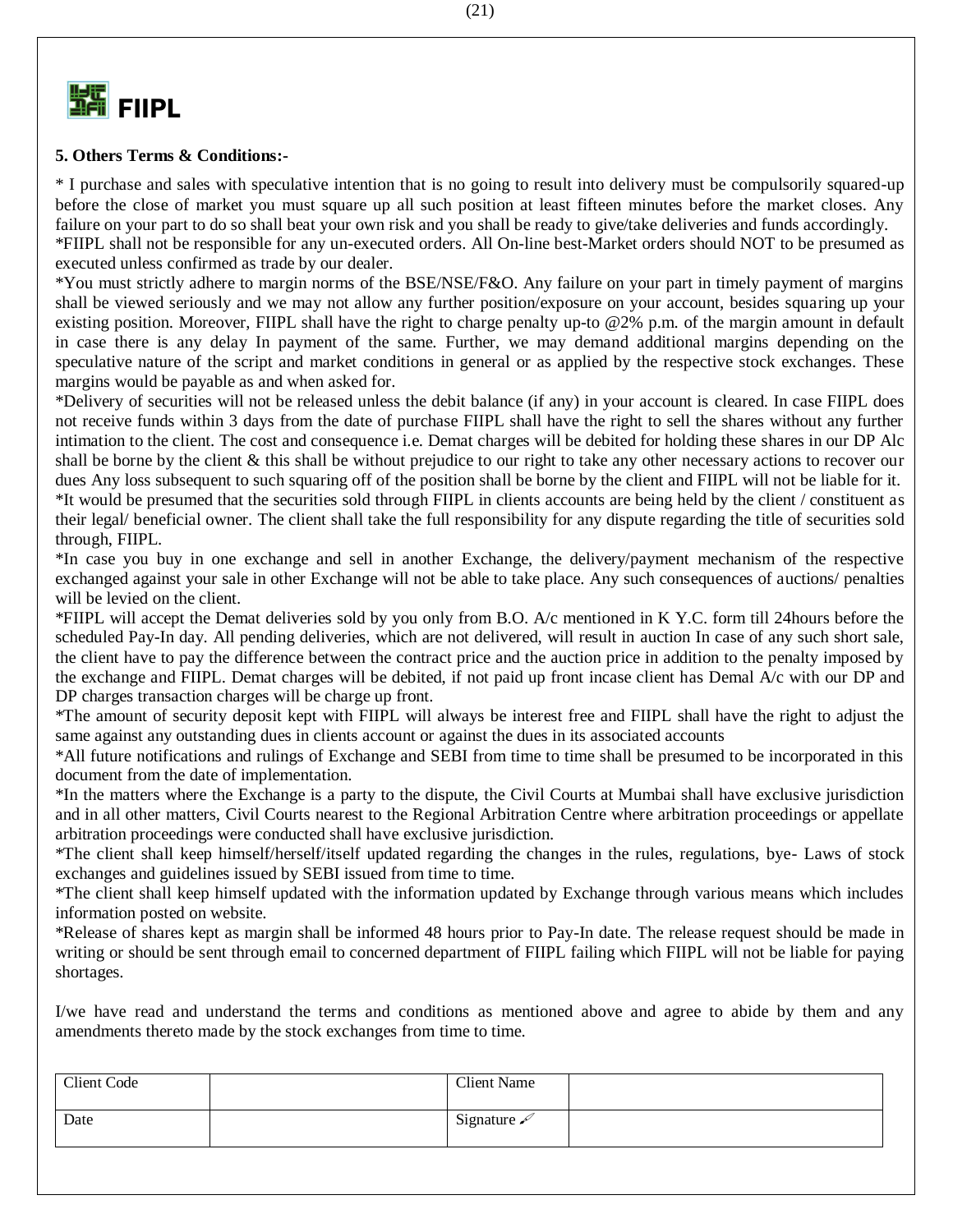FIIPL

**5. Others Terms & Conditions:-**

* I purchase and sales with speculative intention that is no going to result into delivery must be compulsorily squared-up before the close of market you must square up all such position at least fifteen minutes before the market closes. Any failure on your part to do so shall beat your own risk and you shall be ready to give/take deliveries and funds accordingly.

*FIIPL shall not be responsible for any un-executed orders. All On-line best-Market orders should NOT to be presumed as executed unless confirmed as trade by our dealer.

*You must strictly adhere to margin norms of the BSE/NSE/F&O. Any failure on your part in timely payment of margins shall be viewed seriously and we may not allow any further position/exposure on your account, besides squaring up your existing position. Moreover, FIIPL shall have the right to charge penalty up-to @2% p.m. of the margin amount in default in case there is any delay In payment of the same. Further, we may demand additional margins depending on the speculative nature of the script and market conditions in general or as applied by the respective stock exchanges. These margins would be payable as and when asked for.

*Delivery of securities will not be released unless the debit balance (if any) in your account is cleared. In case FIIPL does not receive funds within 3 days from the date of purchase FIIPL shall have the right to sell the shares without any further intimation to the client. The cost and consequence i.e. Demat charges will be debited for holding these shares in our DP Alc shall be borne by the client & this shall be without prejudice to our right to take any other necessary actions to recover our dues Any loss subsequent to such squaring off of the position shall be borne by the client and FIIPL will not be liable for it.

*It would be presumed that the securities sold through FIIPL in clients accounts are being held by the client / constituent as their legal/ beneficial owner. The client shall take the full responsibility for any dispute regarding the title of securities sold through, FIIPL.

*In case you buy in one exchange and sell in another Exchange, the delivery/payment mechanism of the respective exchanged against your sale in other Exchange will not be able to take place. Any such consequences of auctions/ penalties will be levied on the client.

*FIIPL will accept the Demat deliveries sold by you only from B.O. A/c mentioned in K Y.C. form till 24hours before the scheduled Pay-In day. All pending deliveries, which are not delivered, will result in auction In case of any such short sale, the client have to pay the difference between the contract price and the auction price in addition to the penalty imposed by the exchange and FIIPL. Demat charges will be debited, if not paid up front incase client has Demal A/c with our DP and DP charges transaction charges will be charge up front.

*The amount of security deposit kept with FIIPL will always be interest free and FIIPL shall have the right to adjust the same against any outstanding dues in clients account or against the dues in its associated accounts

*All future notifications and rulings of Exchange and SEBI from time to time shall be presumed to be incorporated in this document from the date of implementation.

*In the matters where the Exchange is a party to the dispute, the Civil Courts at Mumbai shall have exclusive jurisdiction and in all other matters, Civil Courts nearest to the Regional Arbitration Centre where arbitration proceedings or appellate arbitration proceedings were conducted shall have exclusive jurisdiction.

*The client shall keep himself/herself/itself updated regarding the changes in the rules, regulations, bye- Laws of stock exchanges and guidelines issued by SEBI issued from time to time.

*The client shall keep himself updated with the information updated by Exchange through various means which includes information posted on website.

*Release of shares kept as margin shall be informed 48 hours prior to Pay-In date. The release request should be made in writing or should be sent through email to concerned department of FIIPL failing which FIIPL will not be liable for paying shortages.

I/we have read and understand the terms and conditions as mentioned above and agree to abide by them and any amendments thereto made by the stock exchanges from time to time.

| Client Code | | Client Name | |
|---|---|---|---|
| Date | | Signature ✍ | |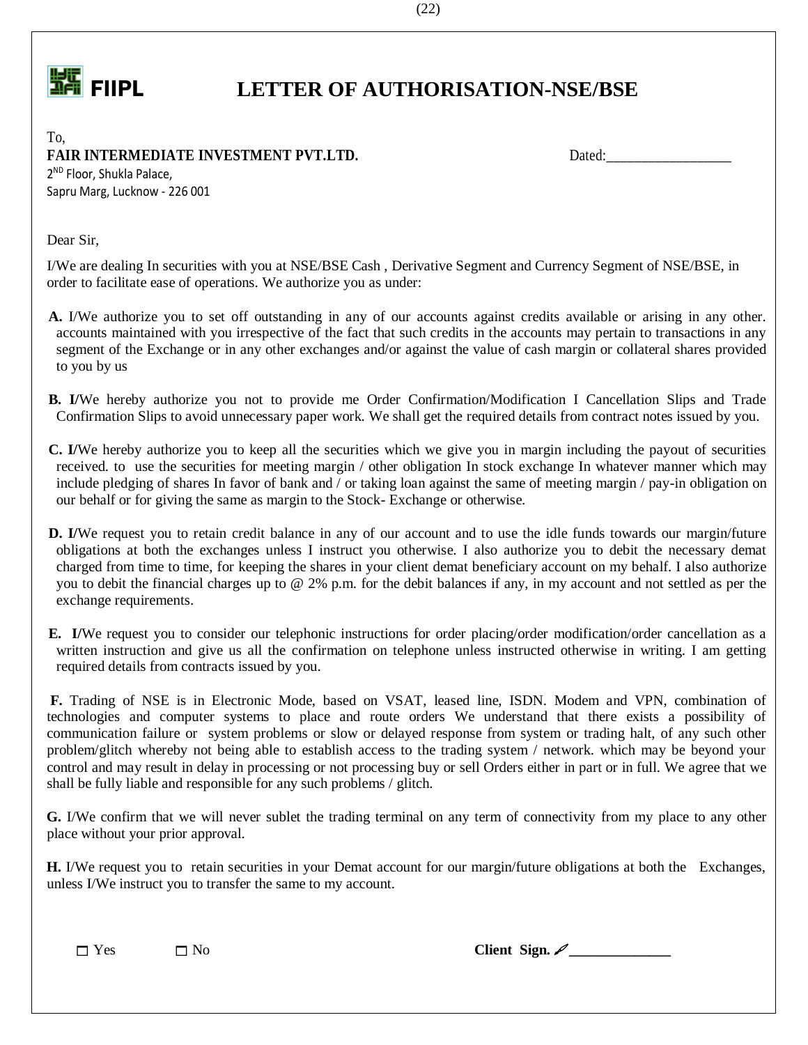# FIIPL LETTER OF AUTHORISATION-NSE/BSE

To,
**FAIR INTERMEDIATE INVESTMENT PVT.LTD.**
2ND Floor, Shukla Palace,
Sapru Marg, Lucknow - 226 001

Dated:_________________

Dear Sir,

I/We are dealing In securities with you at NSE/BSE Cash , Derivative Segment and Currency Segment of NSE/BSE, in order to facilitate ease of operations. We authorize you as under:

**A.** I/We authorize you to set off outstanding in any of our accounts against credits available or arising in any other. accounts maintained with you irrespective of the fact that such credits in the accounts may pertain to transactions in any segment of the Exchange or in any other exchanges and/or against the value of cash margin or collateral shares provided to you by us

**B. I/**We hereby authorize you not to provide me Order Confirmation/Modification I Cancellation Slips and Trade Confirmation Slips to avoid unnecessary paper work. We shall get the required details from contract notes issued by you.

**C. I/**We hereby authorize you to keep all the securities which we give you in margin including the payout of securities received. to use the securities for meeting margin / other obligation In stock exchange In whatever manner which may include pledging of shares In favor of bank and / or taking loan against the same of meeting margin / pay-in obligation on our behalf or for giving the same as margin to the Stock- Exchange or otherwise.

**D. I/**We request you to retain credit balance in any of our account and to use the idle funds towards our margin/future obligations at both the exchanges unless I instruct you otherwise. I also authorize you to debit the necessary demat charged from time to time, for keeping the shares in your client demat beneficiary account on my behalf. I also authorize you to debit the financial charges up to @ 2% p.m. for the debit balances if any, in my account and not settled as per the exchange requirements.

**E. I/**We request you to consider our telephonic instructions for order placing/order modification/order cancellation as a written instruction and give us all the confirmation on telephone unless instructed otherwise in writing. I am getting required details from contracts issued by you.

**F.** Trading of NSE is in Electronic Mode, based on VSAT, leased line, ISDN. Modem and VPN, combination of technologies and computer systems to place and route orders We understand that there exists a possibility of communication failure or system problems or slow or delayed response from system or trading halt, of any such other problem/glitch whereby not being able to establish access to the trading system / network. which may be beyond your control and may result in delay in processing or not processing buy or sell Orders either in part or in full. We agree that we shall be fully liable and responsible for any such problems / glitch.

**G.** I/We confirm that we will never sublet the trading terminal on any term of connectivity from my place to any other place without your prior approval.

**H.** I/We request you to retain securities in your Demat account for our margin/future obligations at both the Exchanges, unless I/We instruct you to transfer the same to my account.

☐ Yes ☐ No

**Client Sign.** _____________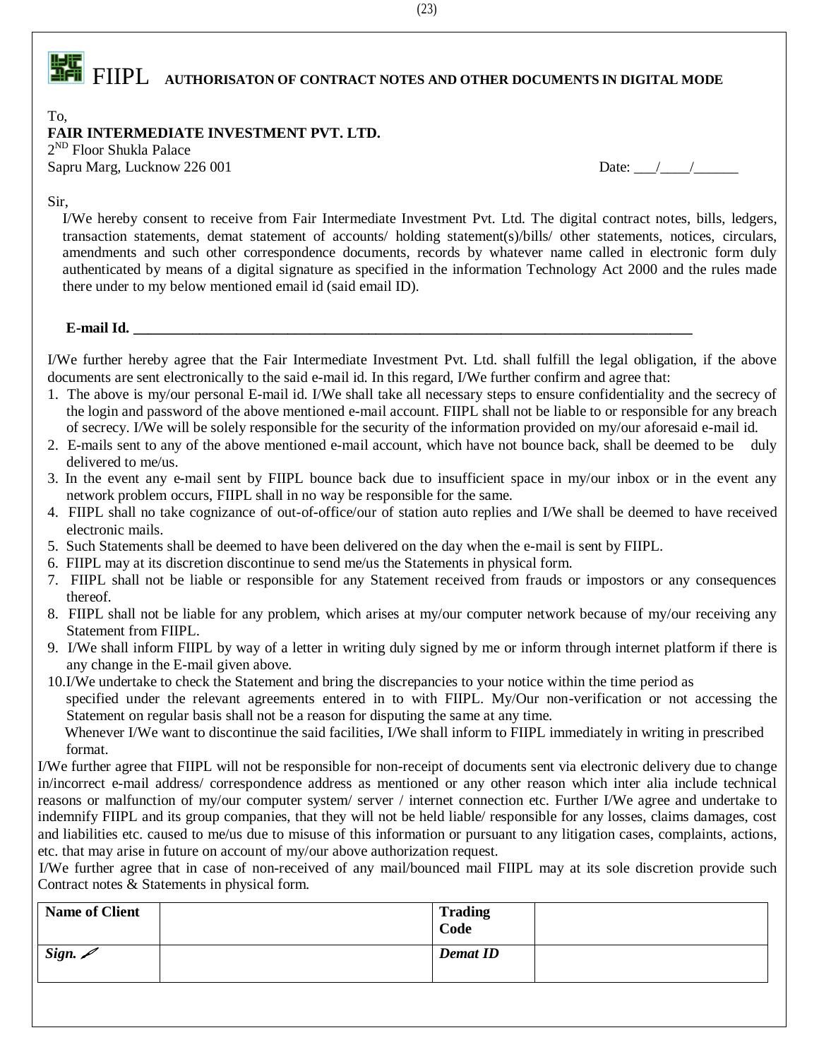# FIIPL AUTHORISATON OF CONTRACT NOTES AND OTHER DOCUMENTS IN DIGITAL MODE

To,
**FAIR INTERMEDIATE INVESTMENT PVT. LTD.**
2[ND] Floor Shukla Palace
Sapru Marg, Lucknow 226 001

Date: ___/____/______

Sir,

I/We hereby consent to receive from Fair Intermediate Investment Pvt. Ltd. The digital contract notes, bills, ledgers, transaction statements, demat statement of accounts/ holding statement(s)/bills/ other statements, notices, circulars, amendments and such other correspondence documents, records by whatever name called in electronic form duly authenticated by means of a digital signature as specified in the information Technology Act 2000 and the rules made there under to my below mentioned email id (said email ID).

**E-mail Id. ________________________________________________________________________________**

I/We further hereby agree that the Fair Intermediate Investment Pvt. Ltd. shall fulfill the legal obligation, if the above documents are sent electronically to the said e-mail id. In this regard, I/We further confirm and agree that:

1. The above is my/our personal E-mail id. I/We shall take all necessary steps to ensure confidentiality and the secrecy of the login and password of the above mentioned e-mail account. FIIPL shall not be liable to or responsible for any breach of secrecy. I/We will be solely responsible for the security of the information provided on my/our aforesaid e-mail id.
2. E-mails sent to any of the above mentioned e-mail account, which have not bounce back, shall be deemed to be duly delivered to me/us.
3. In the event any e-mail sent by FIIPL bounce back due to insufficient space in my/our inbox or in the event any network problem occurs, FIIPL shall in no way be responsible for the same.
4. FIIPL shall no take cognizance of out-of-office/our of station auto replies and I/We shall be deemed to have received electronic mails.
5. Such Statements shall be deemed to have been delivered on the day when the e-mail is sent by FIIPL.
6. FIIPL may at its discretion discontinue to send me/us the Statements in physical form.
7. FIIPL shall not be liable or responsible for any Statement received from frauds or impostors or any consequences thereof.
8. FIIPL shall not be liable for any problem, which arises at my/our computer network because of my/our receiving any Statement from FIIPL.
9. I/We shall inform FIIPL by way of a letter in writing duly signed by me or inform through internet platform if there is any change in the E-mail given above.
10. I/We undertake to check the Statement and bring the discrepancies to your notice within the time period as specified under the relevant agreements entered in to with FIIPL. My/Our non-verification or not accessing the Statement on regular basis shall not be a reason for disputing the same at any time.
    Whenever I/We want to discontinue the said facilities, I/We shall inform to FIIPL immediately in writing in prescribed format.

I/We further agree that FIIPL will not be responsible for non-receipt of documents sent via electronic delivery due to change in/incorrect e-mail address/ correspondence address as mentioned or any other reason which inter alia include technical reasons or malfunction of my/our computer system/ server / internet connection etc. Further I/We agree and undertake to indemnify FIIPL and its group companies, that they will not be held liable/ responsible for any losses, claims damages, cost and liabilities etc. caused to me/us due to misuse of this information or pursuant to any litigation cases, complaints, actions, etc. that may arise in future on account of my/our above authorization request.

I/We further agree that in case of non-received of any mail/bounced mail FIIPL may at its sole discretion provide such Contract notes & Statements in physical form.

| **Name of Client** | | **Trading Code** | |
|---|---|---|---|
| ***Sign.*** | | ***Demat ID*** | |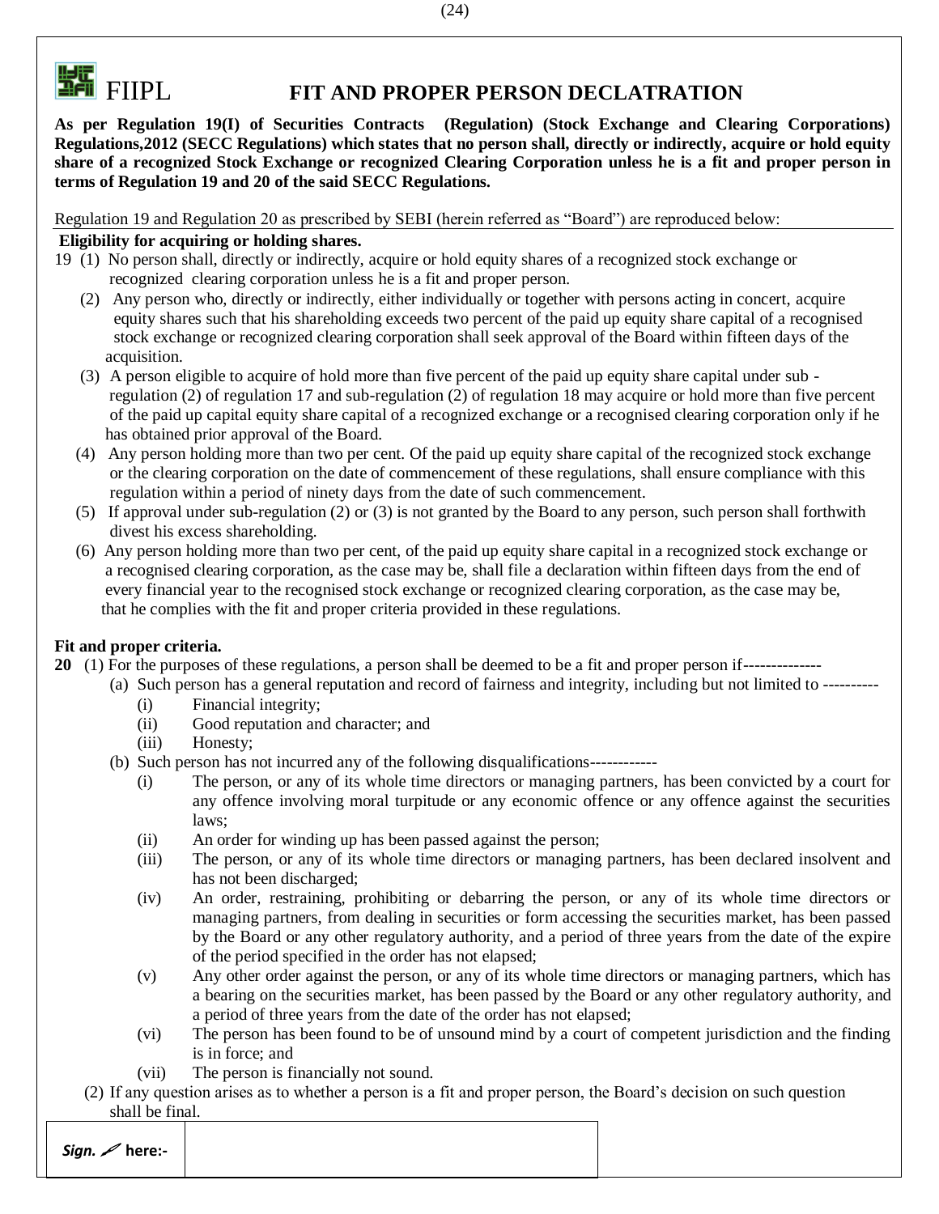FIIPL **FIT AND PROPER PERSON DECLATRATION**

**As per Regulation 19(I) of Securities Contracts (Regulation) (Stock Exchange and Clearing Corporations) Regulations,2012 (SECC Regulations) which states that no person shall, directly or indirectly, acquire or hold equity share of a recognized Stock Exchange or recognized Clearing Corporation unless he is a fit and proper person in terms of Regulation 19 and 20 of the said SECC Regulations.**

Regulation 19 and Regulation 20 as prescribed by SEBI (herein referred as "Board") are reproduced below:

**Eligibility for acquiring or holding shares.**

19 (1) No person shall, directly or indirectly, acquire or hold equity shares of a recognized stock exchange or recognized clearing corporation unless he is a fit and proper person.

(2) Any person who, directly or indirectly, either individually or together with persons acting in concert, acquire equity shares such that his shareholding exceeds two percent of the paid up equity share capital of a recognised stock exchange or recognized clearing corporation shall seek approval of the Board within fifteen days of the acquisition.

(3) A person eligible to acquire of hold more than five percent of the paid up equity share capital under sub - regulation (2) of regulation 17 and sub-regulation (2) of regulation 18 may acquire or hold more than five percent of the paid up capital equity share capital of a recognized exchange or a recognised clearing corporation only if he has obtained prior approval of the Board.

(4) Any person holding more than two per cent. Of the paid up equity share capital of the recognized stock exchange or the clearing corporation on the date of commencement of these regulations, shall ensure compliance with this regulation within a period of ninety days from the date of such commencement.

(5) If approval under sub-regulation (2) or (3) is not granted by the Board to any person, such person shall forthwith divest his excess shareholding.

(6) Any person holding more than two per cent, of the paid up equity share capital in a recognized stock exchange or a recognised clearing corporation, as the case may be, shall file a declaration within fifteen days from the end of every financial year to the recognised stock exchange or recognized clearing corporation, as the case may be, that he complies with the fit and proper criteria provided in these regulations.

**Fit and proper criteria.**

**20** (1) For the purposes of these regulations, a person shall be deemed to be a fit and proper person if-------------

(a) Such person has a general reputation and record of fairness and integrity, including but not limited to ---------

(i) Financial integrity;
(ii) Good reputation and character; and
(iii) Honesty;

(b) Such person has not incurred any of the following disqualifications-----------

(i) The person, or any of its whole time directors or managing partners, has been convicted by a court for any offence involving moral turpitude or any economic offence or any offence against the securities laws;
(ii) An order for winding up has been passed against the person;
(iii) The person, or any of its whole time directors or managing partners, has been declared insolvent and has not been discharged;
(iv) An order, restraining, prohibiting or debarring the person, or any of its whole time directors or managing partners, from dealing in securities or form accessing the securities market, has been passed by the Board or any other regulatory authority, and a period of three years from the date of the expire of the period specified in the order has not elapsed;
(v) Any other order against the person, or any of its whole time directors or managing partners, which has a bearing on the securities market, has been passed by the Board or any other regulatory authority, and a period of three years from the date of the order has not elapsed;
(vi) The person has been found to be of unsound mind by a court of competent jurisdiction and the finding is in force; and
(vii) The person is financially not sound.

(2) If any question arises as to whether a person is a fit and proper person, the Board's decision on such question shall be final.

| *Sign.* ✍ **here:-** | |
|---|---|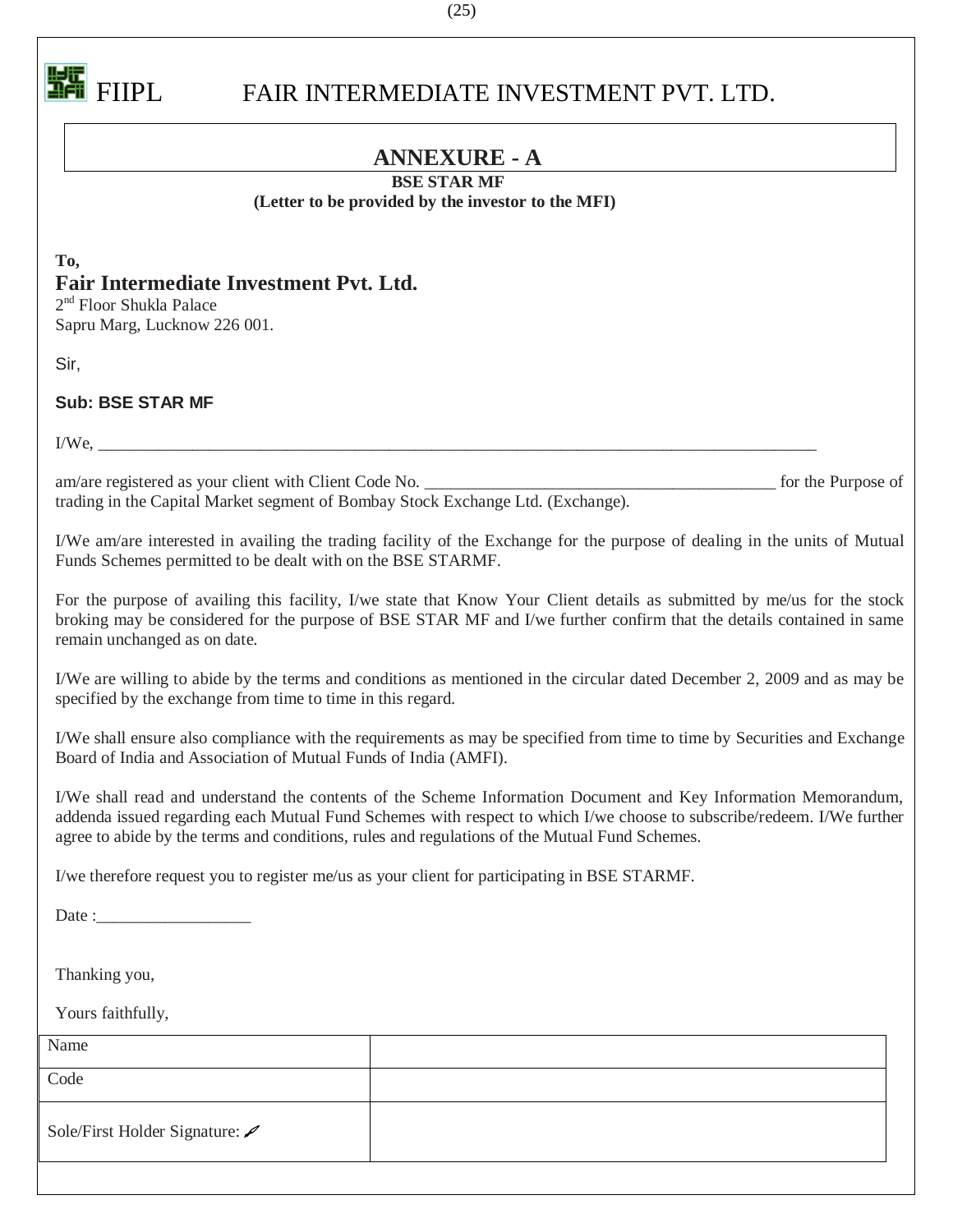FIIPL FAIR INTERMEDIATE INVESTMENT PVT. LTD.

# ANNEXURE - A

**BSE STAR MF**

**(Letter to be provided by the investor to the MFI)**

**To,**

**Fair Intermediate Investment Pvt. Ltd.**
2nd Floor Shukla Palace
Sapru Marg, Lucknow 226 001.

Sir,

**Sub: BSE STAR MF**

I/We, ______________________________________________________________________________________

am/are registered as your client with Client Code No. __________________________________________ for the Purpose of trading in the Capital Market segment of Bombay Stock Exchange Ltd. (Exchange).

I/We am/are interested in availing the trading facility of the Exchange for the purpose of dealing in the units of Mutual Funds Schemes permitted to be dealt with on the BSE STARMF.

For the purpose of availing this facility, I/we state that Know Your Client details as submitted by me/us for the stock broking may be considered for the purpose of BSE STAR MF and I/we further confirm that the details contained in same remain unchanged as on date.

I/We are willing to abide by the terms and conditions as mentioned in the circular dated December 2, 2009 and as may be specified by the exchange from time to time in this regard.

I/We shall ensure also compliance with the requirements as may be specified from time to time by Securities and Exchange Board of India and Association of Mutual Funds of India (AMFI).

I/We shall read and understand the contents of the Scheme Information Document and Key Information Memorandum, addenda issued regarding each Mutual Fund Schemes with respect to which I/we choose to subscribe/redeem. I/We further agree to abide by the terms and conditions, rules and regulations of the Mutual Fund Schemes.

I/we therefore request you to register me/us as your client for participating in BSE STARMF.

Date :__________________

Thanking you,

Yours faithfully,

| Name | |
|---|---|
| Code | |
| Sole/First Holder Signature: | |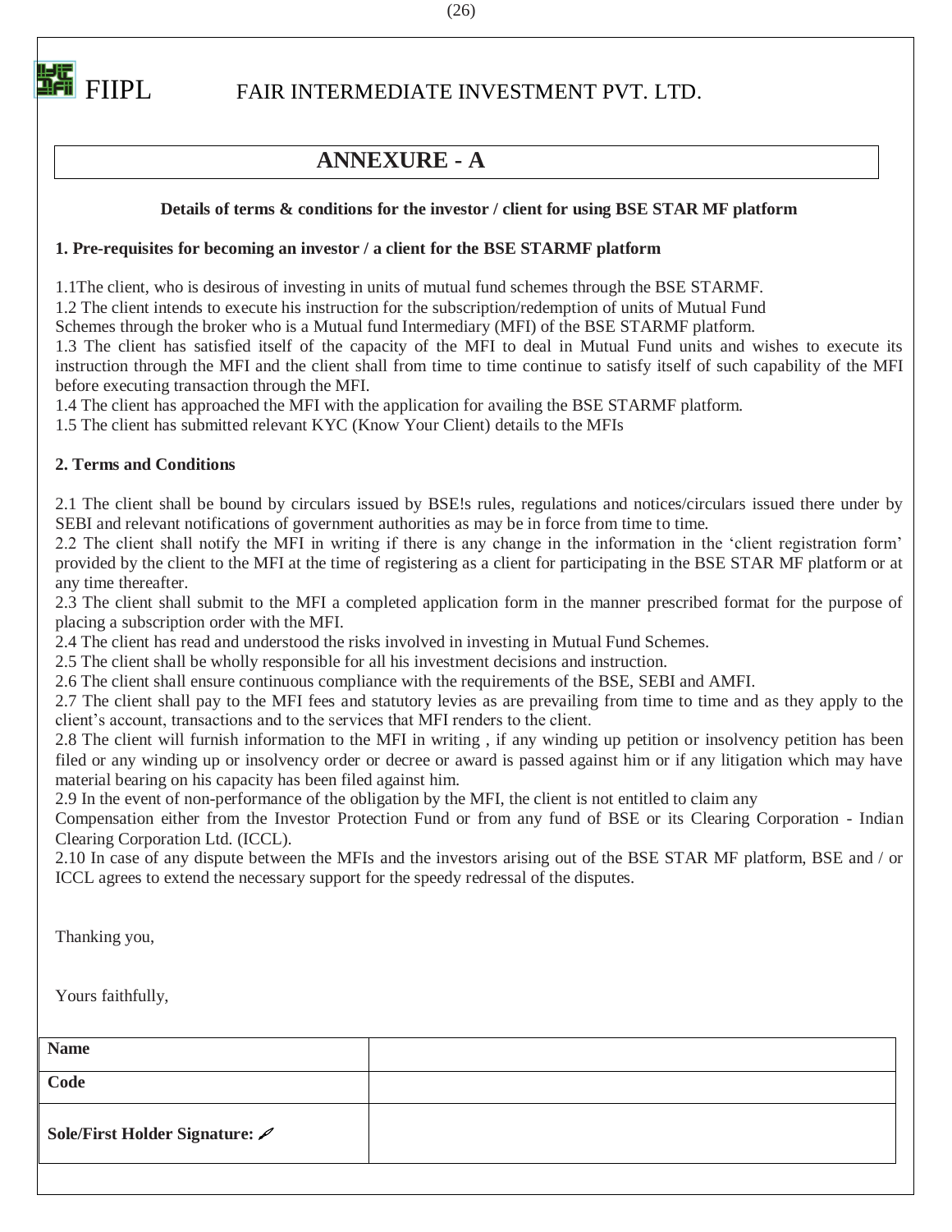FIIPL FAIR INTERMEDIATE INVESTMENT PVT. LTD.

# ANNEXURE - A

**Details of terms & conditions for the investor / client for using BSE STAR MF platform**

**1. Pre-requisites for becoming an investor / a client for the BSE STARMF platform**

1.1The client, who is desirous of investing in units of mutual fund schemes through the BSE STARMF.
1.2 The client intends to execute his instruction for the subscription/redemption of units of Mutual Fund Schemes through the broker who is a Mutual fund Intermediary (MFI) of the BSE STARMF platform.
1.3 The client has satisfied itself of the capacity of the MFI to deal in Mutual Fund units and wishes to execute its instruction through the MFI and the client shall from time to time continue to satisfy itself of such capability of the MFI before executing transaction through the MFI.
1.4 The client has approached the MFI with the application for availing the BSE STARMF platform.
1.5 The client has submitted relevant KYC (Know Your Client) details to the MFIs

**2. Terms and Conditions**

2.1 The client shall be bound by circulars issued by BSE!s rules, regulations and notices/circulars issued there under by SEBI and relevant notifications of government authorities as may be in force from time to time.
2.2 The client shall notify the MFI in writing if there is any change in the information in the 'client registration form' provided by the client to the MFI at the time of registering as a client for participating in the BSE STAR MF platform or at any time thereafter.
2.3 The client shall submit to the MFI a completed application form in the manner prescribed format for the purpose of placing a subscription order with the MFI.
2.4 The client has read and understood the risks involved in investing in Mutual Fund Schemes.
2.5 The client shall be wholly responsible for all his investment decisions and instruction.
2.6 The client shall ensure continuous compliance with the requirements of the BSE, SEBI and AMFI.
2.7 The client shall pay to the MFI fees and statutory levies as are prevailing from time to time and as they apply to the client's account, transactions and to the services that MFI renders to the client.
2.8 The client will furnish information to the MFI in writing , if any winding up petition or insolvency petition has been filed or any winding up or insolvency order or decree or award is passed against him or if any litigation which may have material bearing on his capacity has been filed against him.
2.9 In the event of non-performance of the obligation by the MFI, the client is not entitled to claim any Compensation either from the Investor Protection Fund or from any fund of BSE or its Clearing Corporation - Indian Clearing Corporation Ltd. (ICCL).
2.10 In case of any dispute between the MFIs and the investors arising out of the BSE STAR MF platform, BSE and / or ICCL agrees to extend the necessary support for the speedy redressal of the disputes.

Thanking you,

Yours faithfully,

| **Name** | |
|---|---|
| **Code** | |
| **Sole/First Holder Signature:** | |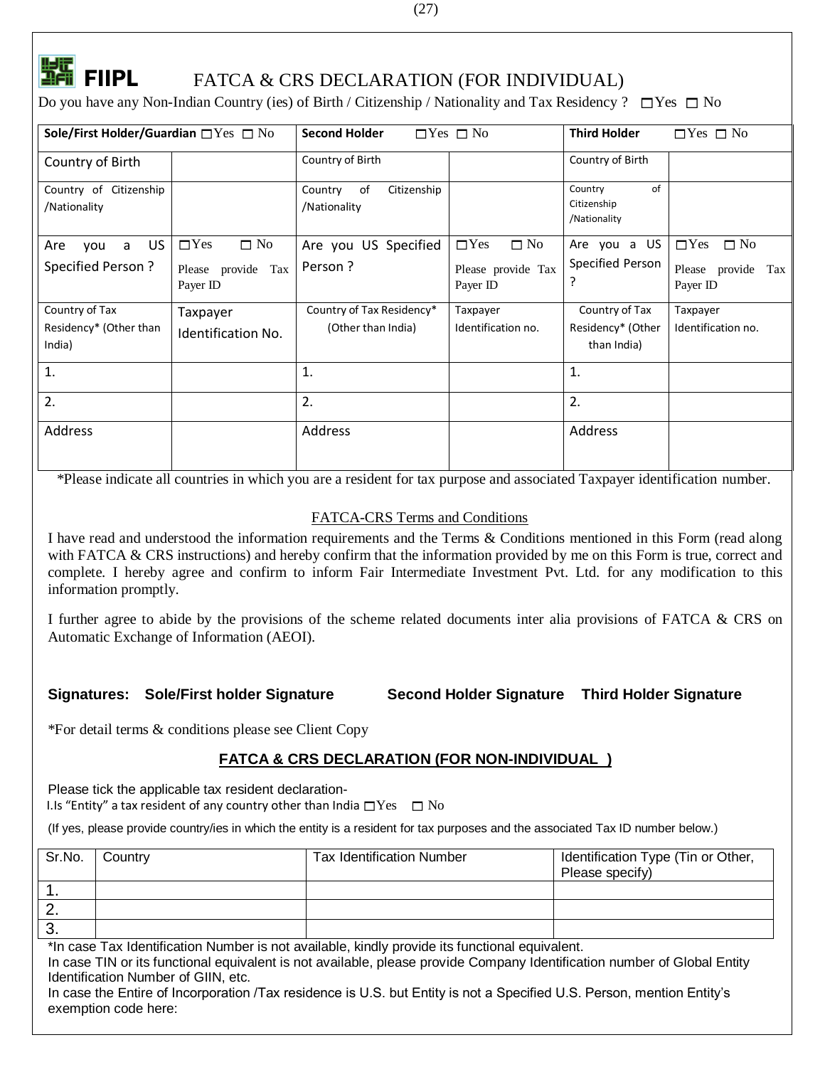# FIIPL FATCA & CRS DECLARATION (FOR INDIVIDUAL)

Do you have any Non-Indian Country (ies) of Birth / Citizenship / Nationality and Tax Residency ? ☐Yes ☐ No

| **Sole/First Holder/Guardian** ☐Yes ☐ No | | **Second Holder** ☐Yes ☐ No | | **Third Holder** ☐Yes ☐ No | |
|---|---|---|---|---|---|
| Country of Birth | | Country of Birth | | Country of Birth | |
| Country of Citizenship /Nationality | | Country of Citizenship /Nationality | | Country of Citizenship /Nationality | |
| Are you a US Specified Person ? | ☐Yes ☐ No Please provide Tax Payer ID | Are you US Specified Person ? | ☐Yes ☐ No Please provide Tax Payer ID | Are you a US Specified Person ? | ☐Yes ☐ No Please provide Tax Payer ID |
| Country of Tax Residency* (Other than India) | Taxpayer Identification No. | Country of Tax Residency* (Other than India) | Taxpayer Identification no. | Country of Tax Residency* (Other than India) | Taxpayer Identification no. |
| 1. | | 1. | | 1. | |
| 2. | | 2. | | 2. | |
| Address | | Address | | Address | |

*Please indicate all countries in which you are a resident for tax purpose and associated Taxpayer identification number.

## FATCA-CRS Terms and Conditions

I have read and understood the information requirements and the Terms & Conditions mentioned in this Form (read along with FATCA & CRS instructions) and hereby confirm that the information provided by me on this Form is true, correct and complete. I hereby agree and confirm to inform Fair Intermediate Investment Pvt. Ltd. for any modification to this information promptly.

I further agree to abide by the provisions of the scheme related documents inter alia provisions of FATCA & CRS on Automatic Exchange of Information (AEOI).

**Signatures: Sole/First holder Signature Second Holder Signature Third Holder Signature**

*For detail terms & conditions please see Client Copy

## FATCA & CRS DECLARATION (FOR NON-INDIVIDUAL )

Please tick the applicable tax resident declaration-

I.Is "Entity" a tax resident of any country other than India ☐Yes ☐ No

(If yes, please provide country/ies in which the entity is a resident for tax purposes and the associated Tax ID number below.)

| Sr.No. | Country | Tax Identification Number | Identification Type (Tin or Other, Please specify) |
|---|---|---|---|
| 1. | | | |
| 2. | | | |
| 3. | | | |

*In case Tax Identification Number is not available, kindly provide its functional equivalent.

In case TIN or its functional equivalent is not available, please provide Company Identification number of Global Entity Identification Number of GIIN, etc.

In case the Entire of Incorporation /Tax residence is U.S. but Entity is not a Specified U.S. Person, mention Entity's exemption code here: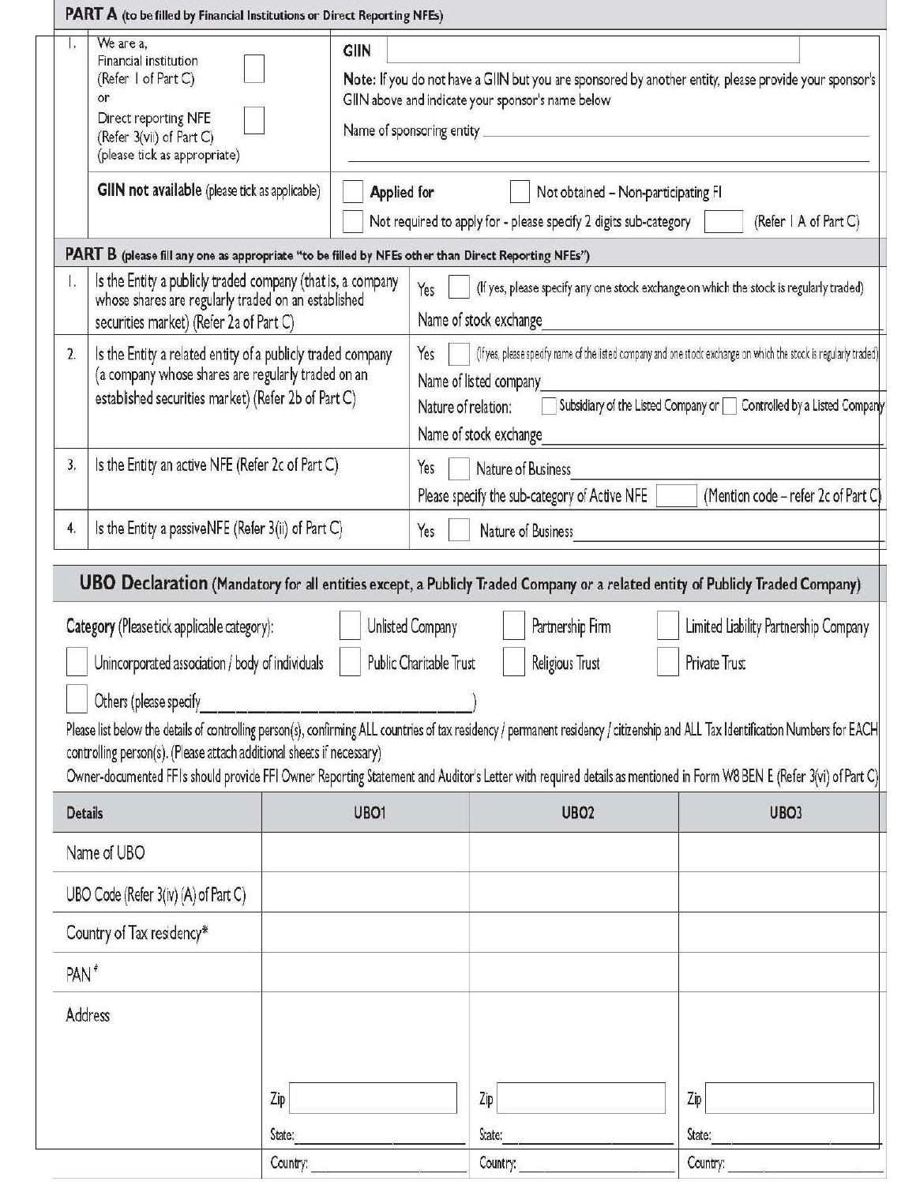## PART A (to be filled by Financial Institutions or Direct Reporting NFEs)

| | | |
|---|---|---|
| 1. | We are a, Financial institution (Refer 1 of Part C) ☐ or Direct reporting NFE (Refer 3(vii) of Part C) ☐ (please tick as appropriate) | GIIN ____ <br> **Note:** If you do not have a GIIN but you are sponsored by another entity, please provide your sponsor's GIIN above and indicate your sponsor's name below <br> Name of sponsoring entity ____ |
| | **GIIN not available** (please tick as applicable) | ☐ **Applied for** ☐ Not obtained – Non-participating FI <br> ☐ Not required to apply for - please specify 2 digits sub-category ☐ (Refer 1 A of Part C) |

## PART B (please fill any one as appropriate "to be filled by NFEs other than Direct Reporting NFEs")

| | | |
|---|---|---|
| 1. | Is the Entity a publicly traded company (that is, a company whose shares are regularly traded on an established securities market) (Refer 2a of Part C) | Yes ☐ (If yes, please specify any one stock exchange on which the stock is regularly traded) <br> Name of stock exchange ____ |
| 2. | Is the Entity a related entity of a publicly traded company (a company whose shares are regularly traded on an established securities market) (Refer 2b of Part C) | Yes ☐ (If yes, please specify name of the listed company and one stock exchange on which the stock is regularly traded) <br> Name of listed company ____ <br> Nature of relation: ☐ Subsidiary of the Listed Company or ☐ Controlled by a Listed Company <br> Name of stock exchange ____ |
| 3. | Is the Entity an active NFE (Refer 2c of Part C) | Yes ☐ Nature of Business ____ <br> Please specify the sub-category of Active NFE ☐ (Mention code – refer 2c of Part C) |
| 4. | Is the Entity a passiveNFE (Refer 3(ii) of Part C) | Yes ☐ Nature of Business ____ |

## UBO Declaration (Mandatory for all entities except, a Publicly Traded Company or a related entity of Publicly Traded Company)

**Category** (Please tick applicable category): ☐ Unlisted Company ☐ Partnership Firm ☐ Limited Liability Partnership Company ☐ Unincorporated association / body of individuals ☐ Public Charitable Trust ☐ Religious Trust ☐ Private Trust ☐ Others (please specify________________)

Please list below the details of controlling person(s), confirming ALL countries of tax residency / permanent residency / citizenship and ALL Tax Identification Numbers for EACH controlling person(s). (Please attach additional sheets if necessary)

Owner-documented FFIs should provide FFI Owner Reporting Statement and Auditor's Letter with required details as mentioned in Form W8 BEN E (Refer 3(vi) of Part C)

| Details | UBO1 | UBO2 | UBO3 |
|---|---|---|---|
| Name of UBO | | | |
| UBO Code (Refer 3(iv) (A) of Part C) | | | |
| Country of Tax residency* | | | |
| PAN# | | | |
| Address | Zip ____ <br> State: ____ <br> Country: ____ | Zip ____ <br> State: ____ <br> Country: ____ | Zip ____ <br> State: ____ <br> Country: ____ |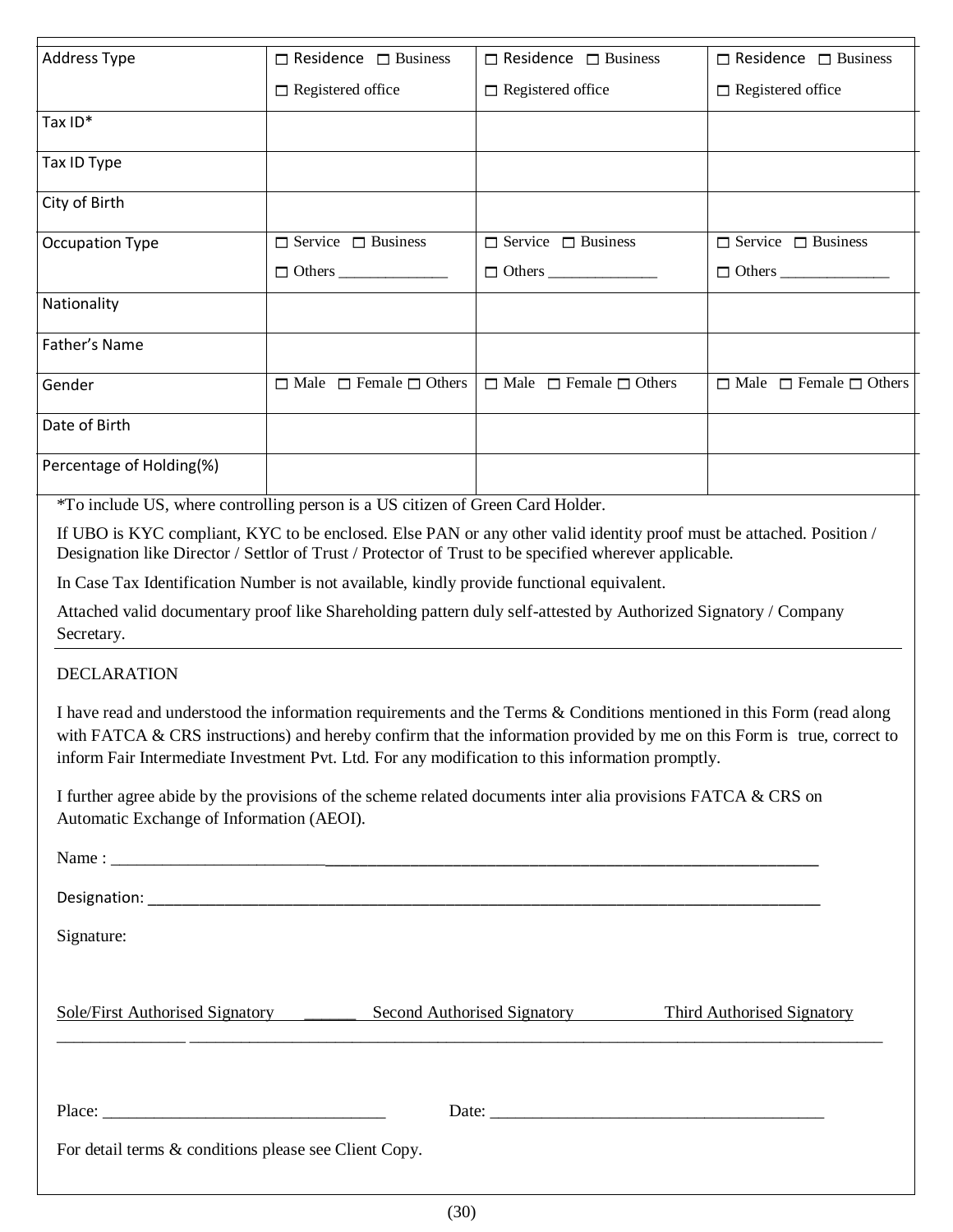| Address Type | ☐ Residence ☐ Business ☐ Registered office | ☐ Residence ☐ Business ☐ Registered office | ☐ Residence ☐ Business ☐ Registered office |
|---|---|---|---|
| Tax ID* | | | |
| Tax ID Type | | | |
| City of Birth | | | |
| Occupation Type | ☐ Service ☐ Business ☐ Others ______________ | ☐ Service ☐ Business ☐ Others ______________ | ☐ Service ☐ Business ☐ Others ______________ |
| Nationality | | | |
| Father's Name | | | |
| Gender | ☐ Male ☐ Female ☐ Others | ☐ Male ☐ Female ☐ Others | ☐ Male ☐ Female ☐ Others |
| Date of Birth | | | |
| Percentage of Holding(%) | | | |

*To include US, where controlling person is a US citizen of Green Card Holder.

If UBO is KYC compliant, KYC to be enclosed. Else PAN or any other valid identity proof must be attached. Position / Designation like Director / Settlor of Trust / Protector of Trust to be specified wherever applicable.

In Case Tax Identification Number is not available, kindly provide functional equivalent.

Attached valid documentary proof like Shareholding pattern duly self-attested by Authorized Signatory / Company Secretary.

DECLARATION

I have read and understood the information requirements and the Terms & Conditions mentioned in this Form (read along with FATCA & CRS instructions) and hereby confirm that the information provided by me on this Form is true, correct to inform Fair Intermediate Investment Pvt. Ltd. For any modification to this information promptly.

I further agree abide by the provisions of the scheme related documents inter alia provisions FATCA & CRS on Automatic Exchange of Information (AEOI).

Name : ____________________________________________________________________________________

Designation: ________________________________________________________________________________

Signature:

Sole/First Authorised Signatory ______ Second Authorised Signatory Third Authorised Signatory

_______________ ____________________________________________________________________________

Place: _________________________________ Date: ________________________________________

For detail terms & conditions please see Client Copy.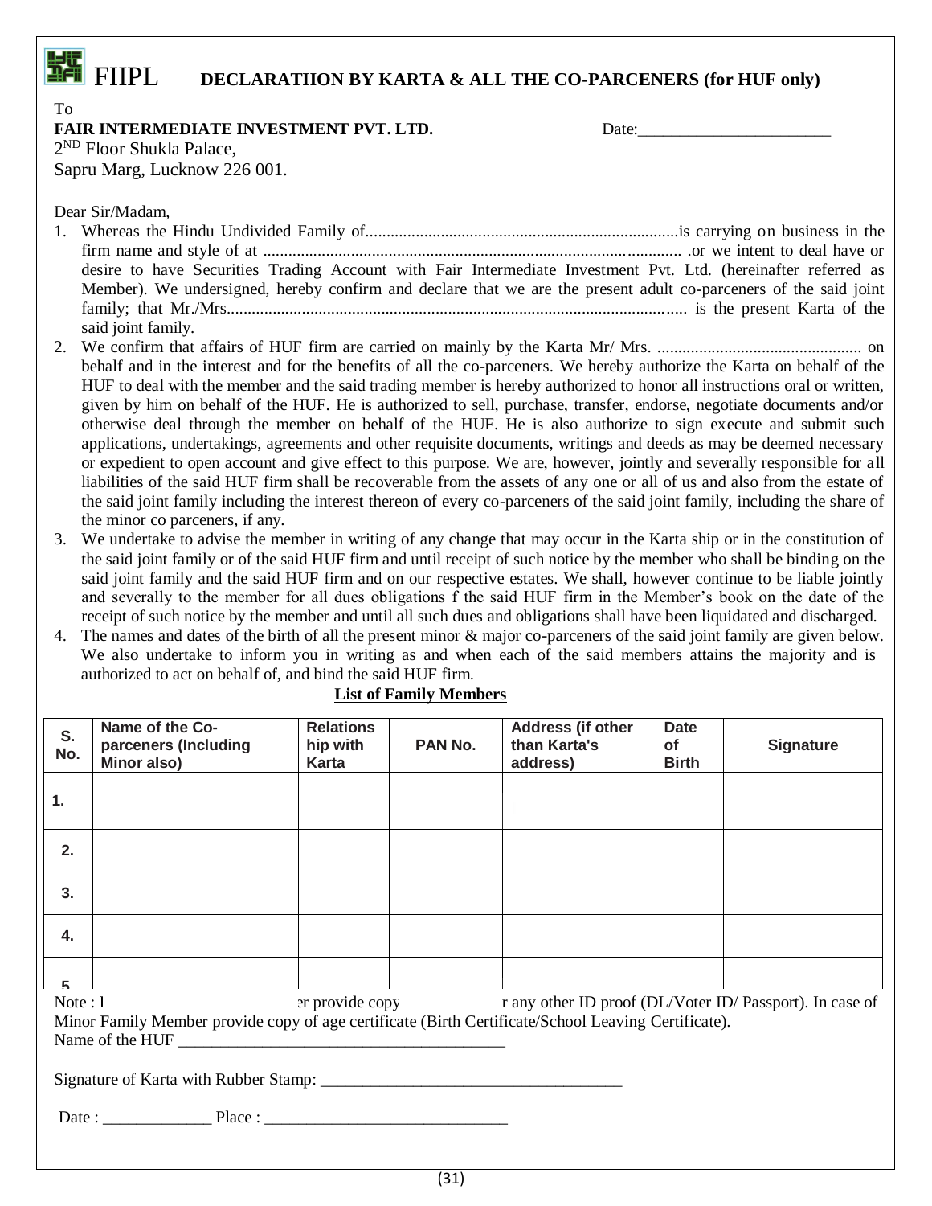FIIPL **DECLARATIION BY KARTA & ALL THE CO-PARCENERS (for HUF only)**

To

**FAIR INTERMEDIATE INVESTMENT PVT. LTD.** Date:_______________________

2ND Floor Shukla Palace,

Sapru Marg, Lucknow 226 001.

Dear Sir/Madam,

1. Whereas the Hindu Undivided Family of..........................................................................is carrying on business in the firm name and style of at .................................................................................................... .or we intent to deal have or desire to have Securities Trading Account with Fair Intermediate Investment Pvt. Ltd. (hereinafter referred as Member). We undersigned, hereby confirm and declare that we are the present adult co-parceners of the said joint family; that Mr./Mrs.............................................................................................................. is the present Karta of the said joint family.
2. We confirm that affairs of HUF firm are carried on mainly by the Karta Mr/ Mrs. ................................................. on behalf and in the interest and for the benefits of all the co-parceners. We hereby authorize the Karta on behalf of the HUF to deal with the member and the said trading member is hereby authorized to honor all instructions oral or written, given by him on behalf of the HUF. He is authorized to sell, purchase, transfer, endorse, negotiate documents and/or otherwise deal through the member on behalf of the HUF. He is also authorize to sign execute and submit such applications, undertakings, agreements and other requisite documents, writings and deeds as may be deemed necessary or expedient to open account and give effect to this purpose. We are, however, jointly and severally responsible for all liabilities of the said HUF firm shall be recoverable from the assets of any one or all of us and also from the estate of the said joint family including the interest thereon of every co-parceners of the said joint family, including the share of the minor co parceners, if any.
3. We undertake to advise the member in writing of any change that may occur in the Karta ship or in the constitution of the said joint family or of the said HUF firm and until receipt of such notice by the member who shall be binding on the said joint family and the said HUF firm and on our respective estates. We shall, however continue to be liable jointly and severally to the member for all dues obligations f the said HUF firm in the Member's book on the date of the receipt of such notice by the member and until all such dues and obligations shall have been liquidated and discharged.
4. The names and dates of the birth of all the present minor & major co-parceners of the said joint family are given below. We also undertake to inform you in writing as and when each of the said members attains the majority and is authorized to act on behalf of, and bind the said HUF firm.

**List of Family Members**

| S. No. | Name of the Co-parceners (Including Minor also) | Relationship with Karta | PAN No. | Address (if other than Karta's address) | Date of Birth | Signature |
|---|---|---|---|---|---|---|
| 1. | | | | | | |
| 2. | | | | | | |
| 3. | | | | | | |
| 4. | | | | | | |
| 5 | | | | | | |

Note : I er provide copy r any other ID proof (DL/Voter ID/ Passport). In case of Minor Family Member provide copy of age certificate (Birth Certificate/School Leaving Certificate).

Name of the HUF _______________________________________

Signature of Karta with Rubber Stamp: ___________________________________

Date : _____________ Place : _____________________________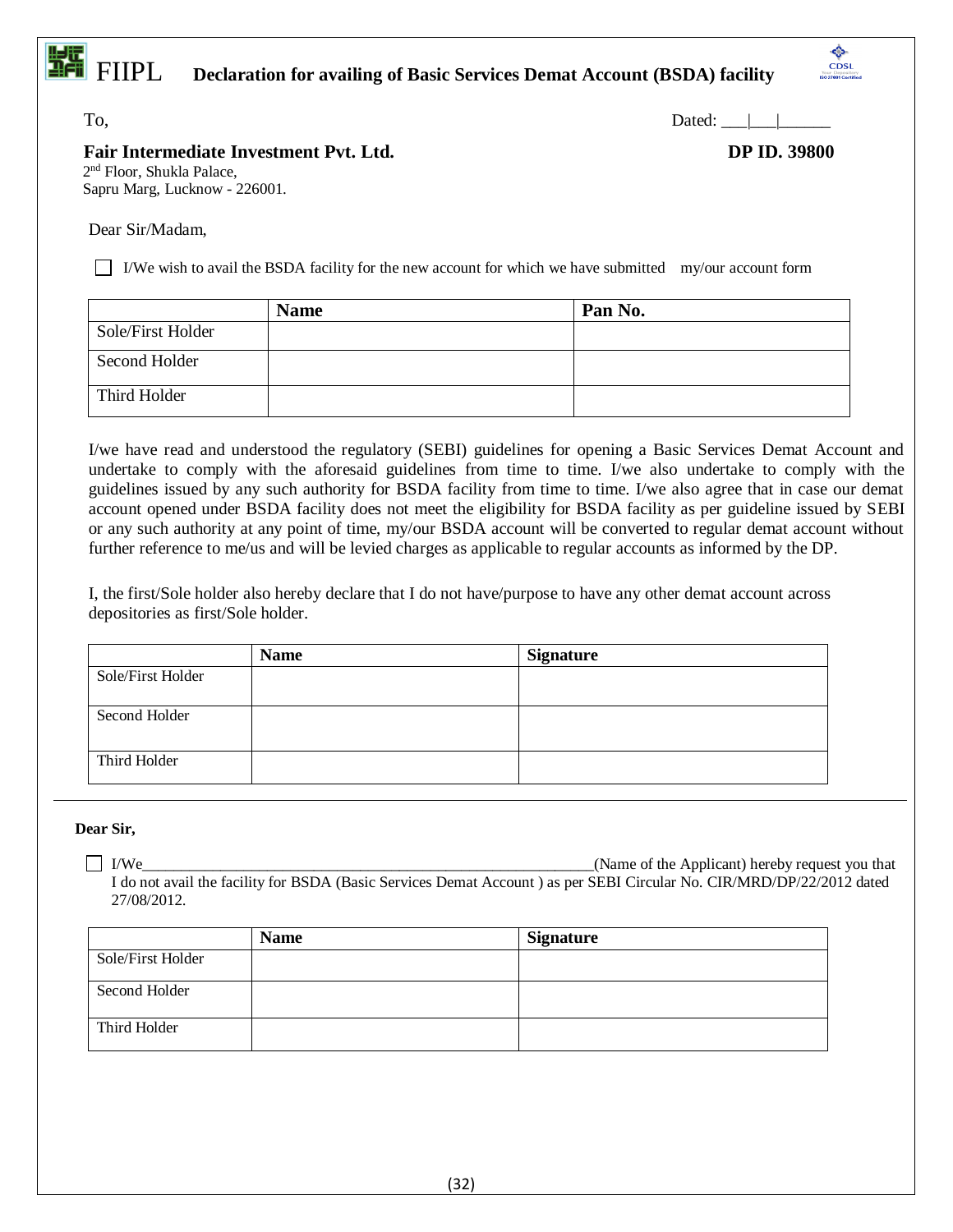# FIIPL Declaration for availing of Basic Services Demat Account (BSDA) facility

To,

Dated: \_\_\_|\_\_\_|\_\_\_\_\_\_

**Fair Intermediate Investment Pvt. Ltd.**
2nd Floor, Shukla Palace,
Sapru Marg, Lucknow - 226001.

**DP ID. 39800**

Dear Sir/Madam,

☐ I/We wish to avail the BSDA facility for the new account for which we have submitted my/our account form

| | **Name** | **Pan No.** |
|---|---|---|
| Sole/First Holder | | |
| Second Holder | | |
| Third Holder | | |

I/we have read and understood the regulatory (SEBI) guidelines for opening a Basic Services Demat Account and undertake to comply with the aforesaid guidelines from time to time. I/we also undertake to comply with the guidelines issued by any such authority for BSDA facility from time to time. I/we also agree that in case our demat account opened under BSDA facility does not meet the eligibility for BSDA facility as per guideline issued by SEBI or any such authority at any point of time, my/our BSDA account will be converted to regular demat account without further reference to me/us and will be levied charges as applicable to regular accounts as informed by the DP.

I, the first/Sole holder also hereby declare that I do not have/purpose to have any other demat account across depositories as first/Sole holder.

| | **Name** | **Signature** |
|---|---|---|
| Sole/First Holder | | |
| Second Holder | | |
| Third Holder | | |

---

**Dear Sir,**

☐ I/We\_\_\_\_\_\_\_\_\_\_\_\_\_\_\_\_\_\_\_\_\_\_\_\_\_\_\_\_\_\_\_\_\_\_\_\_\_\_\_\_\_\_\_\_\_\_\_\_\_\_\_\_\_\_\_\_(Name of the Applicant) hereby request you that I do not avail the facility for BSDA (Basic Services Demat Account ) as per SEBI Circular No. CIR/MRD/DP/22/2012 dated 27/08/2012.

| | **Name** | **Signature** |
|---|---|---|
| Sole/First Holder | | |
| Second Holder | | |
| Third Holder | | |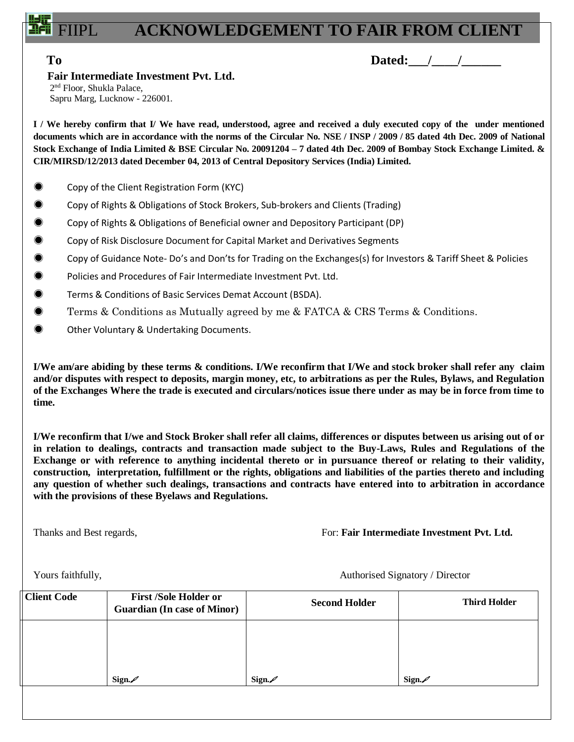# FIIPL ACKNOWLEDGEMENT TO FAIR FROM CLIENT

**To** **Dated:___/____/______**

**Fair Intermediate Investment Pvt. Ltd.**
2nd Floor, Shukla Palace,
Sapru Marg, Lucknow - 226001.

**I / We hereby confirm that I/ We have read, understood, agree and received a duly executed copy of the under mentioned documents which are in accordance with the norms of the Circular No. NSE / INSP / 2009 / 85 dated 4th Dec. 2009 of National Stock Exchange of India Limited & BSE Circular No. 20091204 – 7 dated 4th Dec. 2009 of Bombay Stock Exchange Limited. & CIR/MIRSD/12/2013 dated December 04, 2013 of Central Depository Services (India) Limited.**

- Copy of the Client Registration Form (KYC)
- Copy of Rights & Obligations of Stock Brokers, Sub-brokers and Clients (Trading)
- Copy of Rights & Obligations of Beneficial owner and Depository Participant (DP)
- Copy of Risk Disclosure Document for Capital Market and Derivatives Segments
- Copy of Guidance Note- Do's and Don'ts for Trading on the Exchanges(s) for Investors & Tariff Sheet & Policies
- Policies and Procedures of Fair Intermediate Investment Pvt. Ltd.
- Terms & Conditions of Basic Services Demat Account (BSDA).
- Terms & Conditions as Mutually agreed by me & FATCA & CRS Terms & Conditions.
- Other Voluntary & Undertaking Documents.

**I/We am/are abiding by these terms & conditions. I/We reconfirm that I/We and stock broker shall refer any claim and/or disputes with respect to deposits, margin money, etc, to arbitrations as per the Rules, Bylaws, and Regulation of the Exchanges Where the trade is executed and circulars/notices issue there under as may be in force from time to time.**

**I/We reconfirm that I/we and Stock Broker shall refer all claims, differences or disputes between us arising out of or in relation to dealings, contracts and transaction made subject to the Buy-Laws, Rules and Regulations of the Exchange or with reference to anything incidental thereto or in pursuance thereof or relating to their validity, construction, interpretation, fulfillment or the rights, obligations and liabilities of the parties thereto and including any question of whether such dealings, transactions and contracts have entered into to arbitration in accordance with the provisions of these Byelaws and Regulations.**

Thanks and Best regards, For: **Fair Intermediate Investment Pvt. Ltd.**

Yours faithfully, Authorised Signatory / Director

| Client Code | First /Sole Holder or Guardian (In case of Minor) | Second Holder | Third Holder |
|---|---|---|---|
| | Sign. | Sign. | Sign. |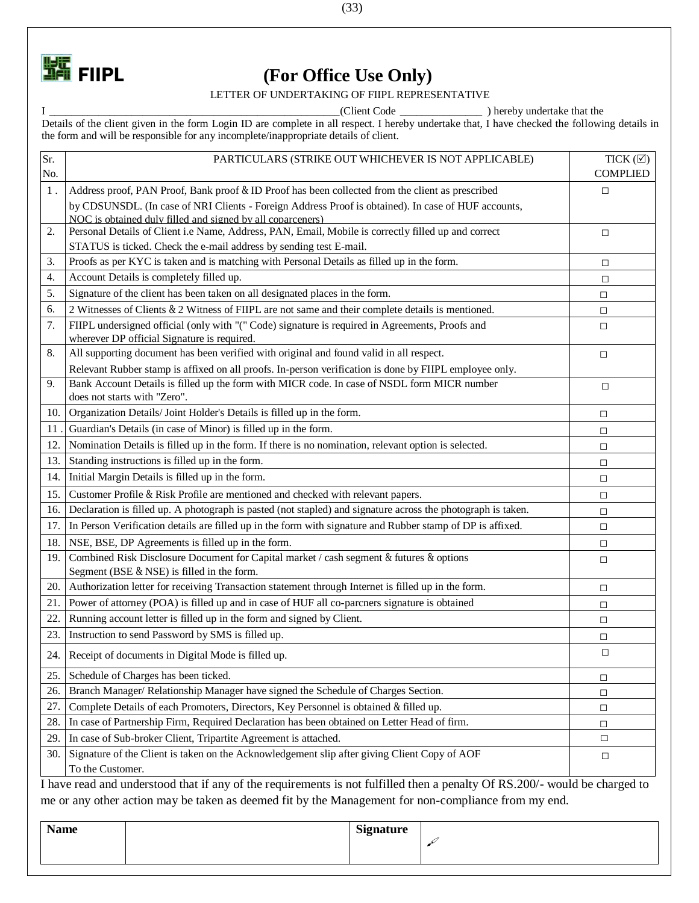**FIIPL** **(For Office Use Only)**

LETTER OF UNDERTAKING OF FIIPL REPRESENTATIVE

I ______________________________________________________(Client Code _______________ ) hereby undertake that the Details of the client given in the form Login ID are complete in all respect. I hereby undertake that, I have checked the following details in the form and will be responsible for any incomplete/inappropriate details of client.

| Sr. No. | PARTICULARS (STRIKE OUT WHICHEVER IS NOT APPLICABLE) | TICK (☑) COMPLIED |
|---|---|---|
| 1 . | Address proof, PAN Proof, Bank proof & ID Proof has been collected from the client as prescribed by CDSUNSDL. (In case of NRI Clients - Foreign Address Proof is obtained). In case of HUF accounts, NOC is obtained duly filled and signed by all coparceners) | □ |
| 2. | Personal Details of Client i.e Name, Address, PAN, Email, Mobile is correctly filled up and correct STATUS is ticked. Check the e-mail address by sending test E-mail. | □ |
| 3. | Proofs as per KYC is taken and is matching with Personal Details as filled up in the form. | □ |
| 4. | Account Details is completely filled up. | □ |
| 5. | Signature of the client has been taken on all designated places in the form. | □ |
| 6. | 2 Witnesses of Clients & 2 Witness of FIIPL are not same and their complete details is mentioned. | □ |
| 7. | FIIPL undersigned official (only with "(" Code) signature is required in Agreements, Proofs and wherever DP official Signature is required. | □ |
| 8. | All supporting document has been verified with original and found valid in all respect. Relevant Rubber stamp is affixed on all proofs. In-person verification is done by FIIPL employee only. | □ |
| 9. | Bank Account Details is filled up the form with MICR code. In case of NSDL form MICR number does not starts with "Zero". | □ |
| 10. | Organization Details/ Joint Holder's Details is filled up in the form. | □ |
| 11 . | Guardian's Details (in case of Minor) is filled up in the form. | □ |
| 12. | Nomination Details is filled up in the form. If there is no nomination, relevant option is selected. | □ |
| 13. | Standing instructions is filled up in the form. | □ |
| 14. | Initial Margin Details is filled up in the form. | □ |
| 15. | Customer Profile & Risk Profile are mentioned and checked with relevant papers. | □ |
| 16. | Declaration is filled up. A photograph is pasted (not stapled) and signature across the photograph is taken. | □ |
| 17. | In Person Verification details are filled up in the form with signature and Rubber stamp of DP is affixed. | □ |
| 18. | NSE, BSE, DP Agreements is filled up in the form. | □ |
| 19. | Combined Risk Disclosure Document for Capital market / cash segment & futures & options Segment (BSE & NSE) is filled in the form. | □ |
| 20. | Authorization letter for receiving Transaction statement through Internet is filled up in the form. | □ |
| 21. | Power of attorney (POA) is filled up and in case of HUF all co-parcners signature is obtained | □ |
| 22. | Running account letter is filled up in the form and signed by Client. | □ |
| 23. | Instruction to send Password by SMS is filled up. | □ |
| 24. | Receipt of documents in Digital Mode is filled up. | □ |
| 25. | Schedule of Charges has been ticked. | □ |
| 26. | Branch Manager/ Relationship Manager have signed the Schedule of Charges Section. | □ |
| 27. | Complete Details of each Promoters, Directors, Key Personnel is obtained & filled up. | □ |
| 28. | In case of Partnership Firm, Required Declaration has been obtained on Letter Head of firm. | □ |
| 29. | In case of Sub-broker Client, Tripartite Agreement is attached. | □ |
| 30. | Signature of the Client is taken on the Acknowledgement slip after giving Client Copy of AOF To the Customer. | □ |

I have read and understood that if any of the requirements is not fulfilled then a penalty Of RS.200/- would be charged to me or any other action may be taken as deemed fit by the Management for non-compliance from my end.

| **Name** | | **Signature** | |
|---|---|---|---|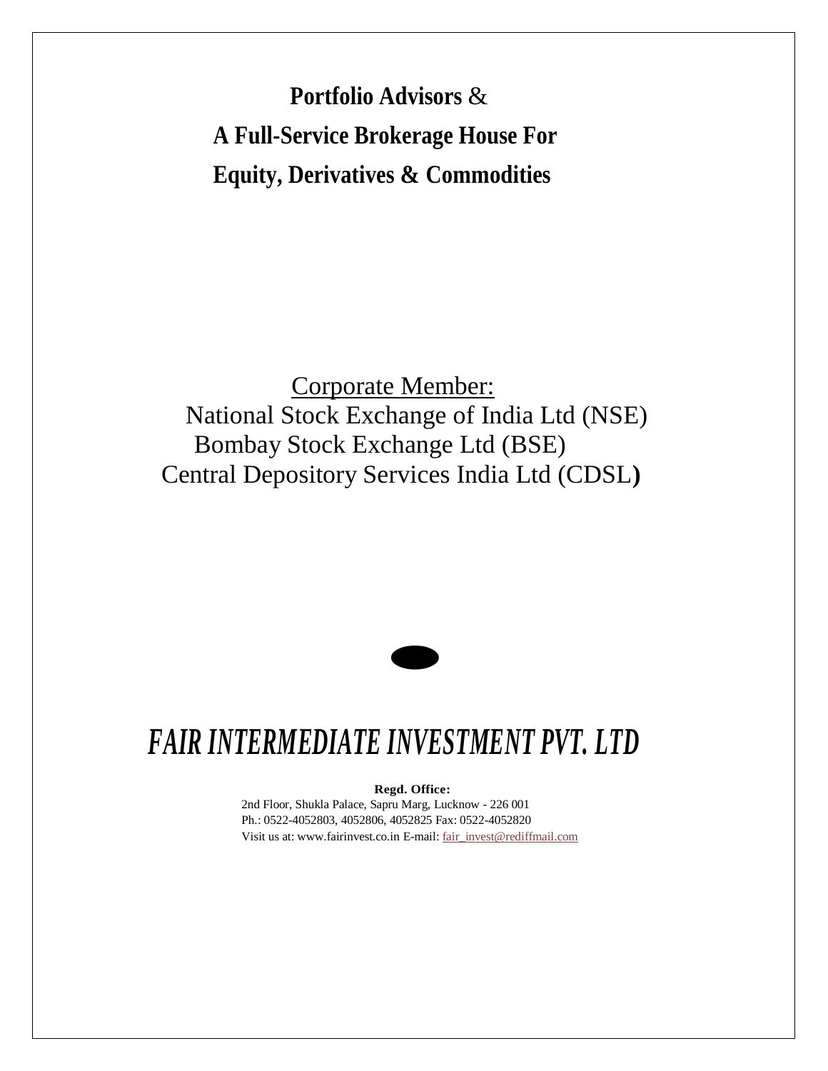**Portfolio Advisors** &

**A Full-Service Brokerage House For**

**Equity, Derivatives & Commodities**

Corporate Member:

National Stock Exchange of India Ltd (NSE)

Bombay Stock Exchange Ltd (BSE)

Central Depository Services India Ltd (CDSL**)**

# *FAIR INTERMEDIATE INVESTMENT PVT. LTD*

**Regd. Office:**

2nd Floor, Shukla Palace, Sapru Marg, Lucknow - 226 001

Ph.: 0522-4052803, 4052806, 4052825 Fax: 0522-4052820

Visit us at: www.fairinvest.co.in E-mail: fair_invest@rediffmail.com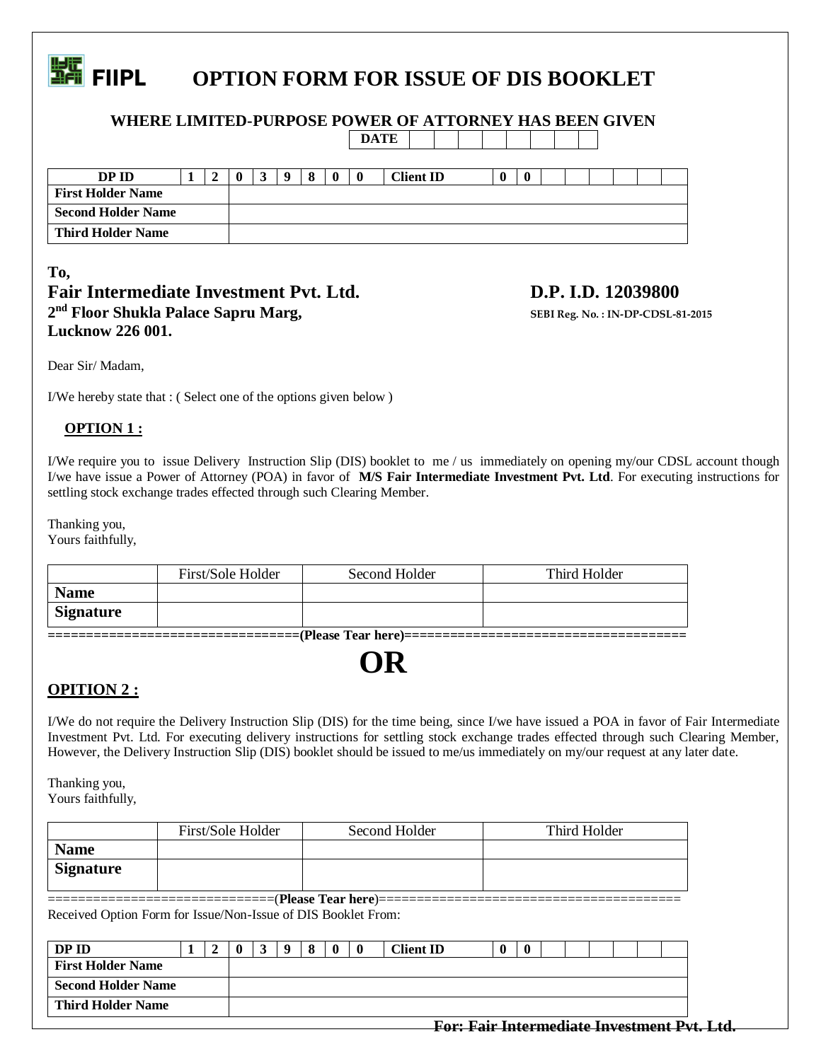# FIIPL OPTION FORM FOR ISSUE OF DIS BOOKLET

**WHERE LIMITED-PURPOSE POWER OF ATTORNEY HAS BEEN GIVEN**

| DATE | | | | | | | | |
|---|---|---|---|---|---|---|---|---|

| DP ID | 1 | 2 | 0 | 3 | 9 | 8 | 0 | 0 | Client ID | 0 | 0 | | | | | | |
|---|---|---|---|---|---|---|---|---|---|---|---|---|---|---|---|---|---|
| First Holder Name | | | | | | | | | | | | | | | | | |
| Second Holder Name | | | | | | | | | | | | | | | | | |
| Third Holder Name | | | | | | | | | | | | | | | | | |

**To,**
**Fair Intermediate Investment Pvt. Ltd.**
**2nd Floor Shukla Palace Sapru Marg,**
**Lucknow 226 001.**

**D.P. I.D. 12039800**
**SEBI Reg. No. : IN-DP-CDSL-81-2015**

Dear Sir/ Madam,

I/We hereby state that : ( Select one of the options given below )

**OPTION 1 :**

I/We require you to issue Delivery Instruction Slip (DIS) booklet to me / us immediately on opening my/our CDSL account though I/we have issue a Power of Attorney (POA) in favor of **M/S Fair Intermediate Investment Pvt. Ltd**. For executing instructions for settling stock exchange trades effected through such Clearing Member.

Thanking you,
Yours faithfully,

| | First/Sole Holder | Second Holder | Third Holder |
|---|---|---|---|
| **Name** | | | |
| **Signature** | | | |

===============================**(Please Tear here)**===================================

# OR

**OPITION 2 :**

I/We do not require the Delivery Instruction Slip (DIS) for the time being, since I/we have issued a POA in favor of Fair Intermediate Investment Pvt. Ltd. For executing delivery instructions for settling stock exchange trades effected through such Clearing Member, However, the Delivery Instruction Slip (DIS) booklet should be issued to me/us immediately on my/our request at any later date.

Thanking you,
Yours faithfully,

| | First/Sole Holder | Second Holder | Third Holder |
|---|---|---|---|
| **Name** | | | |
| **Signature** | | | |

============================(**Please Tear here**)=======================================

Received Option Form for Issue/Non-Issue of DIS Booklet From:

| DP ID | 1 | 2 | 0 | 3 | 9 | 8 | 0 | 0 | Client ID | 0 | 0 | | | | | | |
|---|---|---|---|---|---|---|---|---|---|---|---|---|---|---|---|---|---|
| First Holder Name | | | | | | | | | | | | | | | | | |
| Second Holder Name | | | | | | | | | | | | | | | | | |
| Third Holder Name | | | | | | | | | | | | | | | | | |

**For: Fair Intermediate Investment Pvt. Ltd.**